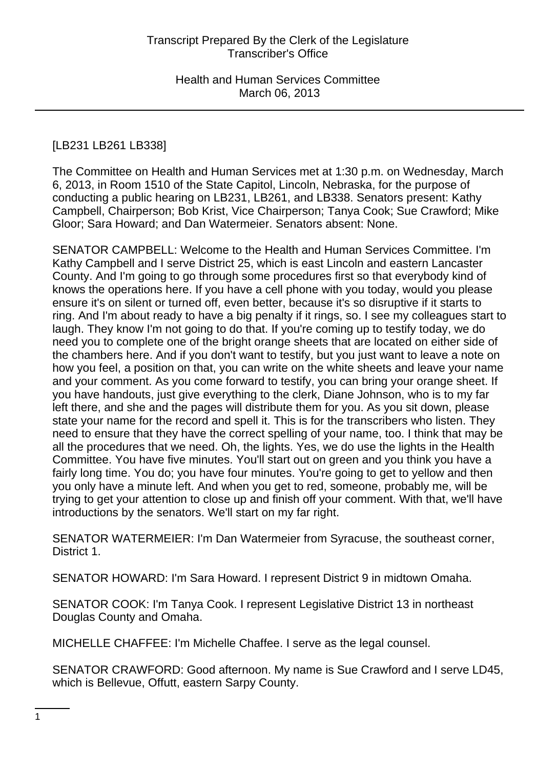[LB231 LB261 LB338]

The Committee on Health and Human Services met at 1:30 p.m. on Wednesday, March 6, 2013, in Room 1510 of the State Capitol, Lincoln, Nebraska, for the purpose of conducting a public hearing on LB231, LB261, and LB338. Senators present: Kathy Campbell, Chairperson; Bob Krist, Vice Chairperson; Tanya Cook; Sue Crawford; Mike Gloor; Sara Howard; and Dan Watermeier. Senators absent: None.

SENATOR CAMPBELL: Welcome to the Health and Human Services Committee. I'm Kathy Campbell and I serve District 25, which is east Lincoln and eastern Lancaster County. And I'm going to go through some procedures first so that everybody kind of knows the operations here. If you have a cell phone with you today, would you please ensure it's on silent or turned off, even better, because it's so disruptive if it starts to ring. And I'm about ready to have a big penalty if it rings, so. I see my colleagues start to laugh. They know I'm not going to do that. If you're coming up to testify today, we do need you to complete one of the bright orange sheets that are located on either side of the chambers here. And if you don't want to testify, but you just want to leave a note on how you feel, a position on that, you can write on the white sheets and leave your name and your comment. As you come forward to testify, you can bring your orange sheet. If you have handouts, just give everything to the clerk, Diane Johnson, who is to my far left there, and she and the pages will distribute them for you. As you sit down, please state your name for the record and spell it. This is for the transcribers who listen. They need to ensure that they have the correct spelling of your name, too. I think that may be all the procedures that we need. Oh, the lights. Yes, we do use the lights in the Health Committee. You have five minutes. You'll start out on green and you think you have a fairly long time. You do; you have four minutes. You're going to get to yellow and then you only have a minute left. And when you get to red, someone, probably me, will be trying to get your attention to close up and finish off your comment. With that, we'll have introductions by the senators. We'll start on my far right.

SENATOR WATERMEIER: I'm Dan Watermeier from Syracuse, the southeast corner, District 1.

SENATOR HOWARD: I'm Sara Howard. I represent District 9 in midtown Omaha.

SENATOR COOK: I'm Tanya Cook. I represent Legislative District 13 in northeast Douglas County and Omaha.

MICHELLE CHAFFEE: I'm Michelle Chaffee. I serve as the legal counsel.

SENATOR CRAWFORD: Good afternoon. My name is Sue Crawford and I serve LD45, which is Bellevue, Offutt, eastern Sarpy County.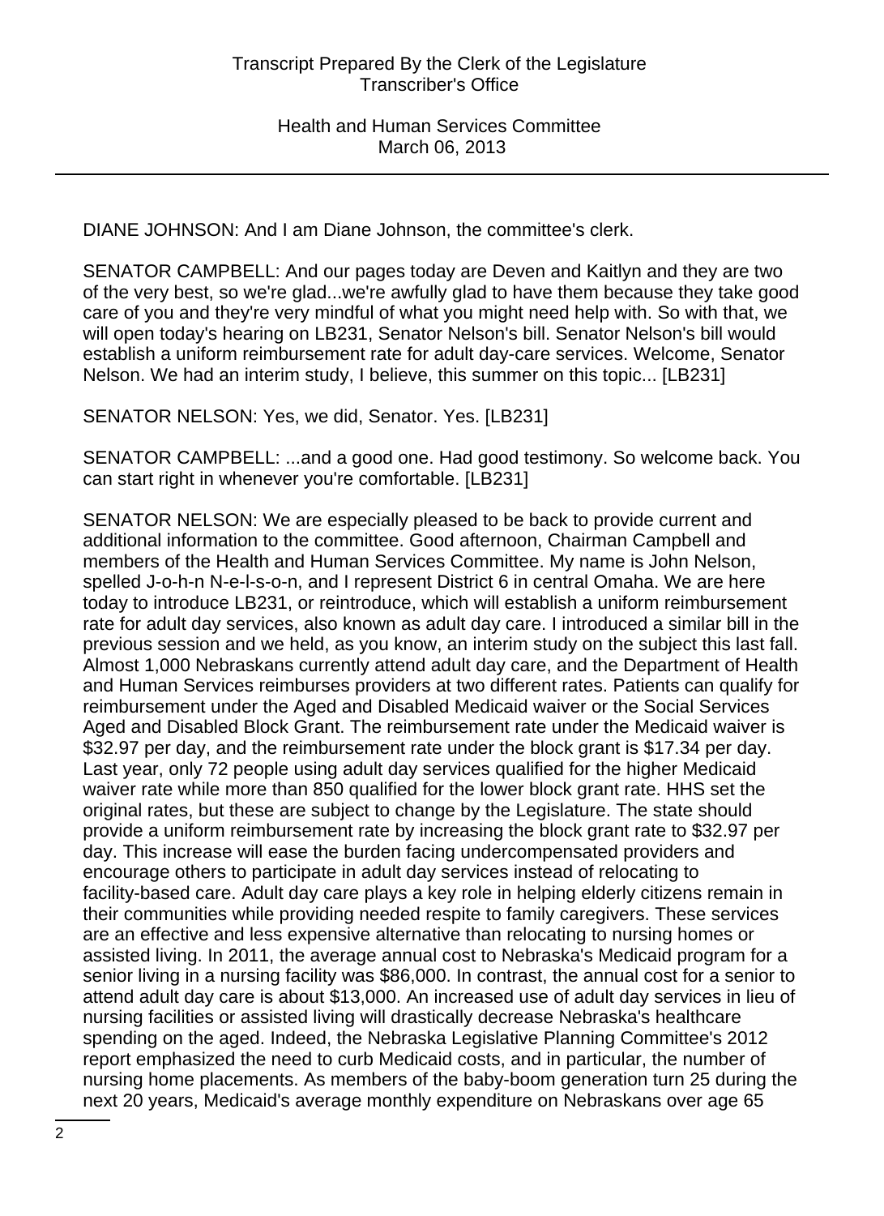DIANE JOHNSON: And I am Diane Johnson, the committee's clerk.

SENATOR CAMPBELL: And our pages today are Deven and Kaitlyn and they are two of the very best, so we're glad...we're awfully glad to have them because they take good care of you and they're very mindful of what you might need help with. So with that, we will open today's hearing on LB231, Senator Nelson's bill. Senator Nelson's bill would establish a uniform reimbursement rate for adult day-care services. Welcome, Senator Nelson. We had an interim study, I believe, this summer on this topic... [LB231]

SENATOR NELSON: Yes, we did, Senator. Yes. [LB231]

SENATOR CAMPBELL: ...and a good one. Had good testimony. So welcome back. You can start right in whenever you're comfortable. [LB231]

SENATOR NELSON: We are especially pleased to be back to provide current and additional information to the committee. Good afternoon, Chairman Campbell and members of the Health and Human Services Committee. My name is John Nelson, spelled J-o-h-n N-e-l-s-o-n, and I represent District 6 in central Omaha. We are here today to introduce LB231, or reintroduce, which will establish a uniform reimbursement rate for adult day services, also known as adult day care. I introduced a similar bill in the previous session and we held, as you know, an interim study on the subject this last fall. Almost 1,000 Nebraskans currently attend adult day care, and the Department of Health and Human Services reimburses providers at two different rates. Patients can qualify for reimbursement under the Aged and Disabled Medicaid waiver or the Social Services Aged and Disabled Block Grant. The reimbursement rate under the Medicaid waiver is $32.97 per day, and the reimbursement rate under the block grant is $17.34 per day. Last year, only 72 people using adult day services qualified for the higher Medicaid waiver rate while more than 850 qualified for the lower block grant rate. HHS set the original rates, but these are subject to change by the Legislature. The state should provide a uniform reimbursement rate by increasing the block grant rate to $32.97 per day. This increase will ease the burden facing undercompensated providers and encourage others to participate in adult day services instead of relocating to facility-based care. Adult day care plays a key role in helping elderly citizens remain in their communities while providing needed respite to family caregivers. These services are an effective and less expensive alternative than relocating to nursing homes or assisted living. In 2011, the average annual cost to Nebraska's Medicaid program for a senior living in a nursing facility was $86,000. In contrast, the annual cost for a senior to attend adult day care is about $13,000. An increased use of adult day services in lieu of nursing facilities or assisted living will drastically decrease Nebraska's healthcare spending on the aged. Indeed, the Nebraska Legislative Planning Committee's 2012 report emphasized the need to curb Medicaid costs, and in particular, the number of nursing home placements. As members of the baby-boom generation turn 25 during the next 20 years, Medicaid's average monthly expenditure on Nebraskans over age 65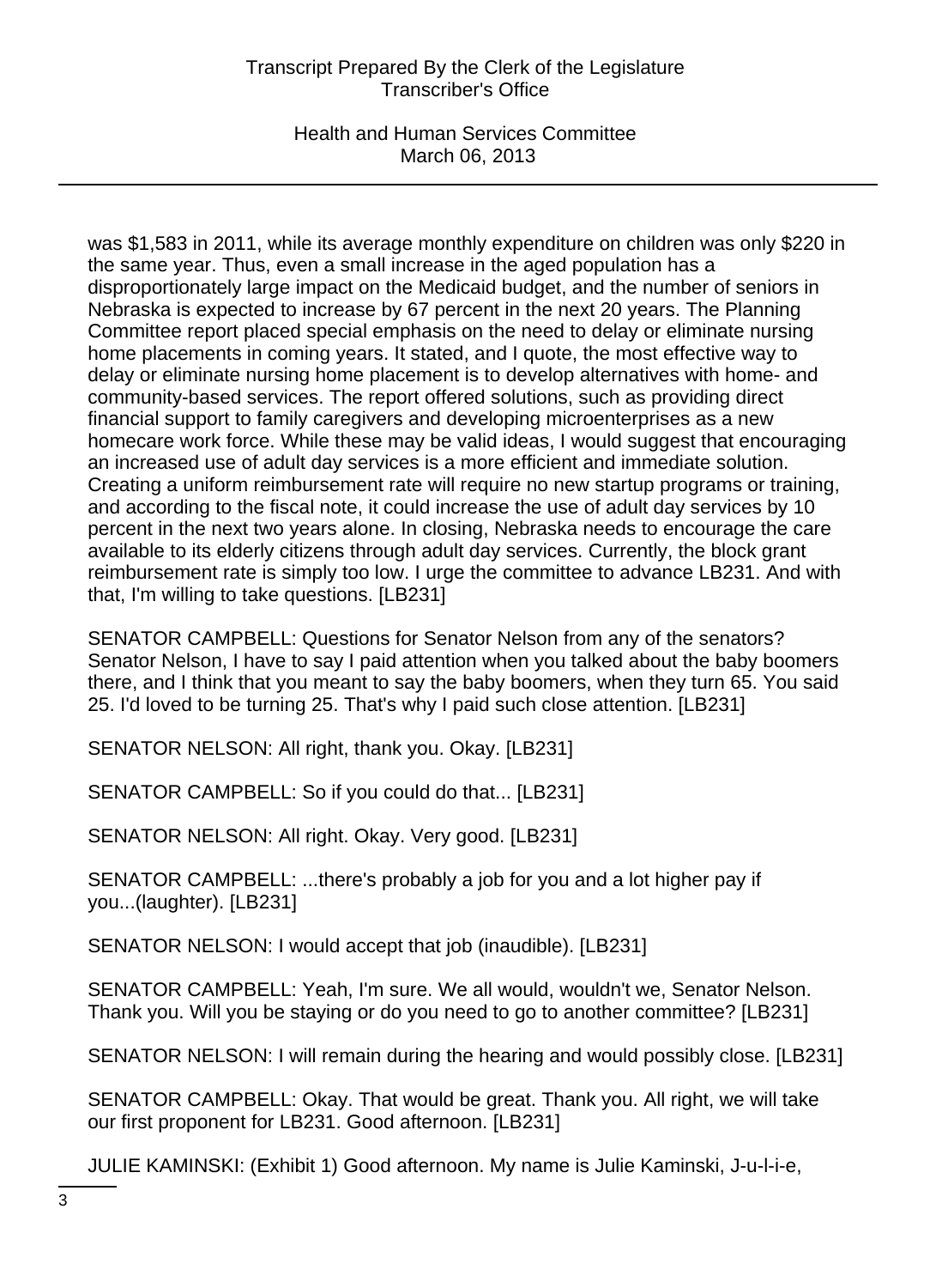was $1,583 in 2011, while its average monthly expenditure on children was only $220 in the same year. Thus, even a small increase in the aged population has a disproportionately large impact on the Medicaid budget, and the number of seniors in Nebraska is expected to increase by 67 percent in the next 20 years. The Planning Committee report placed special emphasis on the need to delay or eliminate nursing home placements in coming years. It stated, and I quote, the most effective way to delay or eliminate nursing home placement is to develop alternatives with home- and community-based services. The report offered solutions, such as providing direct financial support to family caregivers and developing microenterprises as a new homecare work force. While these may be valid ideas, I would suggest that encouraging an increased use of adult day services is a more efficient and immediate solution. Creating a uniform reimbursement rate will require no new startup programs or training, and according to the fiscal note, it could increase the use of adult day services by 10 percent in the next two years alone. In closing, Nebraska needs to encourage the care available to its elderly citizens through adult day services. Currently, the block grant reimbursement rate is simply too low. I urge the committee to advance LB231. And with that, I'm willing to take questions. [LB231]

SENATOR CAMPBELL: Questions for Senator Nelson from any of the senators? Senator Nelson, I have to say I paid attention when you talked about the baby boomers there, and I think that you meant to say the baby boomers, when they turn 65. You said 25. I'd loved to be turning 25. That's why I paid such close attention. [LB231]

SENATOR NELSON: All right, thank you. Okay. [LB231]

SENATOR CAMPBELL: So if you could do that... [LB231]

SENATOR NELSON: All right. Okay. Very good. [LB231]

SENATOR CAMPBELL: ...there's probably a job for you and a lot higher pay if you...(laughter). [LB231]

SENATOR NELSON: I would accept that job (inaudible). [LB231]

SENATOR CAMPBELL: Yeah, I'm sure. We all would, wouldn't we, Senator Nelson. Thank you. Will you be staying or do you need to go to another committee? [LB231]

SENATOR NELSON: I will remain during the hearing and would possibly close. [LB231]

SENATOR CAMPBELL: Okay. That would be great. Thank you. All right, we will take our first proponent for LB231. Good afternoon. [LB231]

JULIE KAMINSKI: (Exhibit 1) Good afternoon. My name is Julie Kaminski, J-u-l-i-e,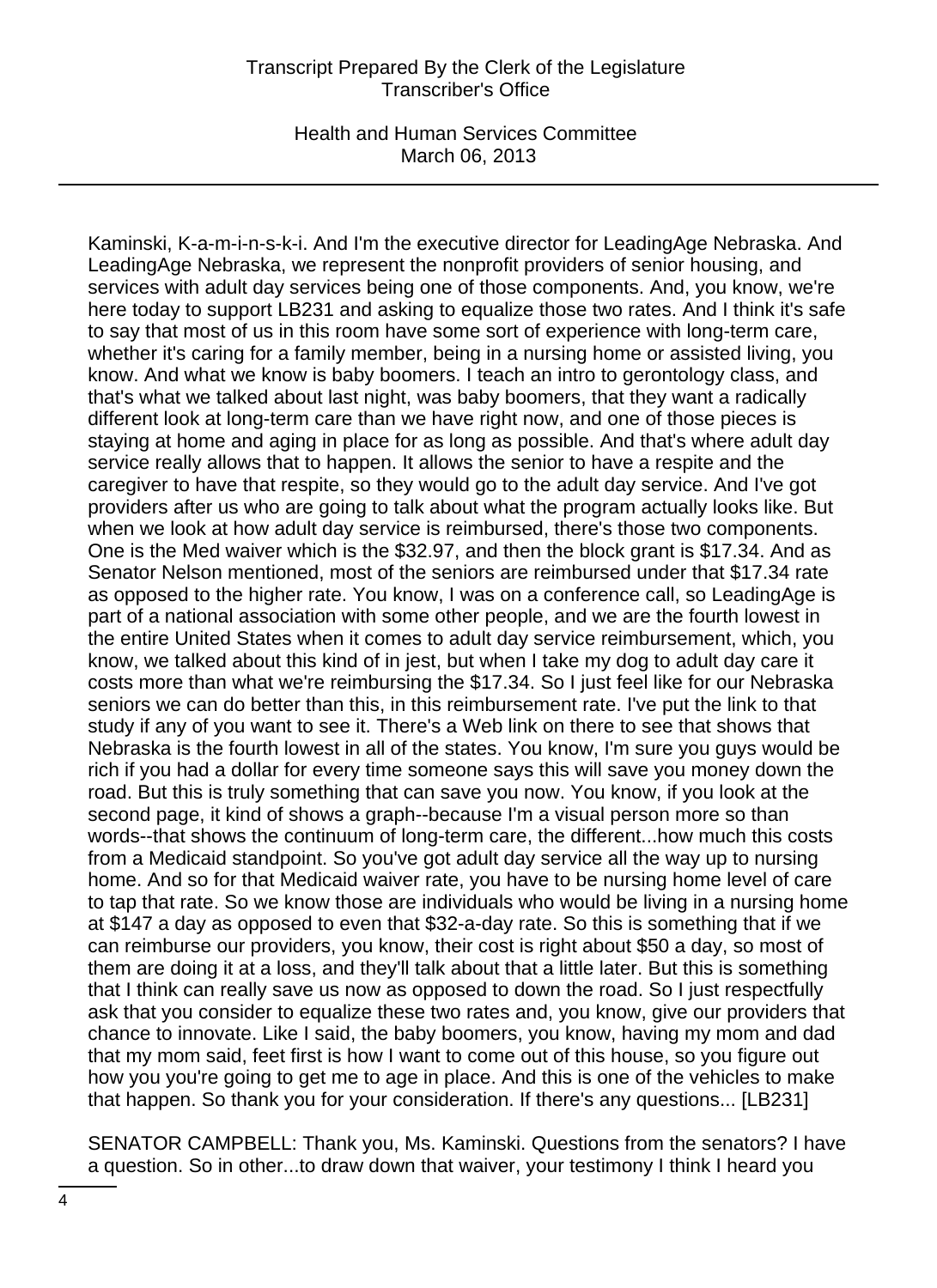Kaminski, K-a-m-i-n-s-k-i. And I'm the executive director for LeadingAge Nebraska. And LeadingAge Nebraska, we represent the nonprofit providers of senior housing, and services with adult day services being one of those components. And, you know, we're here today to support LB231 and asking to equalize those two rates. And I think it's safe to say that most of us in this room have some sort of experience with long-term care, whether it's caring for a family member, being in a nursing home or assisted living, you know. And what we know is baby boomers. I teach an intro to gerontology class, and that's what we talked about last night, was baby boomers, that they want a radically different look at long-term care than we have right now, and one of those pieces is staying at home and aging in place for as long as possible. And that's where adult day service really allows that to happen. It allows the senior to have a respite and the caregiver to have that respite, so they would go to the adult day service. And I've got providers after us who are going to talk about what the program actually looks like. But when we look at how adult day service is reimbursed, there's those two components. One is the Med waiver which is the $32.97, and then the block grant is $17.34. And as Senator Nelson mentioned, most of the seniors are reimbursed under that $17.34 rate as opposed to the higher rate. You know, I was on a conference call, so LeadingAge is part of a national association with some other people, and we are the fourth lowest in the entire United States when it comes to adult day service reimbursement, which, you know, we talked about this kind of in jest, but when I take my dog to adult day care it costs more than what we're reimbursing the $17.34. So I just feel like for our Nebraska seniors we can do better than this, in this reimbursement rate. I've put the link to that study if any of you want to see it. There's a Web link on there to see that shows that Nebraska is the fourth lowest in all of the states. You know, I'm sure you guys would be rich if you had a dollar for every time someone says this will save you money down the road. But this is truly something that can save you now. You know, if you look at the second page, it kind of shows a graph--because I'm a visual person more so than words--that shows the continuum of long-term care, the different...how much this costs from a Medicaid standpoint. So you've got adult day service all the way up to nursing home. And so for that Medicaid waiver rate, you have to be nursing home level of care to tap that rate. So we know those are individuals who would be living in a nursing home at $147 a day as opposed to even that $32-a-day rate. So this is something that if we can reimburse our providers, you know, their cost is right about $50 a day, so most of them are doing it at a loss, and they'll talk about that a little later. But this is something that I think can really save us now as opposed to down the road. So I just respectfully ask that you consider to equalize these two rates and, you know, give our providers that chance to innovate. Like I said, the baby boomers, you know, having my mom and dad that my mom said, feet first is how I want to come out of this house, so you figure out how you you're going to get me to age in place. And this is one of the vehicles to make that happen. So thank you for your consideration. If there's any questions... [LB231]

SENATOR CAMPBELL: Thank you, Ms. Kaminski. Questions from the senators? I have a question. So in other...to draw down that waiver, your testimony I think I heard you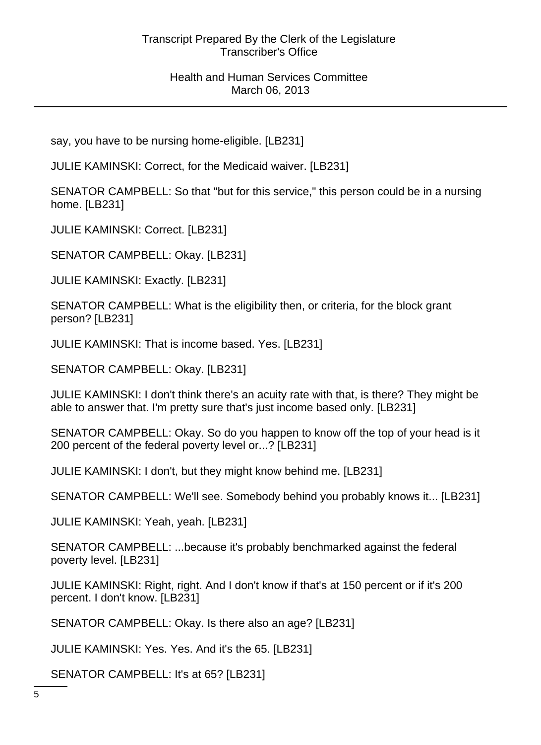say, you have to be nursing home-eligible. [LB231]

JULIE KAMINSKI: Correct, for the Medicaid waiver. [LB231]

SENATOR CAMPBELL: So that "but for this service," this person could be in a nursing home. [LB231]

JULIE KAMINSKI: Correct. [LB231]

SENATOR CAMPBELL: Okay. [LB231]

JULIE KAMINSKI: Exactly. [LB231]

SENATOR CAMPBELL: What is the eligibility then, or criteria, for the block grant person? [LB231]

JULIE KAMINSKI: That is income based. Yes. [LB231]

SENATOR CAMPBELL: Okay. [LB231]

JULIE KAMINSKI: I don't think there's an acuity rate with that, is there? They might be able to answer that. I'm pretty sure that's just income based only. [LB231]

SENATOR CAMPBELL: Okay. So do you happen to know off the top of your head is it 200 percent of the federal poverty level or...? [LB231]

JULIE KAMINSKI: I don't, but they might know behind me. [LB231]

SENATOR CAMPBELL: We'll see. Somebody behind you probably knows it... [LB231]

JULIE KAMINSKI: Yeah, yeah. [LB231]

SENATOR CAMPBELL: ...because it's probably benchmarked against the federal poverty level. [LB231]

JULIE KAMINSKI: Right, right. And I don't know if that's at 150 percent or if it's 200 percent. I don't know. [LB231]

SENATOR CAMPBELL: Okay. Is there also an age? [LB231]

JULIE KAMINSKI: Yes. Yes. And it's the 65. [LB231]

SENATOR CAMPBELL: It's at 65? [LB231]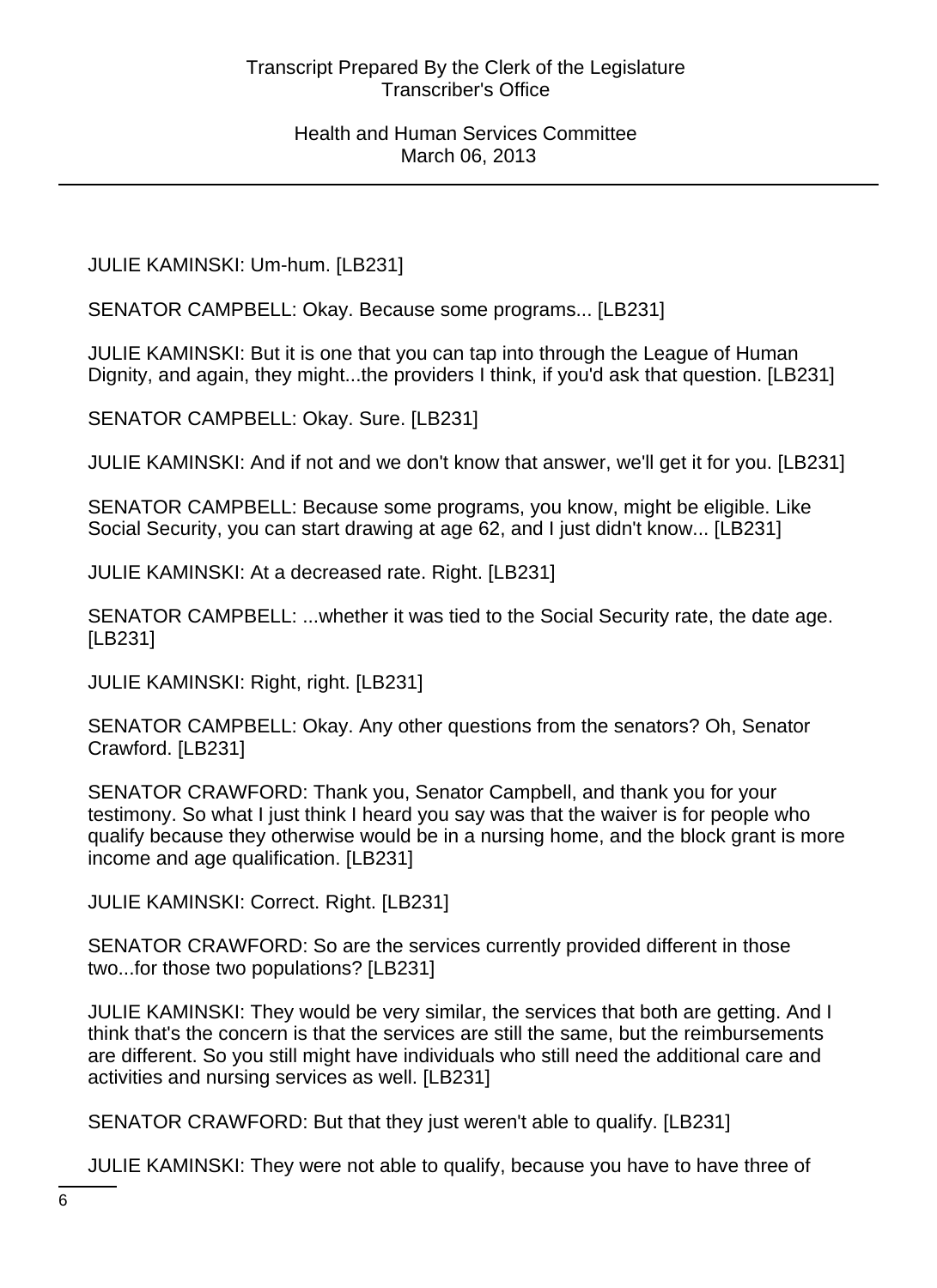JULIE KAMINSKI: Um-hum. [LB231]

SENATOR CAMPBELL: Okay. Because some programs... [LB231]

JULIE KAMINSKI: But it is one that you can tap into through the League of Human Dignity, and again, they might...the providers I think, if you'd ask that question. [LB231]

SENATOR CAMPBELL: Okay. Sure. [LB231]

JULIE KAMINSKI: And if not and we don't know that answer, we'll get it for you. [LB231]

SENATOR CAMPBELL: Because some programs, you know, might be eligible. Like Social Security, you can start drawing at age 62, and I just didn't know... [LB231]

JULIE KAMINSKI: At a decreased rate. Right. [LB231]

SENATOR CAMPBELL: ...whether it was tied to the Social Security rate, the date age. [LB231]

JULIE KAMINSKI: Right, right. [LB231]

SENATOR CAMPBELL: Okay. Any other questions from the senators? Oh, Senator Crawford. [LB231]

SENATOR CRAWFORD: Thank you, Senator Campbell, and thank you for your testimony. So what I just think I heard you say was that the waiver is for people who qualify because they otherwise would be in a nursing home, and the block grant is more income and age qualification. [LB231]

JULIE KAMINSKI: Correct. Right. [LB231]

SENATOR CRAWFORD: So are the services currently provided different in those two...for those two populations? [LB231]

JULIE KAMINSKI: They would be very similar, the services that both are getting. And I think that's the concern is that the services are still the same, but the reimbursements are different. So you still might have individuals who still need the additional care and activities and nursing services as well. [LB231]

SENATOR CRAWFORD: But that they just weren't able to qualify. [LB231]

JULIE KAMINSKI: They were not able to qualify, because you have to have three of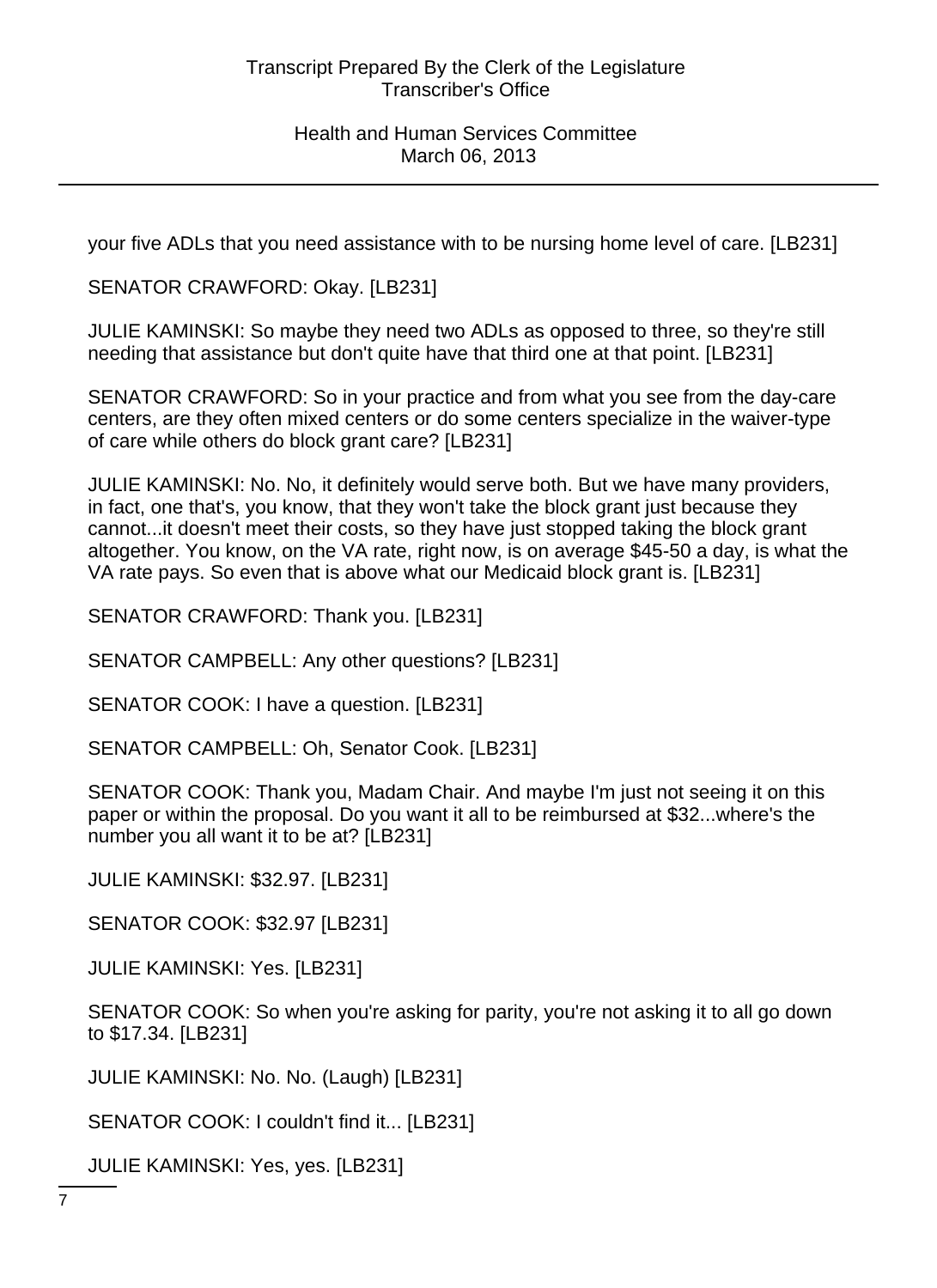your five ADLs that you need assistance with to be nursing home level of care. [LB231]

SENATOR CRAWFORD: Okay. [LB231]

JULIE KAMINSKI: So maybe they need two ADLs as opposed to three, so they're still needing that assistance but don't quite have that third one at that point. [LB231]

SENATOR CRAWFORD: So in your practice and from what you see from the day-care centers, are they often mixed centers or do some centers specialize in the waiver-type of care while others do block grant care? [LB231]

JULIE KAMINSKI: No. No, it definitely would serve both. But we have many providers, in fact, one that's, you know, that they won't take the block grant just because they cannot...it doesn't meet their costs, so they have just stopped taking the block grant altogether. You know, on the VA rate, right now, is on average $45-50 a day, is what the VA rate pays. So even that is above what our Medicaid block grant is. [LB231]

SENATOR CRAWFORD: Thank you. [LB231]

SENATOR CAMPBELL: Any other questions? [LB231]

SENATOR COOK: I have a question. [LB231]

SENATOR CAMPBELL: Oh, Senator Cook. [LB231]

SENATOR COOK: Thank you, Madam Chair. And maybe I'm just not seeing it on this paper or within the proposal. Do you want it all to be reimbursed at $32...where's the number you all want it to be at? [LB231]

JULIE KAMINSKI: $32.97. [LB231]

SENATOR COOK: $32.97 [LB231]

JULIE KAMINSKI: Yes. [LB231]

SENATOR COOK: So when you're asking for parity, you're not asking it to all go down to $17.34. [LB231]

JULIE KAMINSKI: No. No. (Laugh) [LB231]

SENATOR COOK: I couldn't find it... [LB231]

JULIE KAMINSKI: Yes, yes. [LB231]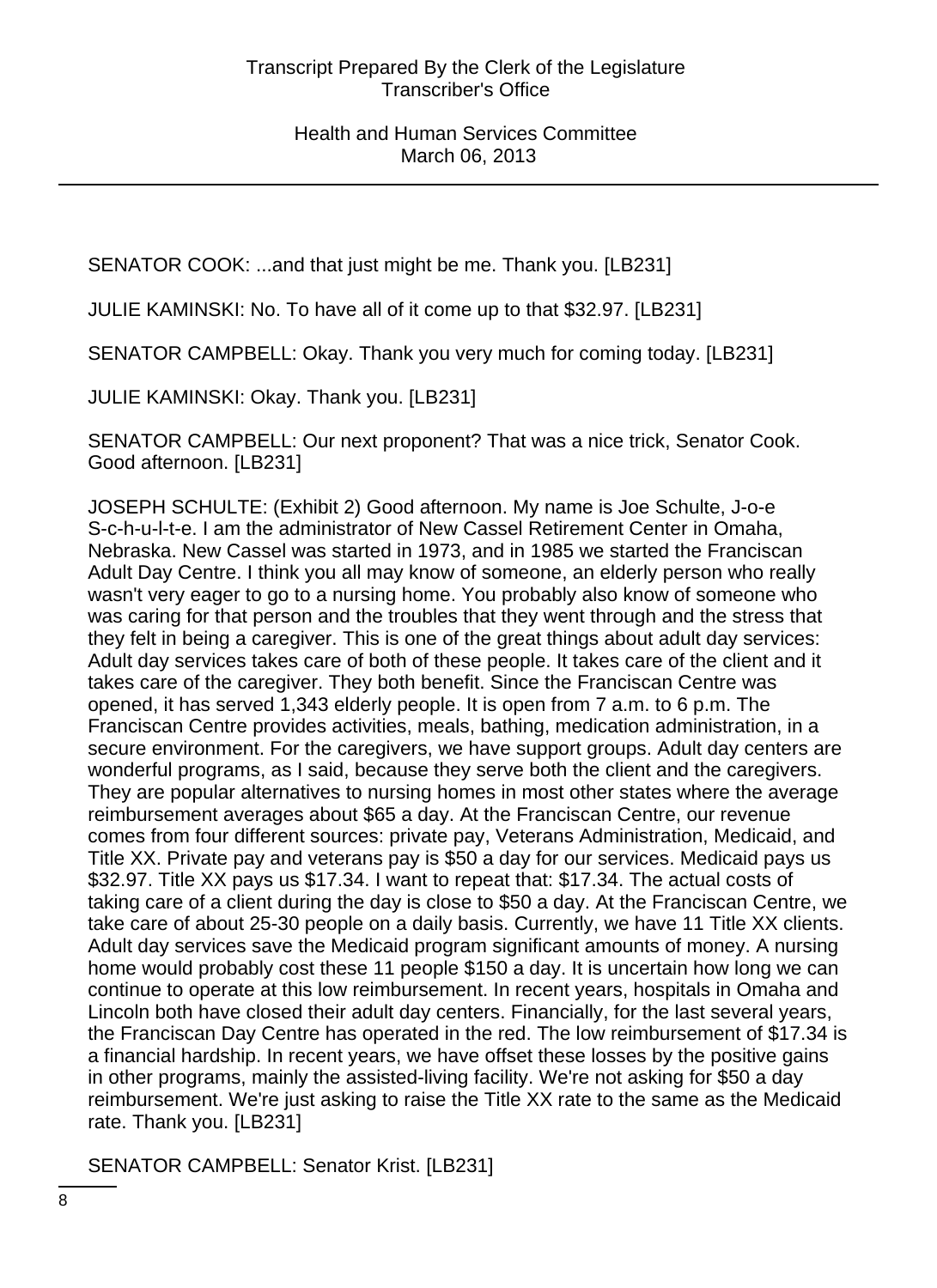SENATOR COOK: ...and that just might be me. Thank you. [LB231]

JULIE KAMINSKI: No. To have all of it come up to that $32.97. [LB231]

SENATOR CAMPBELL: Okay. Thank you very much for coming today. [LB231]

JULIE KAMINSKI: Okay. Thank you. [LB231]

SENATOR CAMPBELL: Our next proponent? That was a nice trick, Senator Cook. Good afternoon. [LB231]

JOSEPH SCHULTE: (Exhibit 2) Good afternoon. My name is Joe Schulte, J-o-e S-c-h-u-l-t-e. I am the administrator of New Cassel Retirement Center in Omaha, Nebraska. New Cassel was started in 1973, and in 1985 we started the Franciscan Adult Day Centre. I think you all may know of someone, an elderly person who really wasn't very eager to go to a nursing home. You probably also know of someone who was caring for that person and the troubles that they went through and the stress that they felt in being a caregiver. This is one of the great things about adult day services: Adult day services takes care of both of these people. It takes care of the client and it takes care of the caregiver. They both benefit. Since the Franciscan Centre was opened, it has served 1,343 elderly people. It is open from 7 a.m. to 6 p.m. The Franciscan Centre provides activities, meals, bathing, medication administration, in a secure environment. For the caregivers, we have support groups. Adult day centers are wonderful programs, as I said, because they serve both the client and the caregivers. They are popular alternatives to nursing homes in most other states where the average reimbursement averages about $65 a day. At the Franciscan Centre, our revenue comes from four different sources: private pay, Veterans Administration, Medicaid, and Title XX. Private pay and veterans pay is $50 a day for our services. Medicaid pays us $32.97. Title XX pays us $17.34. I want to repeat that: $17.34. The actual costs of taking care of a client during the day is close to $50 a day. At the Franciscan Centre, we take care of about 25-30 people on a daily basis. Currently, we have 11 Title XX clients. Adult day services save the Medicaid program significant amounts of money. A nursing home would probably cost these 11 people $150 a day. It is uncertain how long we can continue to operate at this low reimbursement. In recent years, hospitals in Omaha and Lincoln both have closed their adult day centers. Financially, for the last several years, the Franciscan Day Centre has operated in the red. The low reimbursement of $17.34 is a financial hardship. In recent years, we have offset these losses by the positive gains in other programs, mainly the assisted-living facility. We're not asking for $50 a day reimbursement. We're just asking to raise the Title XX rate to the same as the Medicaid rate. Thank you. [LB231]

SENATOR CAMPBELL: Senator Krist. [LB231]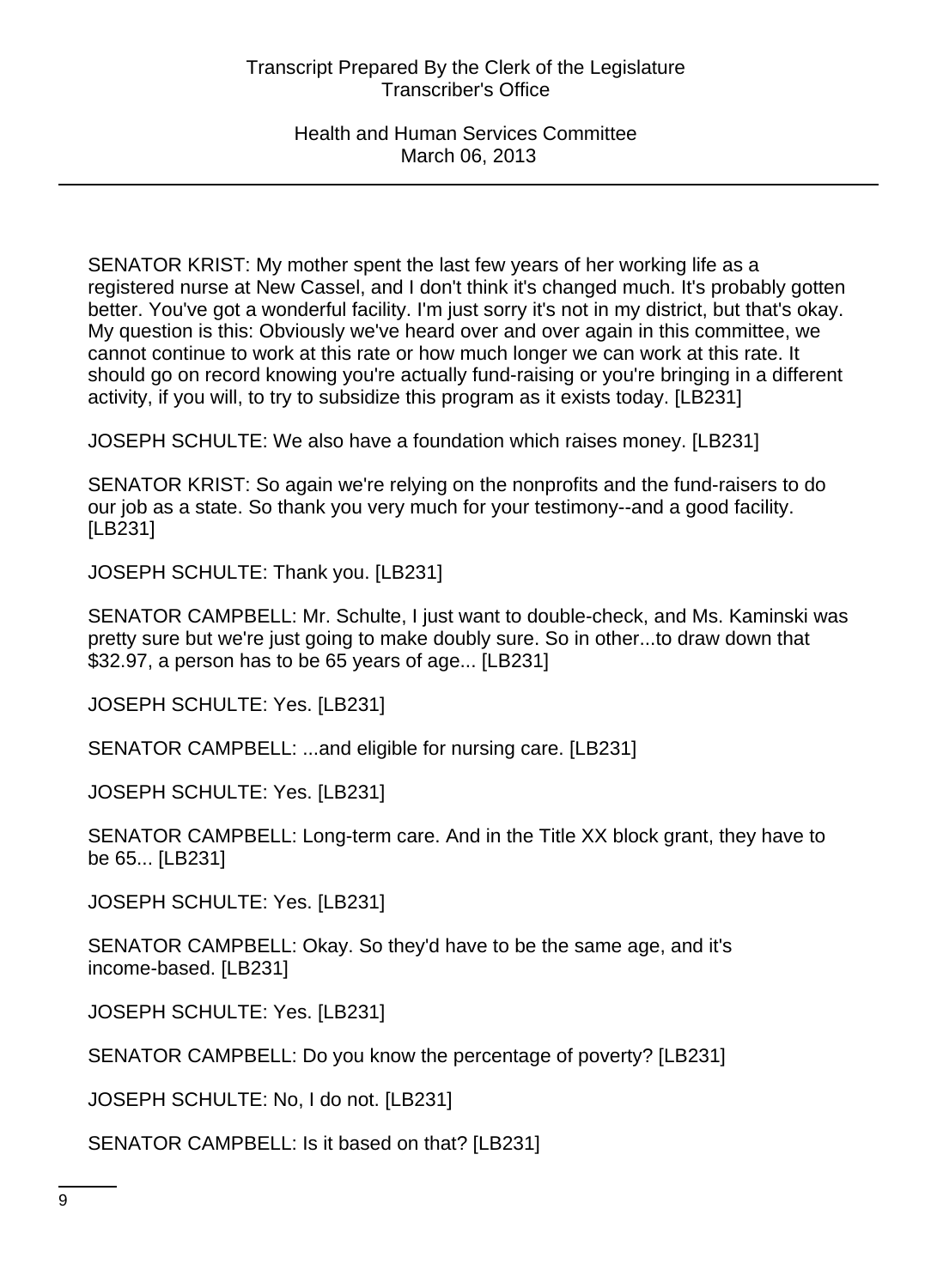SENATOR KRIST: My mother spent the last few years of her working life as a registered nurse at New Cassel, and I don't think it's changed much. It's probably gotten better. You've got a wonderful facility. I'm just sorry it's not in my district, but that's okay. My question is this: Obviously we've heard over and over again in this committee, we cannot continue to work at this rate or how much longer we can work at this rate. It should go on record knowing you're actually fund-raising or you're bringing in a different activity, if you will, to try to subsidize this program as it exists today. [LB231]

JOSEPH SCHULTE: We also have a foundation which raises money. [LB231]

SENATOR KRIST: So again we're relying on the nonprofits and the fund-raisers to do our job as a state. So thank you very much for your testimony--and a good facility. [LB231]

JOSEPH SCHULTE: Thank you. [LB231]

SENATOR CAMPBELL: Mr. Schulte, I just want to double-check, and Ms. Kaminski was pretty sure but we're just going to make doubly sure. So in other...to draw down that $32.97, a person has to be 65 years of age... [LB231]

JOSEPH SCHULTE: Yes. [LB231]

SENATOR CAMPBELL: ...and eligible for nursing care. [LB231]

JOSEPH SCHULTE: Yes. [LB231]

SENATOR CAMPBELL: Long-term care. And in the Title XX block grant, they have to be 65... [LB231]

JOSEPH SCHULTE: Yes. [LB231]

SENATOR CAMPBELL: Okay. So they'd have to be the same age, and it's income-based. [LB231]

JOSEPH SCHULTE: Yes. [LB231]

SENATOR CAMPBELL: Do you know the percentage of poverty? [LB231]

JOSEPH SCHULTE: No, I do not. [LB231]

SENATOR CAMPBELL: Is it based on that? [LB231]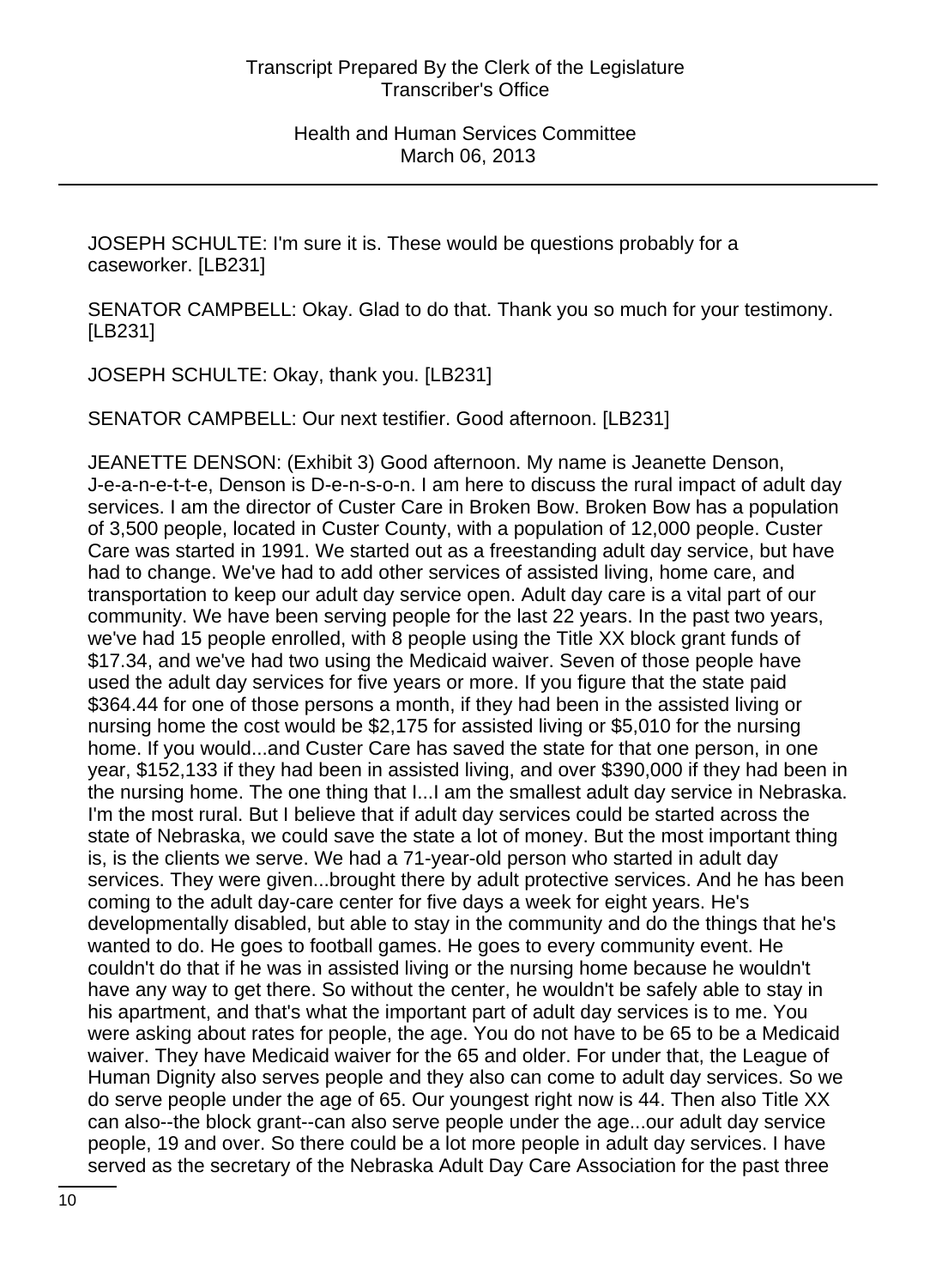JOSEPH SCHULTE: I'm sure it is. These would be questions probably for a caseworker. [LB231]

SENATOR CAMPBELL: Okay. Glad to do that. Thank you so much for your testimony. [LB231]

JOSEPH SCHULTE: Okay, thank you. [LB231]

SENATOR CAMPBELL: Our next testifier. Good afternoon. [LB231]

JEANETTE DENSON: (Exhibit 3) Good afternoon. My name is Jeanette Denson, J-e-a-n-e-t-t-e, Denson is D-e-n-s-o-n. I am here to discuss the rural impact of adult day services. I am the director of Custer Care in Broken Bow. Broken Bow has a population of 3,500 people, located in Custer County, with a population of 12,000 people. Custer Care was started in 1991. We started out as a freestanding adult day service, but have had to change. We've had to add other services of assisted living, home care, and transportation to keep our adult day service open. Adult day care is a vital part of our community. We have been serving people for the last 22 years. In the past two years, we've had 15 people enrolled, with 8 people using the Title XX block grant funds of $17.34, and we've had two using the Medicaid waiver. Seven of those people have used the adult day services for five years or more. If you figure that the state paid $364.44 for one of those persons a month, if they had been in the assisted living or nursing home the cost would be $2,175 for assisted living or $5,010 for the nursing home. If you would...and Custer Care has saved the state for that one person, in one year, $152,133 if they had been in assisted living, and over $390,000 if they had been in the nursing home. The one thing that I...I am the smallest adult day service in Nebraska. I'm the most rural. But I believe that if adult day services could be started across the state of Nebraska, we could save the state a lot of money. But the most important thing is, is the clients we serve. We had a 71-year-old person who started in adult day services. They were given...brought there by adult protective services. And he has been coming to the adult day-care center for five days a week for eight years. He's developmentally disabled, but able to stay in the community and do the things that he's wanted to do. He goes to football games. He goes to every community event. He couldn't do that if he was in assisted living or the nursing home because he wouldn't have any way to get there. So without the center, he wouldn't be safely able to stay in his apartment, and that's what the important part of adult day services is to me. You were asking about rates for people, the age. You do not have to be 65 to be a Medicaid waiver. They have Medicaid waiver for the 65 and older. For under that, the League of Human Dignity also serves people and they also can come to adult day services. So we do serve people under the age of 65. Our youngest right now is 44. Then also Title XX can also--the block grant--can also serve people under the age...our adult day service people, 19 and over. So there could be a lot more people in adult day services. I have served as the secretary of the Nebraska Adult Day Care Association for the past three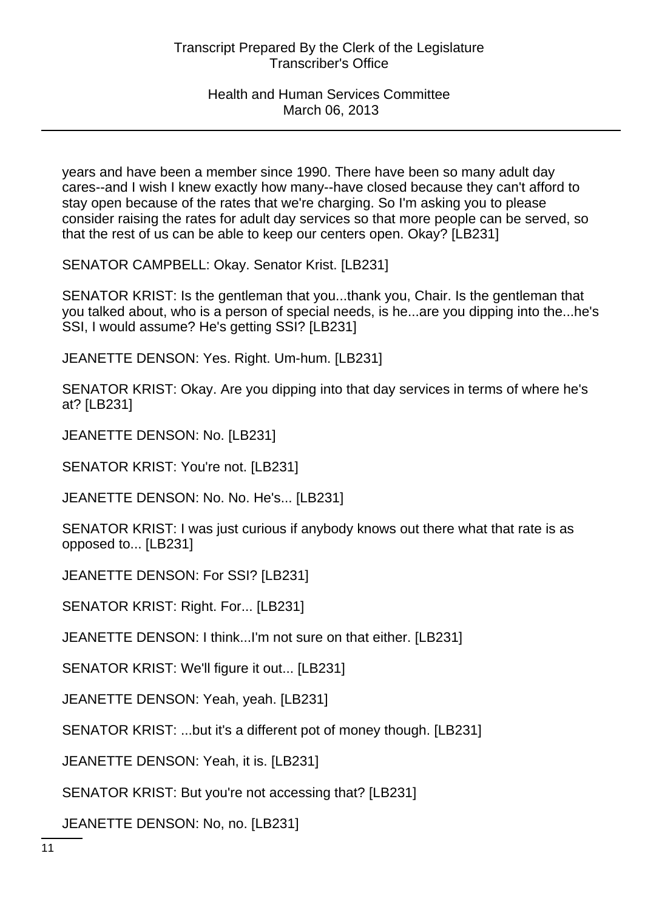years and have been a member since 1990. There have been so many adult day cares--and I wish I knew exactly how many--have closed because they can't afford to stay open because of the rates that we're charging. So I'm asking you to please consider raising the rates for adult day services so that more people can be served, so that the rest of us can be able to keep our centers open. Okay? [LB231]

SENATOR CAMPBELL: Okay. Senator Krist. [LB231]

SENATOR KRIST: Is the gentleman that you...thank you, Chair. Is the gentleman that you talked about, who is a person of special needs, is he...are you dipping into the...he's SSI, I would assume? He's getting SSI? [LB231]

JEANETTE DENSON: Yes. Right. Um-hum. [LB231]

SENATOR KRIST: Okay. Are you dipping into that day services in terms of where he's at? [LB231]

JEANETTE DENSON: No. [LB231]

SENATOR KRIST: You're not. [LB231]

JEANETTE DENSON: No. No. He's... [LB231]

SENATOR KRIST: I was just curious if anybody knows out there what that rate is as opposed to... [LB231]

JEANETTE DENSON: For SSI? [LB231]

SENATOR KRIST: Right. For... [LB231]

JEANETTE DENSON: I think...I'm not sure on that either. [LB231]

SENATOR KRIST: We'll figure it out... [LB231]

JEANETTE DENSON: Yeah, yeah. [LB231]

SENATOR KRIST: ...but it's a different pot of money though. [LB231]

JEANETTE DENSON: Yeah, it is. [LB231]

SENATOR KRIST: But you're not accessing that? [LB231]

JEANETTE DENSON: No, no. [LB231]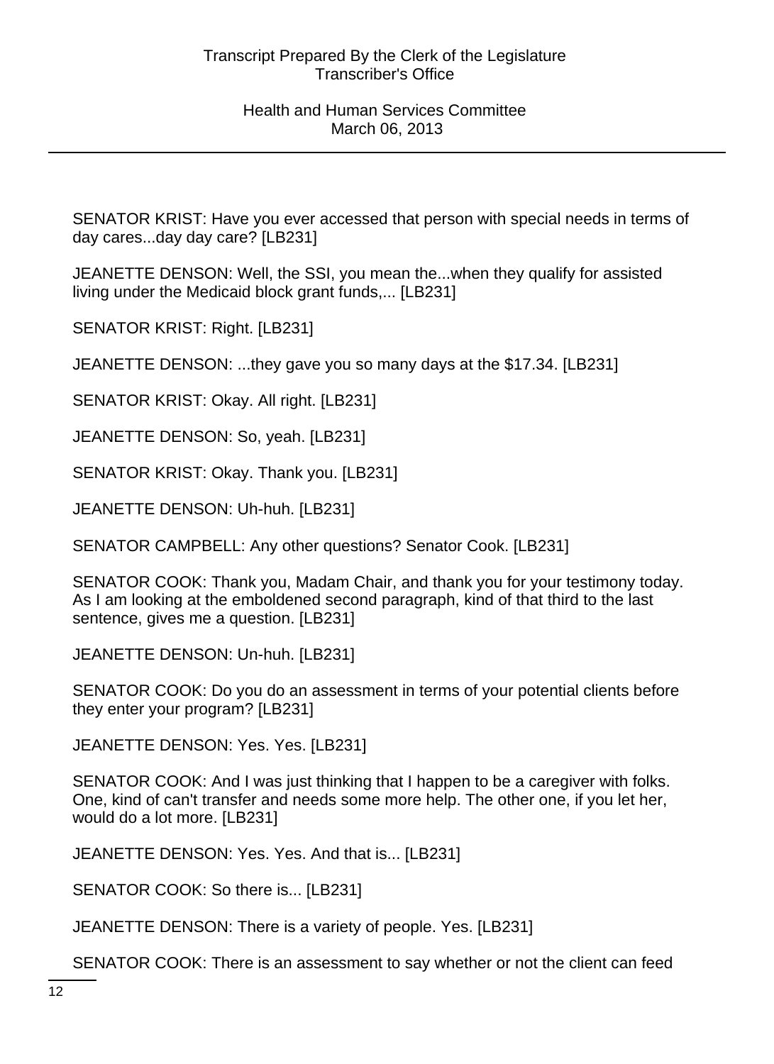SENATOR KRIST: Have you ever accessed that person with special needs in terms of day cares...day day care? [LB231]

JEANETTE DENSON: Well, the SSI, you mean the...when they qualify for assisted living under the Medicaid block grant funds,... [LB231]

SENATOR KRIST: Right. [LB231]

JEANETTE DENSON: ...they gave you so many days at the $17.34. [LB231]

SENATOR KRIST: Okay. All right. [LB231]

JEANETTE DENSON: So, yeah. [LB231]

SENATOR KRIST: Okay. Thank you. [LB231]

JEANETTE DENSON: Uh-huh. [LB231]

SENATOR CAMPBELL: Any other questions? Senator Cook. [LB231]

SENATOR COOK: Thank you, Madam Chair, and thank you for your testimony today. As I am looking at the emboldened second paragraph, kind of that third to the last sentence, gives me a question. [LB231]

JEANETTE DENSON: Un-huh. [LB231]

SENATOR COOK: Do you do an assessment in terms of your potential clients before they enter your program? [LB231]

JEANETTE DENSON: Yes. Yes. [LB231]

SENATOR COOK: And I was just thinking that I happen to be a caregiver with folks. One, kind of can't transfer and needs some more help. The other one, if you let her, would do a lot more. [LB231]

JEANETTE DENSON: Yes. Yes. And that is... [LB231]

SENATOR COOK: So there is... [LB231]

JEANETTE DENSON: There is a variety of people. Yes. [LB231]

SENATOR COOK: There is an assessment to say whether or not the client can feed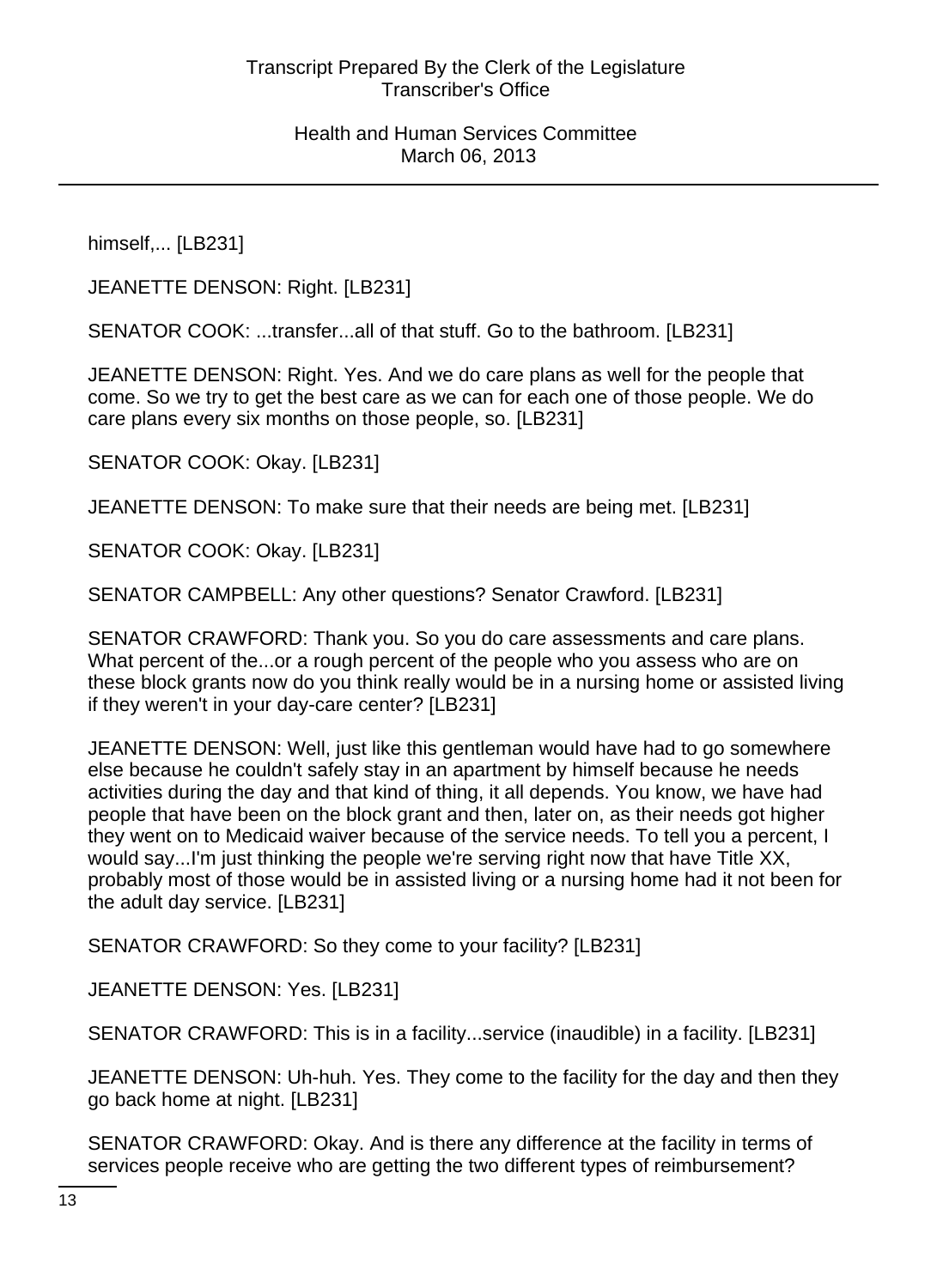himself,... [LB231]

JEANETTE DENSON: Right. [LB231]

SENATOR COOK: ...transfer...all of that stuff. Go to the bathroom. [LB231]

JEANETTE DENSON: Right. Yes. And we do care plans as well for the people that come. So we try to get the best care as we can for each one of those people. We do care plans every six months on those people, so. [LB231]

SENATOR COOK: Okay. [LB231]

JEANETTE DENSON: To make sure that their needs are being met. [LB231]

SENATOR COOK: Okay. [LB231]

SENATOR CAMPBELL: Any other questions? Senator Crawford. [LB231]

SENATOR CRAWFORD: Thank you. So you do care assessments and care plans. What percent of the...or a rough percent of the people who you assess who are on these block grants now do you think really would be in a nursing home or assisted living if they weren't in your day-care center? [LB231]

JEANETTE DENSON: Well, just like this gentleman would have had to go somewhere else because he couldn't safely stay in an apartment by himself because he needs activities during the day and that kind of thing, it all depends. You know, we have had people that have been on the block grant and then, later on, as their needs got higher they went on to Medicaid waiver because of the service needs. To tell you a percent, I would say...I'm just thinking the people we're serving right now that have Title XX, probably most of those would be in assisted living or a nursing home had it not been for the adult day service. [LB231]

SENATOR CRAWFORD: So they come to your facility? [LB231]

JEANETTE DENSON: Yes. [LB231]

SENATOR CRAWFORD: This is in a facility...service (inaudible) in a facility. [LB231]

JEANETTE DENSON: Uh-huh. Yes. They come to the facility for the day and then they go back home at night. [LB231]

SENATOR CRAWFORD: Okay. And is there any difference at the facility in terms of services people receive who are getting the two different types of reimbursement?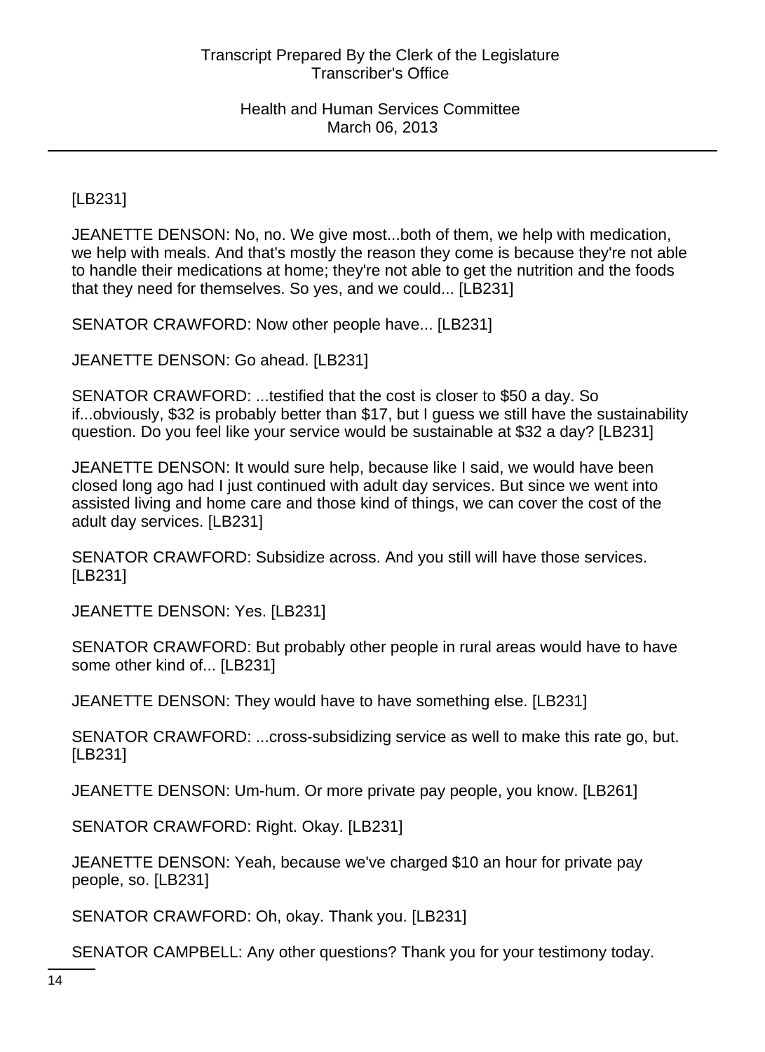[LB231]

JEANETTE DENSON: No, no. We give most...both of them, we help with medication, we help with meals. And that's mostly the reason they come is because they're not able to handle their medications at home; they're not able to get the nutrition and the foods that they need for themselves. So yes, and we could... [LB231]

SENATOR CRAWFORD: Now other people have... [LB231]

JEANETTE DENSON: Go ahead. [LB231]

SENATOR CRAWFORD: ...testified that the cost is closer to $50 a day. So if...obviously, $32 is probably better than $17, but I guess we still have the sustainability question. Do you feel like your service would be sustainable at $32 a day? [LB231]

JEANETTE DENSON: It would sure help, because like I said, we would have been closed long ago had I just continued with adult day services. But since we went into assisted living and home care and those kind of things, we can cover the cost of the adult day services. [LB231]

SENATOR CRAWFORD: Subsidize across. And you still will have those services. [LB231]

JEANETTE DENSON: Yes. [LB231]

SENATOR CRAWFORD: But probably other people in rural areas would have to have some other kind of... [LB231]

JEANETTE DENSON: They would have to have something else. [LB231]

SENATOR CRAWFORD: ...cross-subsidizing service as well to make this rate go, but. [LB231]

JEANETTE DENSON: Um-hum. Or more private pay people, you know. [LB261]

SENATOR CRAWFORD: Right. Okay. [LB231]

JEANETTE DENSON: Yeah, because we've charged $10 an hour for private pay people, so. [LB231]

SENATOR CRAWFORD: Oh, okay. Thank you. [LB231]

SENATOR CAMPBELL: Any other questions? Thank you for your testimony today.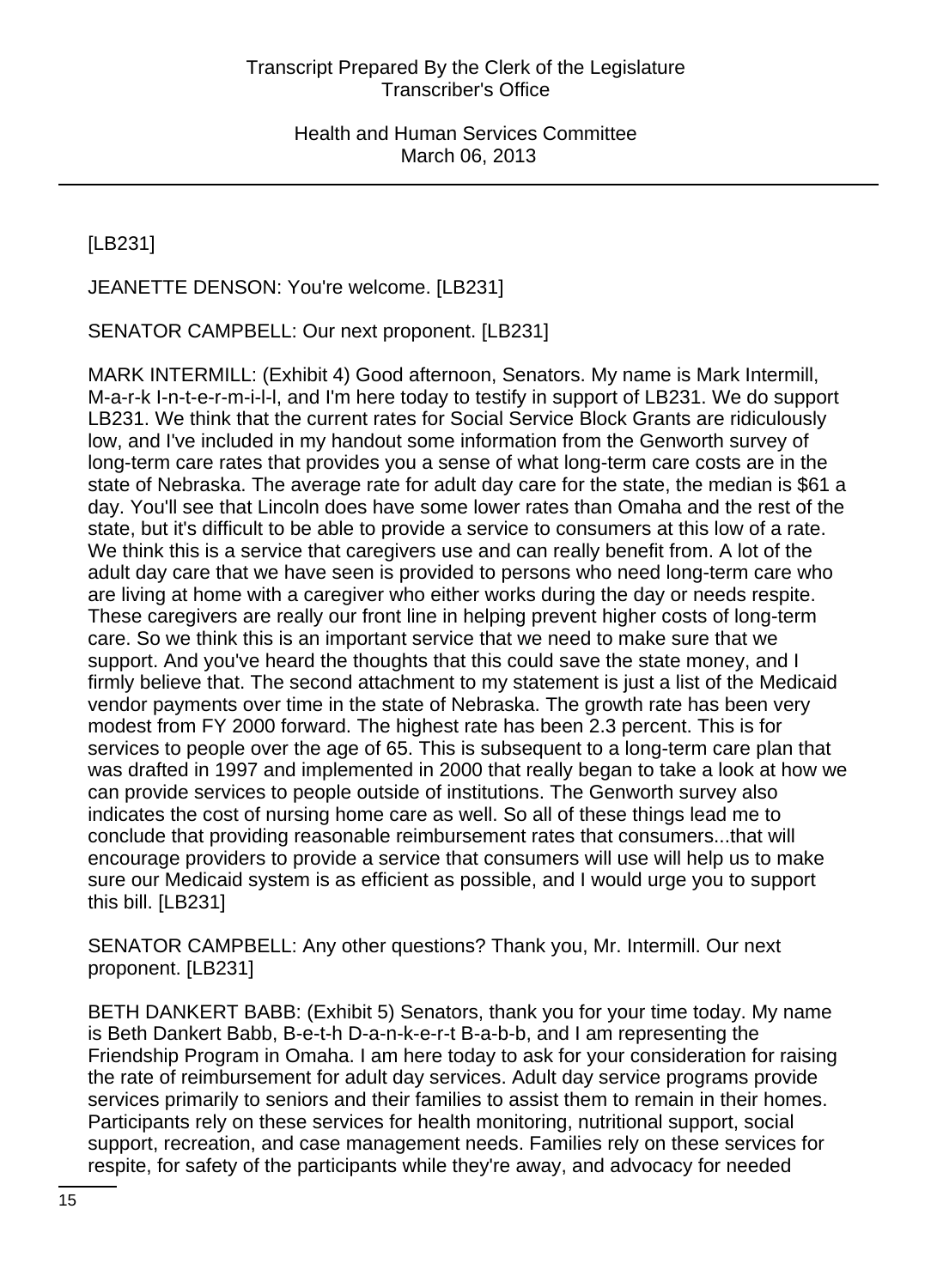[LB231]

JEANETTE DENSON: You're welcome. [LB231]

SENATOR CAMPBELL: Our next proponent. [LB231]

MARK INTERMILL: (Exhibit 4) Good afternoon, Senators. My name is Mark Intermill, M-a-r-k I-n-t-e-r-m-i-l-l, and I'm here today to testify in support of LB231. We do support LB231. We think that the current rates for Social Service Block Grants are ridiculously low, and I've included in my handout some information from the Genworth survey of long-term care rates that provides you a sense of what long-term care costs are in the state of Nebraska. The average rate for adult day care for the state, the median is $61 a day. You'll see that Lincoln does have some lower rates than Omaha and the rest of the state, but it's difficult to be able to provide a service to consumers at this low of a rate. We think this is a service that caregivers use and can really benefit from. A lot of the adult day care that we have seen is provided to persons who need long-term care who are living at home with a caregiver who either works during the day or needs respite. These caregivers are really our front line in helping prevent higher costs of long-term care. So we think this is an important service that we need to make sure that we support. And you've heard the thoughts that this could save the state money, and I firmly believe that. The second attachment to my statement is just a list of the Medicaid vendor payments over time in the state of Nebraska. The growth rate has been very modest from FY 2000 forward. The highest rate has been 2.3 percent. This is for services to people over the age of 65. This is subsequent to a long-term care plan that was drafted in 1997 and implemented in 2000 that really began to take a look at how we can provide services to people outside of institutions. The Genworth survey also indicates the cost of nursing home care as well. So all of these things lead me to conclude that providing reasonable reimbursement rates that consumers...that will encourage providers to provide a service that consumers will use will help us to make sure our Medicaid system is as efficient as possible, and I would urge you to support this bill. [LB231]

SENATOR CAMPBELL: Any other questions? Thank you, Mr. Intermill. Our next proponent. [LB231]

BETH DANKERT BABB: (Exhibit 5) Senators, thank you for your time today. My name is Beth Dankert Babb, B-e-t-h D-a-n-k-e-r-t B-a-b-b, and I am representing the Friendship Program in Omaha. I am here today to ask for your consideration for raising the rate of reimbursement for adult day services. Adult day service programs provide services primarily to seniors and their families to assist them to remain in their homes. Participants rely on these services for health monitoring, nutritional support, social support, recreation, and case management needs. Families rely on these services for respite, for safety of the participants while they're away, and advocacy for needed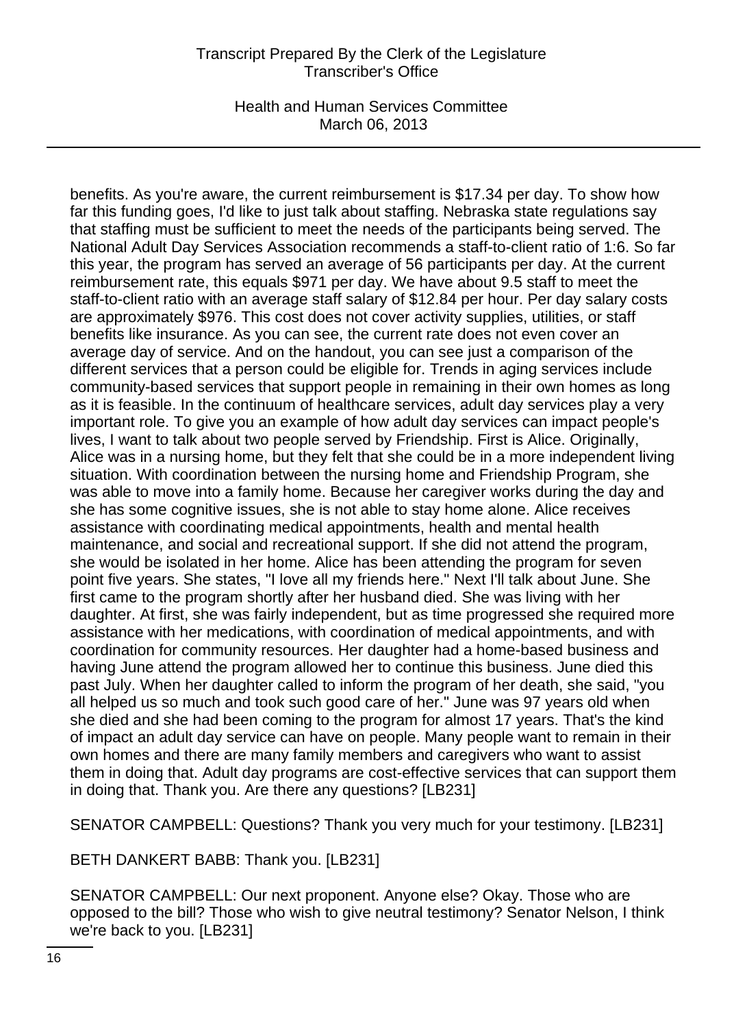benefits. As you're aware, the current reimbursement is $17.34 per day. To show how far this funding goes, I'd like to just talk about staffing. Nebraska state regulations say that staffing must be sufficient to meet the needs of the participants being served. The National Adult Day Services Association recommends a staff-to-client ratio of 1:6. So far this year, the program has served an average of 56 participants per day. At the current reimbursement rate, this equals $971 per day. We have about 9.5 staff to meet the staff-to-client ratio with an average staff salary of $12.84 per hour. Per day salary costs are approximately $976. This cost does not cover activity supplies, utilities, or staff benefits like insurance. As you can see, the current rate does not even cover an average day of service. And on the handout, you can see just a comparison of the different services that a person could be eligible for. Trends in aging services include community-based services that support people in remaining in their own homes as long as it is feasible. In the continuum of healthcare services, adult day services play a very important role. To give you an example of how adult day services can impact people's lives, I want to talk about two people served by Friendship. First is Alice. Originally, Alice was in a nursing home, but they felt that she could be in a more independent living situation. With coordination between the nursing home and Friendship Program, she was able to move into a family home. Because her caregiver works during the day and she has some cognitive issues, she is not able to stay home alone. Alice receives assistance with coordinating medical appointments, health and mental health maintenance, and social and recreational support. If she did not attend the program, she would be isolated in her home. Alice has been attending the program for seven point five years. She states, "I love all my friends here." Next I'll talk about June. She first came to the program shortly after her husband died. She was living with her daughter. At first, she was fairly independent, but as time progressed she required more assistance with her medications, with coordination of medical appointments, and with coordination for community resources. Her daughter had a home-based business and having June attend the program allowed her to continue this business. June died this past July. When her daughter called to inform the program of her death, she said, "you all helped us so much and took such good care of her." June was 97 years old when she died and she had been coming to the program for almost 17 years. That's the kind of impact an adult day service can have on people. Many people want to remain in their own homes and there are many family members and caregivers who want to assist them in doing that. Adult day programs are cost-effective services that can support them in doing that. Thank you. Are there any questions? [LB231]

SENATOR CAMPBELL: Questions? Thank you very much for your testimony. [LB231]

BETH DANKERT BABB: Thank you. [LB231]

SENATOR CAMPBELL: Our next proponent. Anyone else? Okay. Those who are opposed to the bill? Those who wish to give neutral testimony? Senator Nelson, I think we're back to you. [LB231]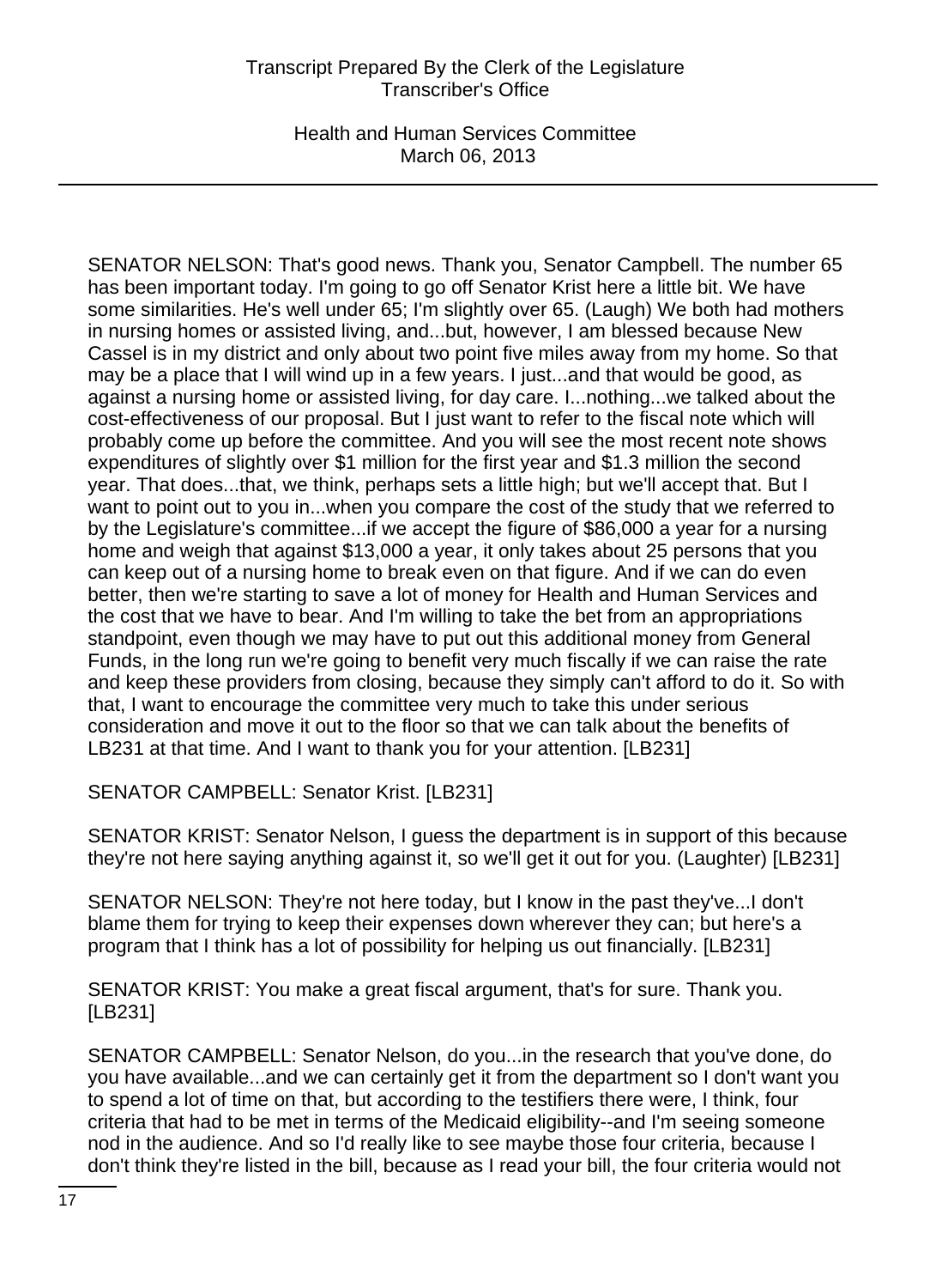SENATOR NELSON: That's good news. Thank you, Senator Campbell. The number 65 has been important today. I'm going to go off Senator Krist here a little bit. We have some similarities. He's well under 65; I'm slightly over 65. (Laugh) We both had mothers in nursing homes or assisted living, and...but, however, I am blessed because New Cassel is in my district and only about two point five miles away from my home. So that may be a place that I will wind up in a few years. I just...and that would be good, as against a nursing home or assisted living, for day care. I...nothing...we talked about the cost-effectiveness of our proposal. But I just want to refer to the fiscal note which will probably come up before the committee. And you will see the most recent note shows expenditures of slightly over $1 million for the first year and $1.3 million the second year. That does...that, we think, perhaps sets a little high; but we'll accept that. But I want to point out to you in...when you compare the cost of the study that we referred to by the Legislature's committee...if we accept the figure of $86,000 a year for a nursing home and weigh that against $13,000 a year, it only takes about 25 persons that you can keep out of a nursing home to break even on that figure. And if we can do even better, then we're starting to save a lot of money for Health and Human Services and the cost that we have to bear. And I'm willing to take the bet from an appropriations standpoint, even though we may have to put out this additional money from General Funds, in the long run we're going to benefit very much fiscally if we can raise the rate and keep these providers from closing, because they simply can't afford to do it. So with that, I want to encourage the committee very much to take this under serious consideration and move it out to the floor so that we can talk about the benefits of LB231 at that time. And I want to thank you for your attention. [LB231]

SENATOR CAMPBELL: Senator Krist. [LB231]

SENATOR KRIST: Senator Nelson, I guess the department is in support of this because they're not here saying anything against it, so we'll get it out for you. (Laughter) [LB231]

SENATOR NELSON: They're not here today, but I know in the past they've...I don't blame them for trying to keep their expenses down wherever they can; but here's a program that I think has a lot of possibility for helping us out financially. [LB231]

SENATOR KRIST: You make a great fiscal argument, that's for sure. Thank you. [LB231]

SENATOR CAMPBELL: Senator Nelson, do you...in the research that you've done, do you have available...and we can certainly get it from the department so I don't want you to spend a lot of time on that, but according to the testifiers there were, I think, four criteria that had to be met in terms of the Medicaid eligibility--and I'm seeing someone nod in the audience. And so I'd really like to see maybe those four criteria, because I don't think they're listed in the bill, because as I read your bill, the four criteria would not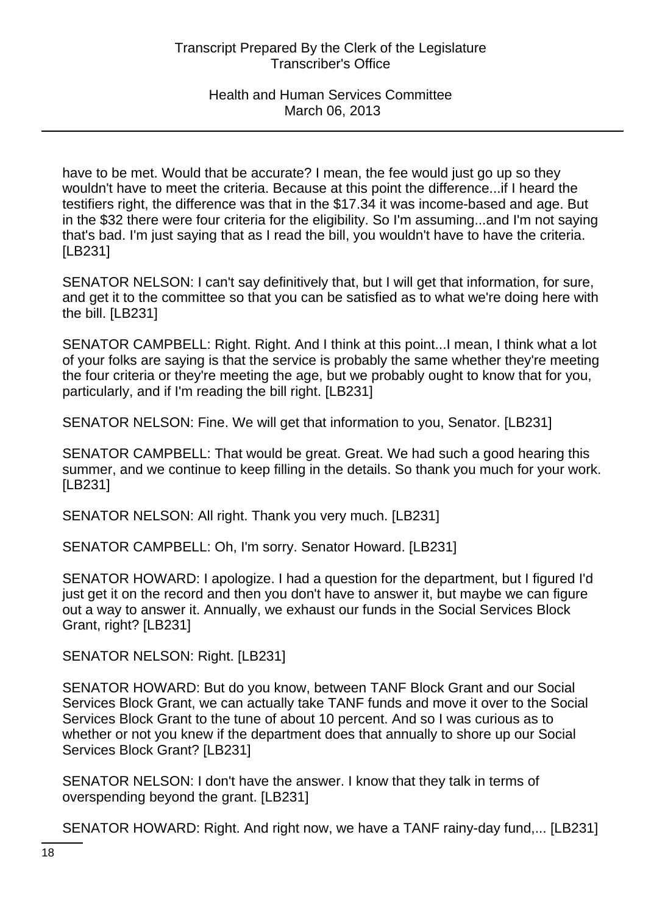have to be met. Would that be accurate? I mean, the fee would just go up so they wouldn't have to meet the criteria. Because at this point the difference...if I heard the testifiers right, the difference was that in the $17.34 it was income-based and age. But in the $32 there were four criteria for the eligibility. So I'm assuming...and I'm not saying that's bad. I'm just saying that as I read the bill, you wouldn't have to have the criteria. [LB231]

SENATOR NELSON: I can't say definitively that, but I will get that information, for sure, and get it to the committee so that you can be satisfied as to what we're doing here with the bill. [LB231]

SENATOR CAMPBELL: Right. Right. And I think at this point...I mean, I think what a lot of your folks are saying is that the service is probably the same whether they're meeting the four criteria or they're meeting the age, but we probably ought to know that for you, particularly, and if I'm reading the bill right. [LB231]

SENATOR NELSON: Fine. We will get that information to you, Senator. [LB231]

SENATOR CAMPBELL: That would be great. Great. We had such a good hearing this summer, and we continue to keep filling in the details. So thank you much for your work. [LB231]

SENATOR NELSON: All right. Thank you very much. [LB231]

SENATOR CAMPBELL: Oh, I'm sorry. Senator Howard. [LB231]

SENATOR HOWARD: I apologize. I had a question for the department, but I figured I'd just get it on the record and then you don't have to answer it, but maybe we can figure out a way to answer it. Annually, we exhaust our funds in the Social Services Block Grant, right? [LB231]

SENATOR NELSON: Right. [LB231]

SENATOR HOWARD: But do you know, between TANF Block Grant and our Social Services Block Grant, we can actually take TANF funds and move it over to the Social Services Block Grant to the tune of about 10 percent. And so I was curious as to whether or not you knew if the department does that annually to shore up our Social Services Block Grant? [LB231]

SENATOR NELSON: I don't have the answer. I know that they talk in terms of overspending beyond the grant. [LB231]

SENATOR HOWARD: Right. And right now, we have a TANF rainy-day fund,... [LB231]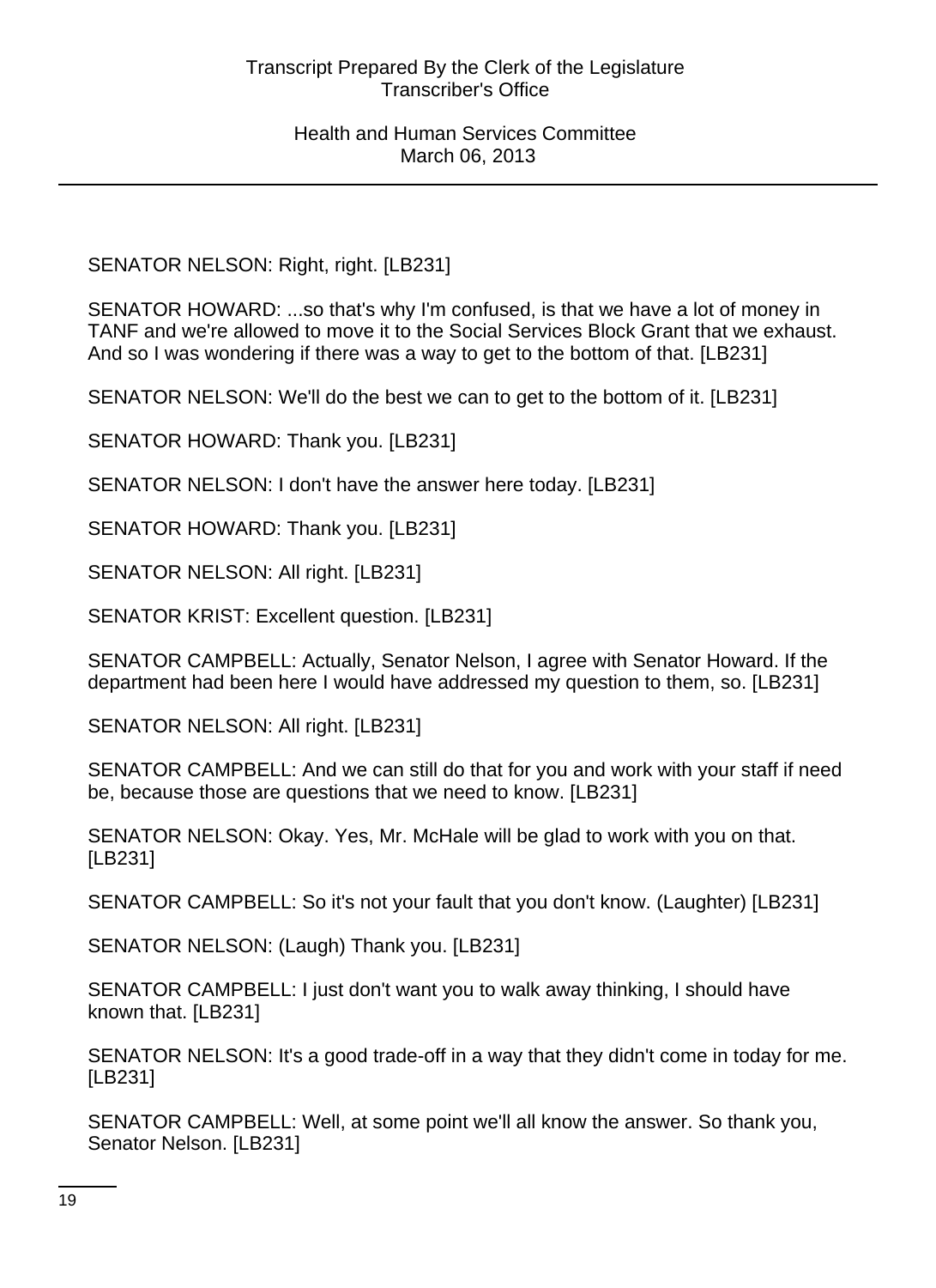SENATOR NELSON: Right, right. [LB231]

SENATOR HOWARD: ...so that's why I'm confused, is that we have a lot of money in TANF and we're allowed to move it to the Social Services Block Grant that we exhaust. And so I was wondering if there was a way to get to the bottom of that. [LB231]

SENATOR NELSON: We'll do the best we can to get to the bottom of it. [LB231]

SENATOR HOWARD: Thank you. [LB231]

SENATOR NELSON: I don't have the answer here today. [LB231]

SENATOR HOWARD: Thank you. [LB231]

SENATOR NELSON: All right. [LB231]

SENATOR KRIST: Excellent question. [LB231]

SENATOR CAMPBELL: Actually, Senator Nelson, I agree with Senator Howard. If the department had been here I would have addressed my question to them, so. [LB231]

SENATOR NELSON: All right. [LB231]

SENATOR CAMPBELL: And we can still do that for you and work with your staff if need be, because those are questions that we need to know. [LB231]

SENATOR NELSON: Okay. Yes, Mr. McHale will be glad to work with you on that. [LB231]

SENATOR CAMPBELL: So it's not your fault that you don't know. (Laughter) [LB231]

SENATOR NELSON: (Laugh) Thank you. [LB231]

SENATOR CAMPBELL: I just don't want you to walk away thinking, I should have known that. [LB231]

SENATOR NELSON: It's a good trade-off in a way that they didn't come in today for me. [LB231]

SENATOR CAMPBELL: Well, at some point we'll all know the answer. So thank you, Senator Nelson. [LB231]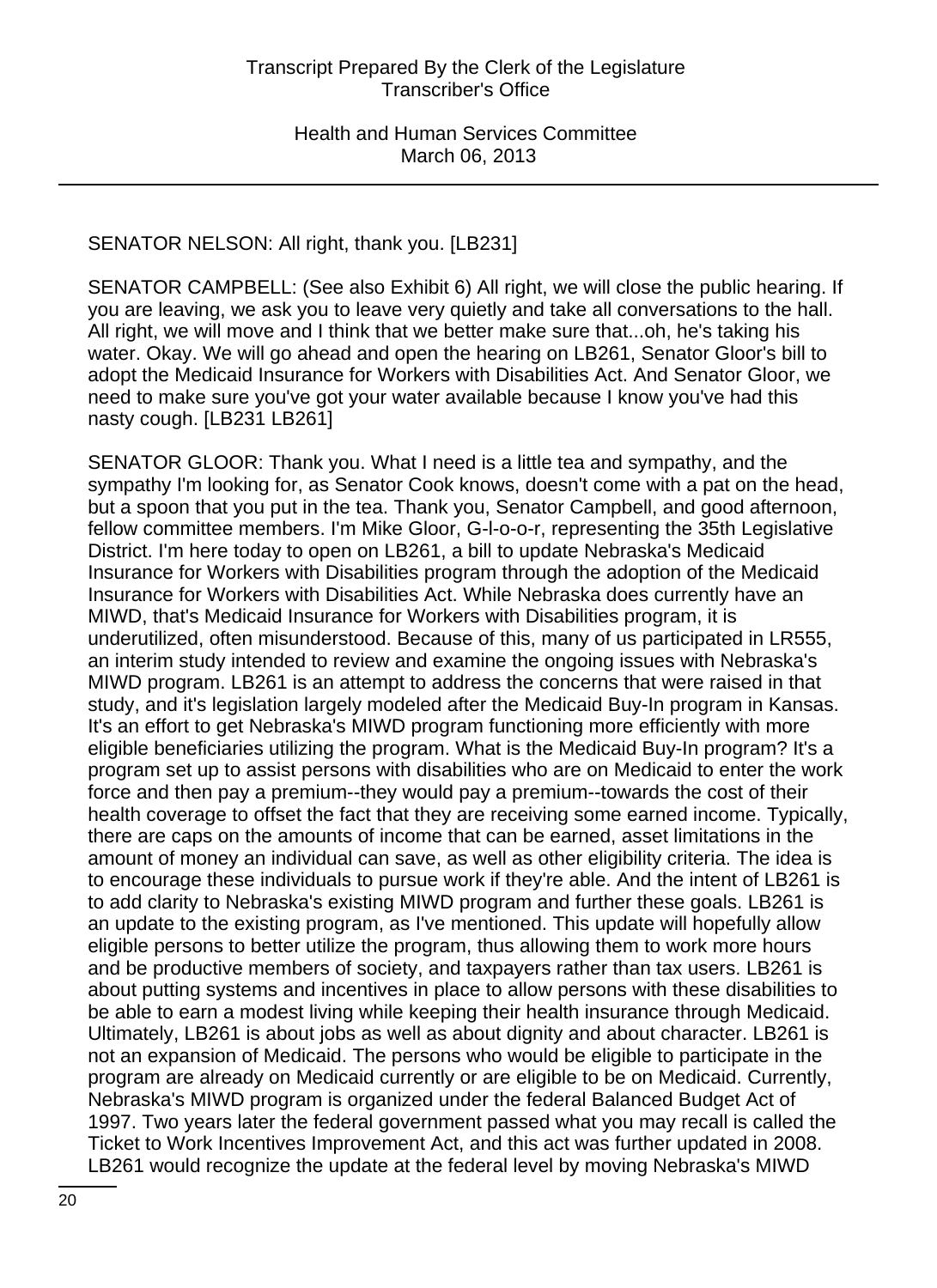SENATOR NELSON: All right, thank you. [LB231]

SENATOR CAMPBELL: (See also Exhibit 6) All right, we will close the public hearing. If you are leaving, we ask you to leave very quietly and take all conversations to the hall. All right, we will move and I think that we better make sure that...oh, he's taking his water. Okay. We will go ahead and open the hearing on LB261, Senator Gloor's bill to adopt the Medicaid Insurance for Workers with Disabilities Act. And Senator Gloor, we need to make sure you've got your water available because I know you've had this nasty cough. [LB231 LB261]

SENATOR GLOOR: Thank you. What I need is a little tea and sympathy, and the sympathy I'm looking for, as Senator Cook knows, doesn't come with a pat on the head, but a spoon that you put in the tea. Thank you, Senator Campbell, and good afternoon, fellow committee members. I'm Mike Gloor, G-l-o-o-r, representing the 35th Legislative District. I'm here today to open on LB261, a bill to update Nebraska's Medicaid Insurance for Workers with Disabilities program through the adoption of the Medicaid Insurance for Workers with Disabilities Act. While Nebraska does currently have an MIWD, that's Medicaid Insurance for Workers with Disabilities program, it is underutilized, often misunderstood. Because of this, many of us participated in LR555, an interim study intended to review and examine the ongoing issues with Nebraska's MIWD program. LB261 is an attempt to address the concerns that were raised in that study, and it's legislation largely modeled after the Medicaid Buy-In program in Kansas. It's an effort to get Nebraska's MIWD program functioning more efficiently with more eligible beneficiaries utilizing the program. What is the Medicaid Buy-In program? It's a program set up to assist persons with disabilities who are on Medicaid to enter the work force and then pay a premium--they would pay a premium--towards the cost of their health coverage to offset the fact that they are receiving some earned income. Typically, there are caps on the amounts of income that can be earned, asset limitations in the amount of money an individual can save, as well as other eligibility criteria. The idea is to encourage these individuals to pursue work if they're able. And the intent of LB261 is to add clarity to Nebraska's existing MIWD program and further these goals. LB261 is an update to the existing program, as I've mentioned. This update will hopefully allow eligible persons to better utilize the program, thus allowing them to work more hours and be productive members of society, and taxpayers rather than tax users. LB261 is about putting systems and incentives in place to allow persons with these disabilities to be able to earn a modest living while keeping their health insurance through Medicaid. Ultimately, LB261 is about jobs as well as about dignity and about character. LB261 is not an expansion of Medicaid. The persons who would be eligible to participate in the program are already on Medicaid currently or are eligible to be on Medicaid. Currently, Nebraska's MIWD program is organized under the federal Balanced Budget Act of 1997. Two years later the federal government passed what you may recall is called the Ticket to Work Incentives Improvement Act, and this act was further updated in 2008. LB261 would recognize the update at the federal level by moving Nebraska's MIWD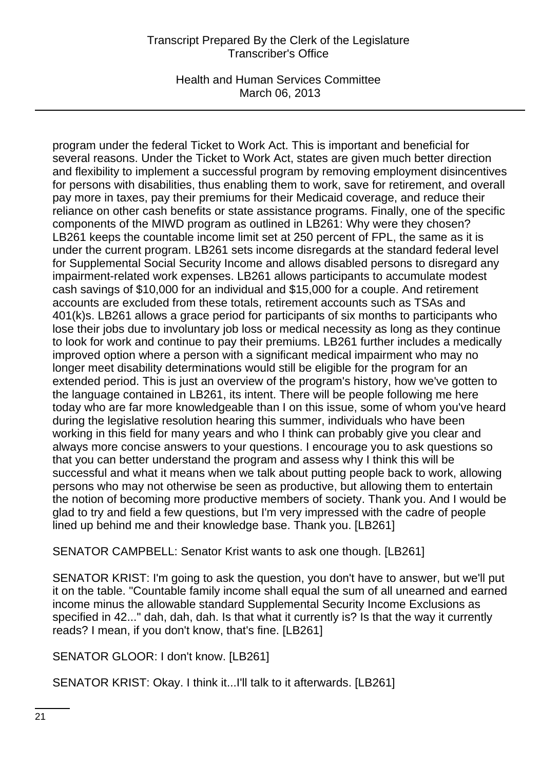program under the federal Ticket to Work Act. This is important and beneficial for several reasons. Under the Ticket to Work Act, states are given much better direction and flexibility to implement a successful program by removing employment disincentives for persons with disabilities, thus enabling them to work, save for retirement, and overall pay more in taxes, pay their premiums for their Medicaid coverage, and reduce their reliance on other cash benefits or state assistance programs. Finally, one of the specific components of the MIWD program as outlined in LB261: Why were they chosen? LB261 keeps the countable income limit set at 250 percent of FPL, the same as it is under the current program. LB261 sets income disregards at the standard federal level for Supplemental Social Security Income and allows disabled persons to disregard any impairment-related work expenses. LB261 allows participants to accumulate modest cash savings of $10,000 for an individual and $15,000 for a couple. And retirement accounts are excluded from these totals, retirement accounts such as TSAs and 401(k)s. LB261 allows a grace period for participants of six months to participants who lose their jobs due to involuntary job loss or medical necessity as long as they continue to look for work and continue to pay their premiums. LB261 further includes a medically improved option where a person with a significant medical impairment who may no longer meet disability determinations would still be eligible for the program for an extended period. This is just an overview of the program's history, how we've gotten to the language contained in LB261, its intent. There will be people following me here today who are far more knowledgeable than I on this issue, some of whom you've heard during the legislative resolution hearing this summer, individuals who have been working in this field for many years and who I think can probably give you clear and always more concise answers to your questions. I encourage you to ask questions so that you can better understand the program and assess why I think this will be successful and what it means when we talk about putting people back to work, allowing persons who may not otherwise be seen as productive, but allowing them to entertain the notion of becoming more productive members of society. Thank you. And I would be glad to try and field a few questions, but I'm very impressed with the cadre of people lined up behind me and their knowledge base. Thank you. [LB261]

SENATOR CAMPBELL: Senator Krist wants to ask one though. [LB261]

SENATOR KRIST: I'm going to ask the question, you don't have to answer, but we'll put it on the table. "Countable family income shall equal the sum of all unearned and earned income minus the allowable standard Supplemental Security Income Exclusions as specified in 42..." dah, dah, dah. Is that what it currently is? Is that the way it currently reads? I mean, if you don't know, that's fine. [LB261]

SENATOR GLOOR: I don't know. [LB261]

SENATOR KRIST: Okay. I think it...I'll talk to it afterwards. [LB261]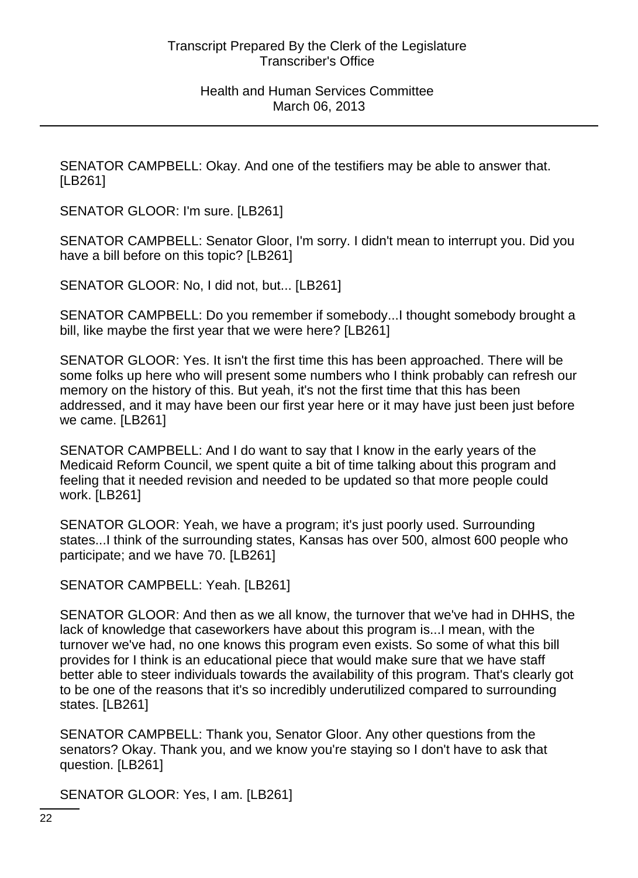SENATOR CAMPBELL: Okay. And one of the testifiers may be able to answer that. [LB261]

SENATOR GLOOR: I'm sure. [LB261]

SENATOR CAMPBELL: Senator Gloor, I'm sorry. I didn't mean to interrupt you. Did you have a bill before on this topic? [LB261]

SENATOR GLOOR: No, I did not, but... [LB261]

SENATOR CAMPBELL: Do you remember if somebody...I thought somebody brought a bill, like maybe the first year that we were here? [LB261]

SENATOR GLOOR: Yes. It isn't the first time this has been approached. There will be some folks up here who will present some numbers who I think probably can refresh our memory on the history of this. But yeah, it's not the first time that this has been addressed, and it may have been our first year here or it may have just been just before we came. [LB261]

SENATOR CAMPBELL: And I do want to say that I know in the early years of the Medicaid Reform Council, we spent quite a bit of time talking about this program and feeling that it needed revision and needed to be updated so that more people could work. [LB261]

SENATOR GLOOR: Yeah, we have a program; it's just poorly used. Surrounding states...I think of the surrounding states, Kansas has over 500, almost 600 people who participate; and we have 70. [LB261]

SENATOR CAMPBELL: Yeah. [LB261]

SENATOR GLOOR: And then as we all know, the turnover that we've had in DHHS, the lack of knowledge that caseworkers have about this program is...I mean, with the turnover we've had, no one knows this program even exists. So some of what this bill provides for I think is an educational piece that would make sure that we have staff better able to steer individuals towards the availability of this program. That's clearly got to be one of the reasons that it's so incredibly underutilized compared to surrounding states. [LB261]

SENATOR CAMPBELL: Thank you, Senator Gloor. Any other questions from the senators? Okay. Thank you, and we know you're staying so I don't have to ask that question. [LB261]

SENATOR GLOOR: Yes, I am. [LB261]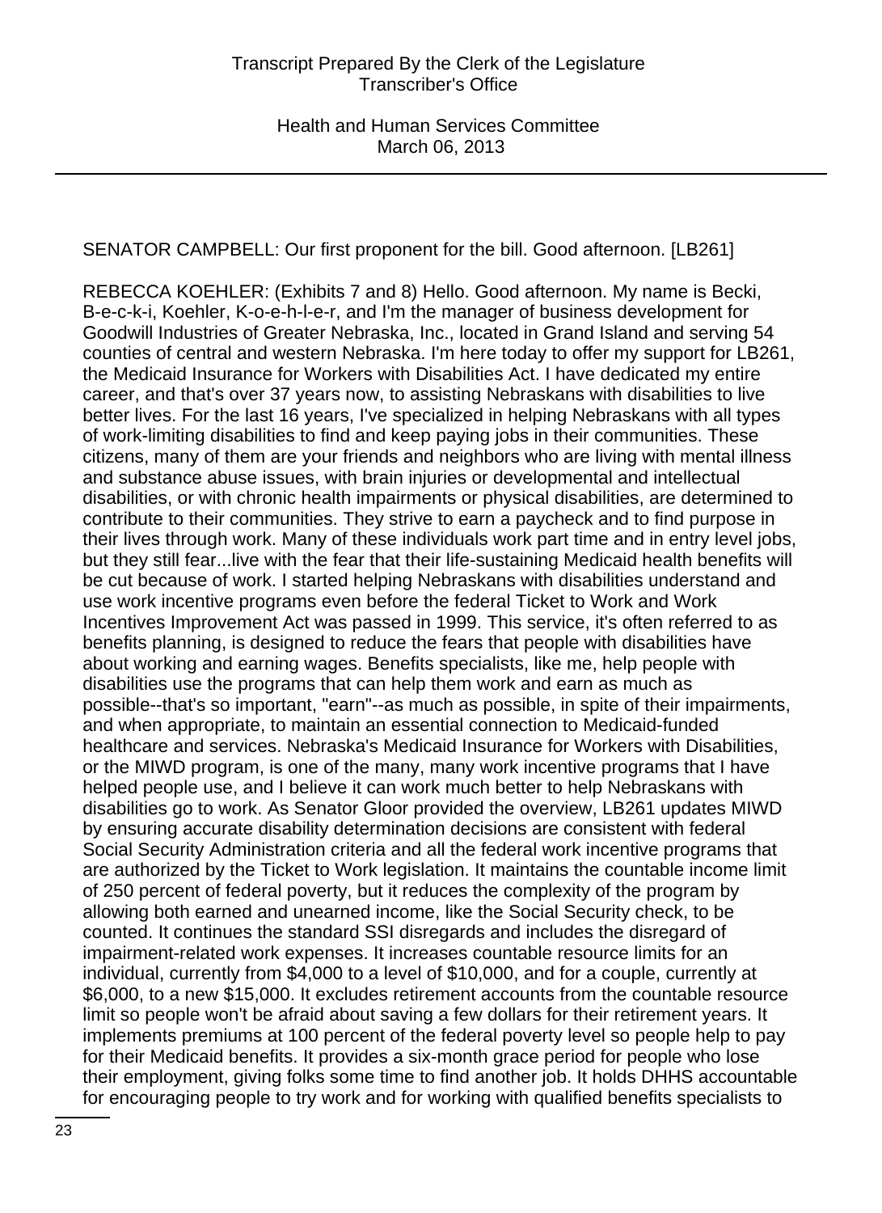SENATOR CAMPBELL: Our first proponent for the bill. Good afternoon. [LB261]

REBECCA KOEHLER: (Exhibits 7 and 8) Hello. Good afternoon. My name is Becki, B-e-c-k-i, Koehler, K-o-e-h-l-e-r, and I'm the manager of business development for Goodwill Industries of Greater Nebraska, Inc., located in Grand Island and serving 54 counties of central and western Nebraska. I'm here today to offer my support for LB261, the Medicaid Insurance for Workers with Disabilities Act. I have dedicated my entire career, and that's over 37 years now, to assisting Nebraskans with disabilities to live better lives. For the last 16 years, I've specialized in helping Nebraskans with all types of work-limiting disabilities to find and keep paying jobs in their communities. These citizens, many of them are your friends and neighbors who are living with mental illness and substance abuse issues, with brain injuries or developmental and intellectual disabilities, or with chronic health impairments or physical disabilities, are determined to contribute to their communities. They strive to earn a paycheck and to find purpose in their lives through work. Many of these individuals work part time and in entry level jobs, but they still fear...live with the fear that their life-sustaining Medicaid health benefits will be cut because of work. I started helping Nebraskans with disabilities understand and use work incentive programs even before the federal Ticket to Work and Work Incentives Improvement Act was passed in 1999. This service, it's often referred to as benefits planning, is designed to reduce the fears that people with disabilities have about working and earning wages. Benefits specialists, like me, help people with disabilities use the programs that can help them work and earn as much as possible--that's so important, "earn"--as much as possible, in spite of their impairments, and when appropriate, to maintain an essential connection to Medicaid-funded healthcare and services. Nebraska's Medicaid Insurance for Workers with Disabilities, or the MIWD program, is one of the many, many work incentive programs that I have helped people use, and I believe it can work much better to help Nebraskans with disabilities go to work. As Senator Gloor provided the overview, LB261 updates MIWD by ensuring accurate disability determination decisions are consistent with federal Social Security Administration criteria and all the federal work incentive programs that are authorized by the Ticket to Work legislation. It maintains the countable income limit of 250 percent of federal poverty, but it reduces the complexity of the program by allowing both earned and unearned income, like the Social Security check, to be counted. It continues the standard SSI disregards and includes the disregard of impairment-related work expenses. It increases countable resource limits for an individual, currently from $4,000 to a level of $10,000, and for a couple, currently at $6,000, to a new $15,000. It excludes retirement accounts from the countable resource limit so people won't be afraid about saving a few dollars for their retirement years. It implements premiums at 100 percent of the federal poverty level so people help to pay for their Medicaid benefits. It provides a six-month grace period for people who lose their employment, giving folks some time to find another job. It holds DHHS accountable for encouraging people to try work and for working with qualified benefits specialists to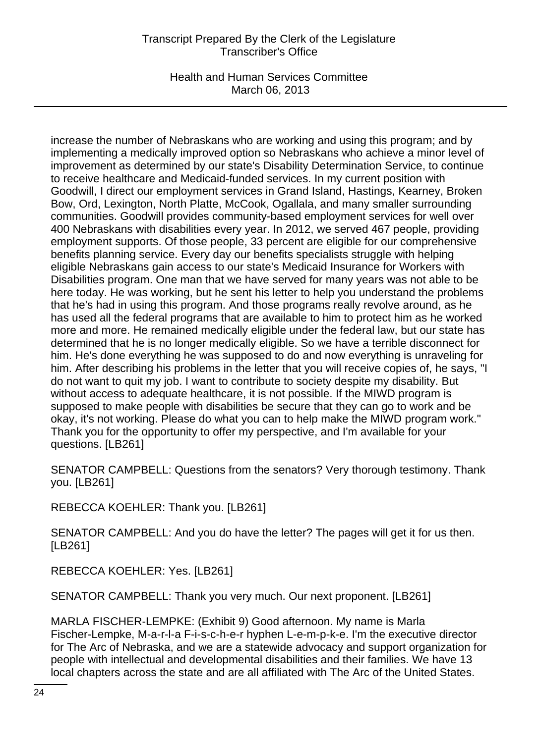increase the number of Nebraskans who are working and using this program; and by implementing a medically improved option so Nebraskans who achieve a minor level of improvement as determined by our state's Disability Determination Service, to continue to receive healthcare and Medicaid-funded services. In my current position with Goodwill, I direct our employment services in Grand Island, Hastings, Kearney, Broken Bow, Ord, Lexington, North Platte, McCook, Ogallala, and many smaller surrounding communities. Goodwill provides community-based employment services for well over 400 Nebraskans with disabilities every year. In 2012, we served 467 people, providing employment supports. Of those people, 33 percent are eligible for our comprehensive benefits planning service. Every day our benefits specialists struggle with helping eligible Nebraskans gain access to our state's Medicaid Insurance for Workers with Disabilities program. One man that we have served for many years was not able to be here today. He was working, but he sent his letter to help you understand the problems that he's had in using this program. And those programs really revolve around, as he has used all the federal programs that are available to him to protect him as he worked more and more. He remained medically eligible under the federal law, but our state has determined that he is no longer medically eligible. So we have a terrible disconnect for him. He's done everything he was supposed to do and now everything is unraveling for him. After describing his problems in the letter that you will receive copies of, he says, "I do not want to quit my job. I want to contribute to society despite my disability. But without access to adequate healthcare, it is not possible. If the MIWD program is supposed to make people with disabilities be secure that they can go to work and be okay, it's not working. Please do what you can to help make the MIWD program work." Thank you for the opportunity to offer my perspective, and I'm available for your questions. [LB261]

SENATOR CAMPBELL: Questions from the senators? Very thorough testimony. Thank you. [LB261]

REBECCA KOEHLER: Thank you. [LB261]

SENATOR CAMPBELL: And you do have the letter? The pages will get it for us then. [LB261]

REBECCA KOEHLER: Yes. [LB261]

SENATOR CAMPBELL: Thank you very much. Our next proponent. [LB261]

MARLA FISCHER-LEMPKE: (Exhibit 9) Good afternoon. My name is Marla Fischer-Lempke, M-a-r-l-a F-i-s-c-h-e-r hyphen L-e-m-p-k-e. I'm the executive director for The Arc of Nebraska, and we are a statewide advocacy and support organization for people with intellectual and developmental disabilities and their families. We have 13 local chapters across the state and are all affiliated with The Arc of the United States.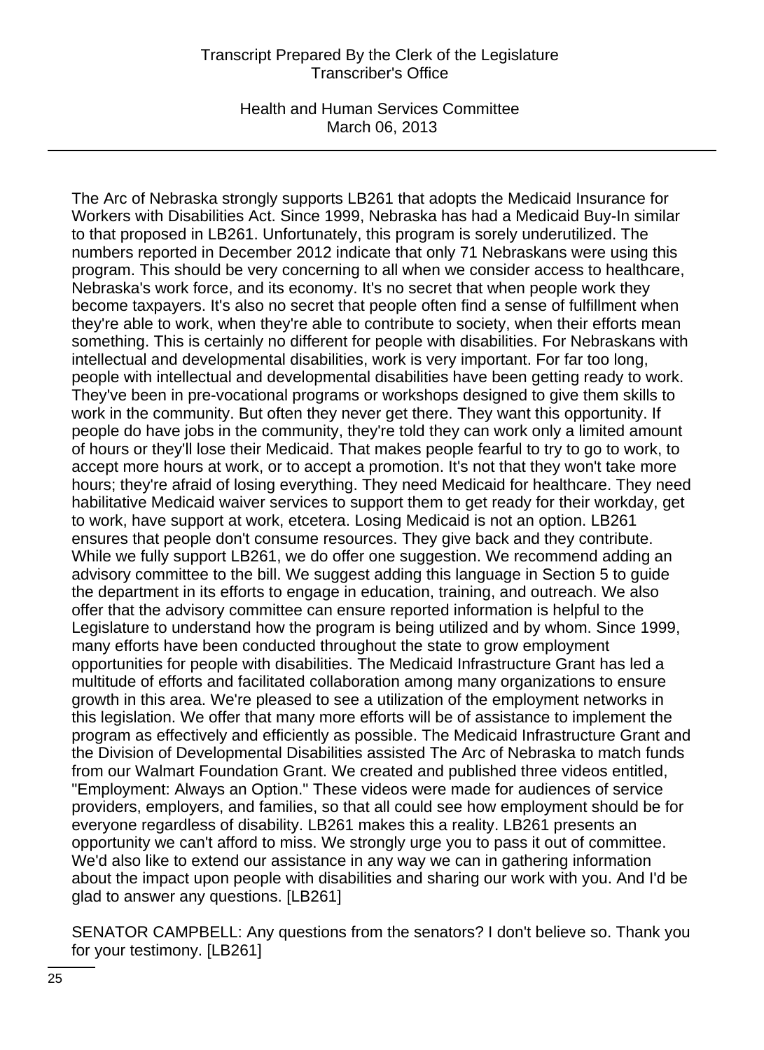The Arc of Nebraska strongly supports LB261 that adopts the Medicaid Insurance for Workers with Disabilities Act. Since 1999, Nebraska has had a Medicaid Buy-In similar to that proposed in LB261. Unfortunately, this program is sorely underutilized. The numbers reported in December 2012 indicate that only 71 Nebraskans were using this program. This should be very concerning to all when we consider access to healthcare, Nebraska's work force, and its economy. It's no secret that when people work they become taxpayers. It's also no secret that people often find a sense of fulfillment when they're able to work, when they're able to contribute to society, when their efforts mean something. This is certainly no different for people with disabilities. For Nebraskans with intellectual and developmental disabilities, work is very important. For far too long, people with intellectual and developmental disabilities have been getting ready to work. They've been in pre-vocational programs or workshops designed to give them skills to work in the community. But often they never get there. They want this opportunity. If people do have jobs in the community, they're told they can work only a limited amount of hours or they'll lose their Medicaid. That makes people fearful to try to go to work, to accept more hours at work, or to accept a promotion. It's not that they won't take more hours; they're afraid of losing everything. They need Medicaid for healthcare. They need habilitative Medicaid waiver services to support them to get ready for their workday, get to work, have support at work, etcetera. Losing Medicaid is not an option. LB261 ensures that people don't consume resources. They give back and they contribute. While we fully support LB261, we do offer one suggestion. We recommend adding an advisory committee to the bill. We suggest adding this language in Section 5 to guide the department in its efforts to engage in education, training, and outreach. We also offer that the advisory committee can ensure reported information is helpful to the Legislature to understand how the program is being utilized and by whom. Since 1999, many efforts have been conducted throughout the state to grow employment opportunities for people with disabilities. The Medicaid Infrastructure Grant has led a multitude of efforts and facilitated collaboration among many organizations to ensure growth in this area. We're pleased to see a utilization of the employment networks in this legislation. We offer that many more efforts will be of assistance to implement the program as effectively and efficiently as possible. The Medicaid Infrastructure Grant and the Division of Developmental Disabilities assisted The Arc of Nebraska to match funds from our Walmart Foundation Grant. We created and published three videos entitled, "Employment: Always an Option." These videos were made for audiences of service providers, employers, and families, so that all could see how employment should be for everyone regardless of disability. LB261 makes this a reality. LB261 presents an opportunity we can't afford to miss. We strongly urge you to pass it out of committee. We'd also like to extend our assistance in any way we can in gathering information about the impact upon people with disabilities and sharing our work with you. And I'd be glad to answer any questions. [LB261]

SENATOR CAMPBELL: Any questions from the senators? I don't believe so. Thank you for your testimony. [LB261]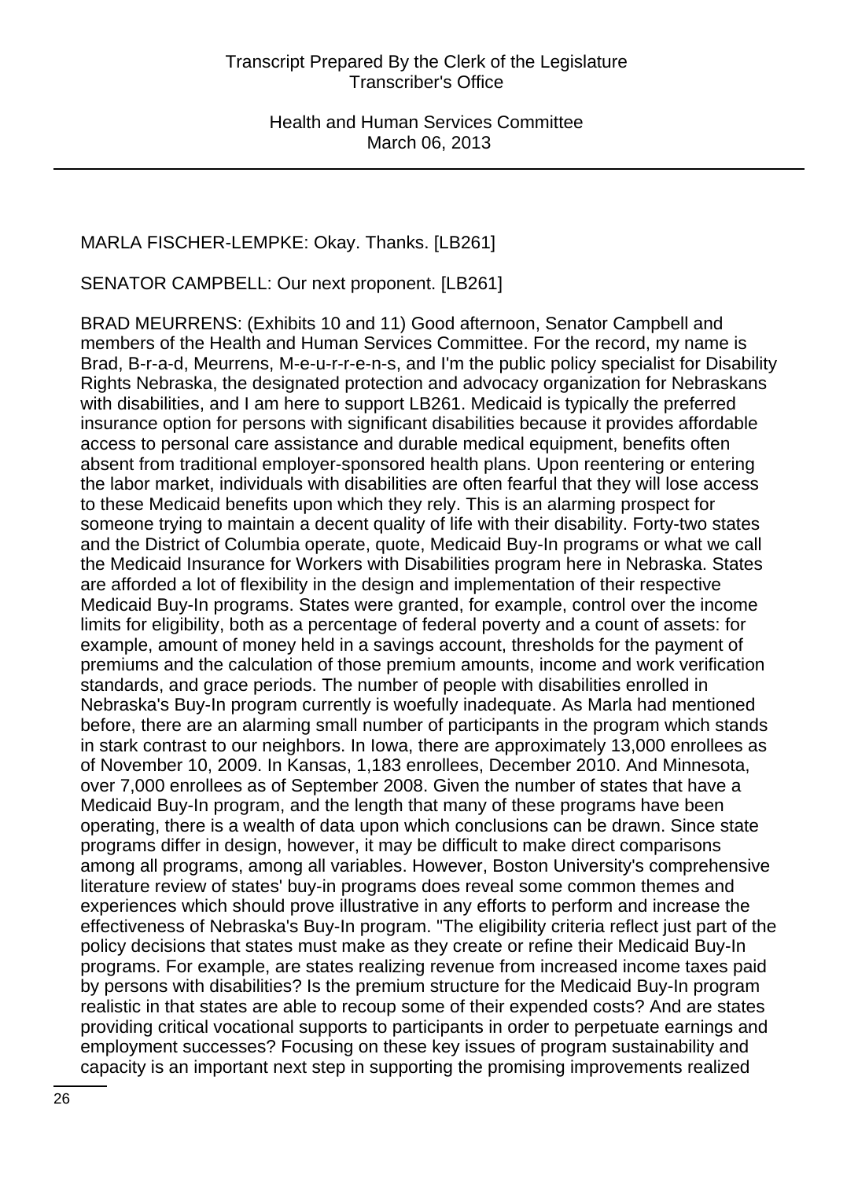MARLA FISCHER-LEMPKE: Okay. Thanks. [LB261]

SENATOR CAMPBELL: Our next proponent. [LB261]

BRAD MEURRENS: (Exhibits 10 and 11) Good afternoon, Senator Campbell and members of the Health and Human Services Committee. For the record, my name is Brad, B-r-a-d, Meurrens, M-e-u-r-r-e-n-s, and I'm the public policy specialist for Disability Rights Nebraska, the designated protection and advocacy organization for Nebraskans with disabilities, and I am here to support LB261. Medicaid is typically the preferred insurance option for persons with significant disabilities because it provides affordable access to personal care assistance and durable medical equipment, benefits often absent from traditional employer-sponsored health plans. Upon reentering or entering the labor market, individuals with disabilities are often fearful that they will lose access to these Medicaid benefits upon which they rely. This is an alarming prospect for someone trying to maintain a decent quality of life with their disability. Forty-two states and the District of Columbia operate, quote, Medicaid Buy-In programs or what we call the Medicaid Insurance for Workers with Disabilities program here in Nebraska. States are afforded a lot of flexibility in the design and implementation of their respective Medicaid Buy-In programs. States were granted, for example, control over the income limits for eligibility, both as a percentage of federal poverty and a count of assets: for example, amount of money held in a savings account, thresholds for the payment of premiums and the calculation of those premium amounts, income and work verification standards, and grace periods. The number of people with disabilities enrolled in Nebraska's Buy-In program currently is woefully inadequate. As Marla had mentioned before, there are an alarming small number of participants in the program which stands in stark contrast to our neighbors. In Iowa, there are approximately 13,000 enrollees as of November 10, 2009. In Kansas, 1,183 enrollees, December 2010. And Minnesota, over 7,000 enrollees as of September 2008. Given the number of states that have a Medicaid Buy-In program, and the length that many of these programs have been operating, there is a wealth of data upon which conclusions can be drawn. Since state programs differ in design, however, it may be difficult to make direct comparisons among all programs, among all variables. However, Boston University's comprehensive literature review of states' buy-in programs does reveal some common themes and experiences which should prove illustrative in any efforts to perform and increase the effectiveness of Nebraska's Buy-In program. "The eligibility criteria reflect just part of the policy decisions that states must make as they create or refine their Medicaid Buy-In programs. For example, are states realizing revenue from increased income taxes paid by persons with disabilities? Is the premium structure for the Medicaid Buy-In program realistic in that states are able to recoup some of their expended costs? And are states providing critical vocational supports to participants in order to perpetuate earnings and employment successes? Focusing on these key issues of program sustainability and capacity is an important next step in supporting the promising improvements realized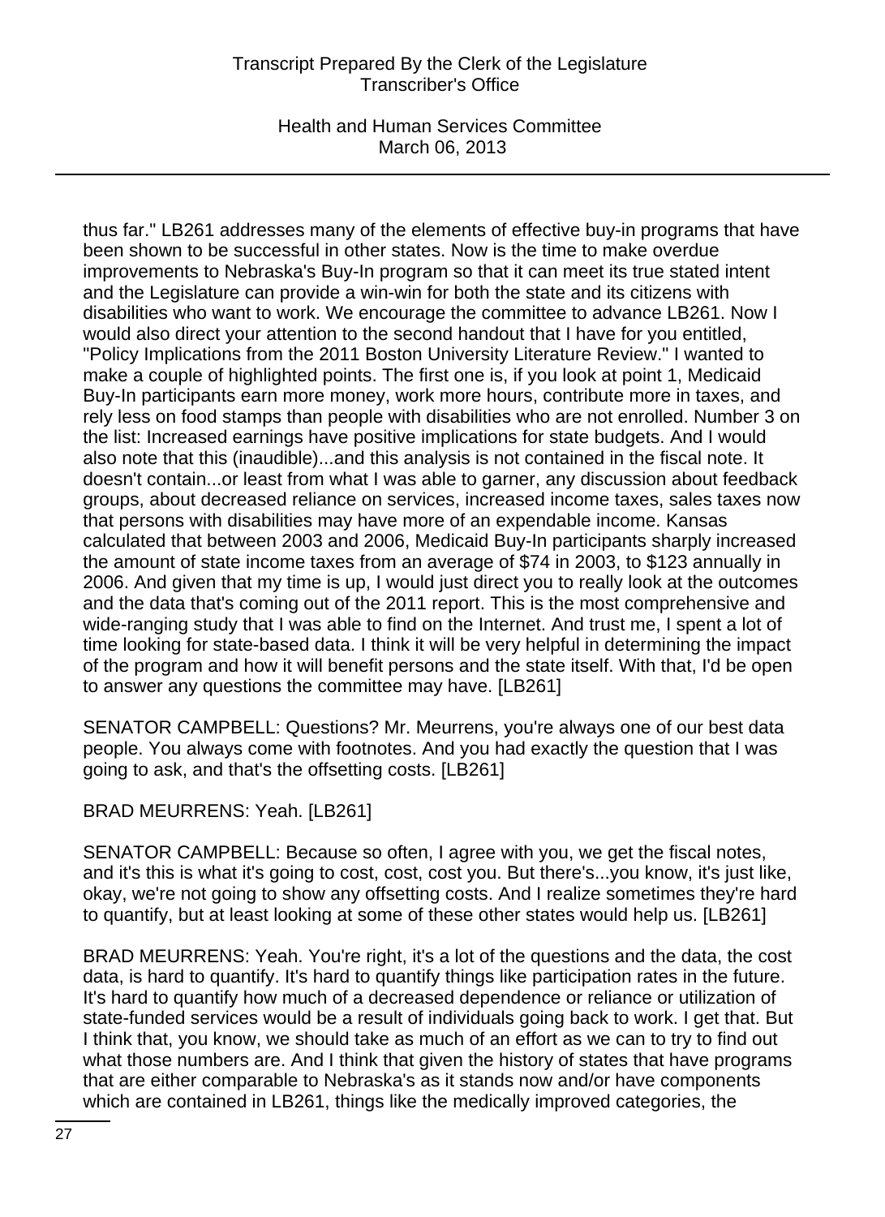thus far." LB261 addresses many of the elements of effective buy-in programs that have been shown to be successful in other states. Now is the time to make overdue improvements to Nebraska's Buy-In program so that it can meet its true stated intent and the Legislature can provide a win-win for both the state and its citizens with disabilities who want to work. We encourage the committee to advance LB261. Now I would also direct your attention to the second handout that I have for you entitled, "Policy Implications from the 2011 Boston University Literature Review." I wanted to make a couple of highlighted points. The first one is, if you look at point 1, Medicaid Buy-In participants earn more money, work more hours, contribute more in taxes, and rely less on food stamps than people with disabilities who are not enrolled. Number 3 on the list: Increased earnings have positive implications for state budgets. And I would also note that this (inaudible)...and this analysis is not contained in the fiscal note. It doesn't contain...or least from what I was able to garner, any discussion about feedback groups, about decreased reliance on services, increased income taxes, sales taxes now that persons with disabilities may have more of an expendable income. Kansas calculated that between 2003 and 2006, Medicaid Buy-In participants sharply increased the amount of state income taxes from an average of $74 in 2003, to $123 annually in 2006. And given that my time is up, I would just direct you to really look at the outcomes and the data that's coming out of the 2011 report. This is the most comprehensive and wide-ranging study that I was able to find on the Internet. And trust me, I spent a lot of time looking for state-based data. I think it will be very helpful in determining the impact of the program and how it will benefit persons and the state itself. With that, I'd be open to answer any questions the committee may have. [LB261]

SENATOR CAMPBELL: Questions? Mr. Meurrens, you're always one of our best data people. You always come with footnotes. And you had exactly the question that I was going to ask, and that's the offsetting costs. [LB261]

BRAD MEURRENS: Yeah. [LB261]

SENATOR CAMPBELL: Because so often, I agree with you, we get the fiscal notes, and it's this is what it's going to cost, cost, cost you. But there's...you know, it's just like, okay, we're not going to show any offsetting costs. And I realize sometimes they're hard to quantify, but at least looking at some of these other states would help us. [LB261]

BRAD MEURRENS: Yeah. You're right, it's a lot of the questions and the data, the cost data, is hard to quantify. It's hard to quantify things like participation rates in the future. It's hard to quantify how much of a decreased dependence or reliance or utilization of state-funded services would be a result of individuals going back to work. I get that. But I think that, you know, we should take as much of an effort as we can to try to find out what those numbers are. And I think that given the history of states that have programs that are either comparable to Nebraska's as it stands now and/or have components which are contained in LB261, things like the medically improved categories, the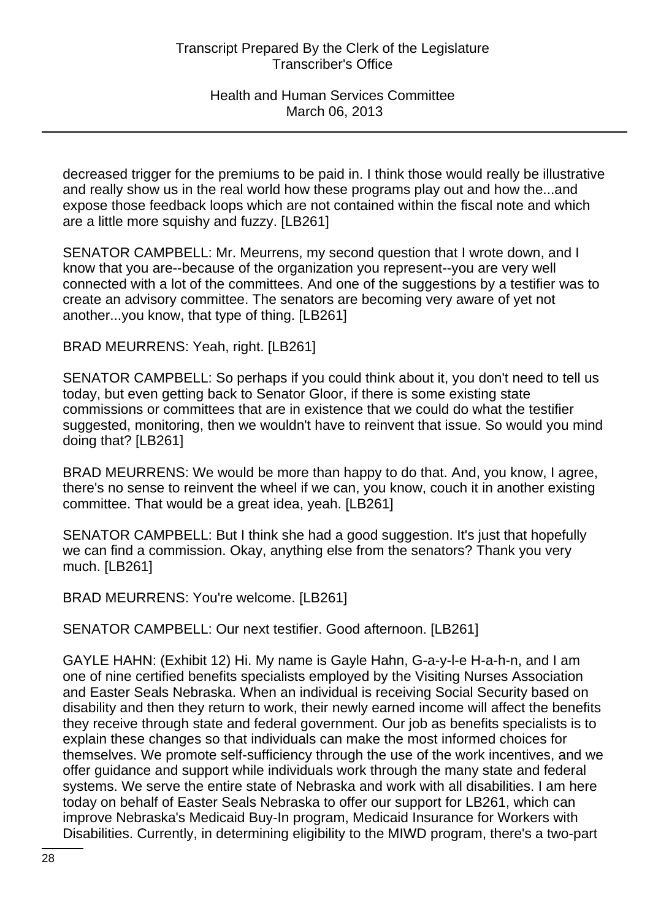decreased trigger for the premiums to be paid in. I think those would really be illustrative and really show us in the real world how these programs play out and how the...and expose those feedback loops which are not contained within the fiscal note and which are a little more squishy and fuzzy. [LB261]

SENATOR CAMPBELL: Mr. Meurrens, my second question that I wrote down, and I know that you are--because of the organization you represent--you are very well connected with a lot of the committees. And one of the suggestions by a testifier was to create an advisory committee. The senators are becoming very aware of yet not another...you know, that type of thing. [LB261]

BRAD MEURRENS: Yeah, right. [LB261]

SENATOR CAMPBELL: So perhaps if you could think about it, you don't need to tell us today, but even getting back to Senator Gloor, if there is some existing state commissions or committees that are in existence that we could do what the testifier suggested, monitoring, then we wouldn't have to reinvent that issue. So would you mind doing that? [LB261]

BRAD MEURRENS: We would be more than happy to do that. And, you know, I agree, there's no sense to reinvent the wheel if we can, you know, couch it in another existing committee. That would be a great idea, yeah. [LB261]

SENATOR CAMPBELL: But I think she had a good suggestion. It's just that hopefully we can find a commission. Okay, anything else from the senators? Thank you very much. [LB261]

BRAD MEURRENS: You're welcome. [LB261]

SENATOR CAMPBELL: Our next testifier. Good afternoon. [LB261]

GAYLE HAHN: (Exhibit 12) Hi. My name is Gayle Hahn, G-a-y-l-e H-a-h-n, and I am one of nine certified benefits specialists employed by the Visiting Nurses Association and Easter Seals Nebraska. When an individual is receiving Social Security based on disability and then they return to work, their newly earned income will affect the benefits they receive through state and federal government. Our job as benefits specialists is to explain these changes so that individuals can make the most informed choices for themselves. We promote self-sufficiency through the use of the work incentives, and we offer guidance and support while individuals work through the many state and federal systems. We serve the entire state of Nebraska and work with all disabilities. I am here today on behalf of Easter Seals Nebraska to offer our support for LB261, which can improve Nebraska's Medicaid Buy-In program, Medicaid Insurance for Workers with Disabilities. Currently, in determining eligibility to the MIWD program, there's a two-part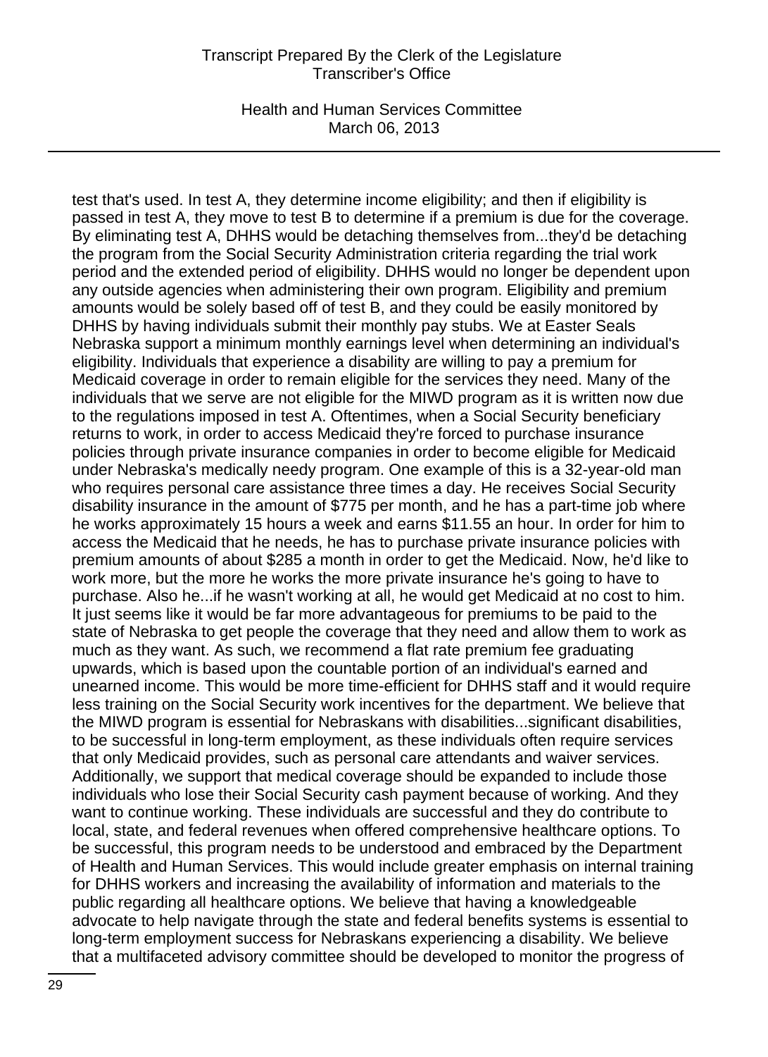test that's used. In test A, they determine income eligibility; and then if eligibility is passed in test A, they move to test B to determine if a premium is due for the coverage. By eliminating test A, DHHS would be detaching themselves from...they'd be detaching the program from the Social Security Administration criteria regarding the trial work period and the extended period of eligibility. DHHS would no longer be dependent upon any outside agencies when administering their own program. Eligibility and premium amounts would be solely based off of test B, and they could be easily monitored by DHHS by having individuals submit their monthly pay stubs. We at Easter Seals Nebraska support a minimum monthly earnings level when determining an individual's eligibility. Individuals that experience a disability are willing to pay a premium for Medicaid coverage in order to remain eligible for the services they need. Many of the individuals that we serve are not eligible for the MIWD program as it is written now due to the regulations imposed in test A. Oftentimes, when a Social Security beneficiary returns to work, in order to access Medicaid they're forced to purchase insurance policies through private insurance companies in order to become eligible for Medicaid under Nebraska's medically needy program. One example of this is a 32-year-old man who requires personal care assistance three times a day. He receives Social Security disability insurance in the amount of $775 per month, and he has a part-time job where he works approximately 15 hours a week and earns $11.55 an hour. In order for him to access the Medicaid that he needs, he has to purchase private insurance policies with premium amounts of about $285 a month in order to get the Medicaid. Now, he'd like to work more, but the more he works the more private insurance he's going to have to purchase. Also he...if he wasn't working at all, he would get Medicaid at no cost to him. It just seems like it would be far more advantageous for premiums to be paid to the state of Nebraska to get people the coverage that they need and allow them to work as much as they want. As such, we recommend a flat rate premium fee graduating upwards, which is based upon the countable portion of an individual's earned and unearned income. This would be more time-efficient for DHHS staff and it would require less training on the Social Security work incentives for the department. We believe that the MIWD program is essential for Nebraskans with disabilities...significant disabilities, to be successful in long-term employment, as these individuals often require services that only Medicaid provides, such as personal care attendants and waiver services. Additionally, we support that medical coverage should be expanded to include those individuals who lose their Social Security cash payment because of working. And they want to continue working. These individuals are successful and they do contribute to local, state, and federal revenues when offered comprehensive healthcare options. To be successful, this program needs to be understood and embraced by the Department of Health and Human Services. This would include greater emphasis on internal training for DHHS workers and increasing the availability of information and materials to the public regarding all healthcare options. We believe that having a knowledgeable advocate to help navigate through the state and federal benefits systems is essential to long-term employment success for Nebraskans experiencing a disability. We believe that a multifaceted advisory committee should be developed to monitor the progress of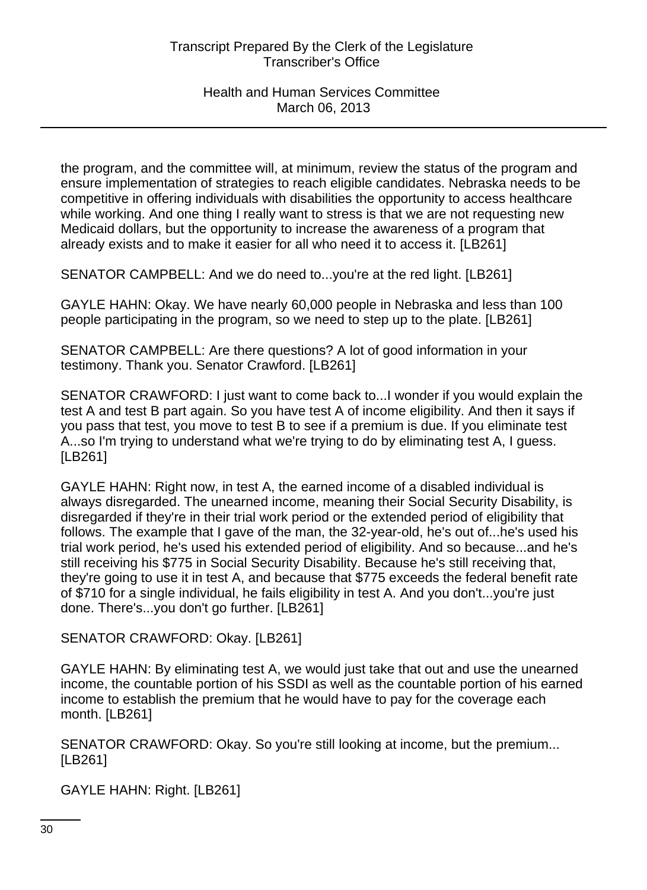the program, and the committee will, at minimum, review the status of the program and ensure implementation of strategies to reach eligible candidates. Nebraska needs to be competitive in offering individuals with disabilities the opportunity to access healthcare while working. And one thing I really want to stress is that we are not requesting new Medicaid dollars, but the opportunity to increase the awareness of a program that already exists and to make it easier for all who need it to access it. [LB261]

SENATOR CAMPBELL: And we do need to...you're at the red light. [LB261]

GAYLE HAHN: Okay. We have nearly 60,000 people in Nebraska and less than 100 people participating in the program, so we need to step up to the plate. [LB261]

SENATOR CAMPBELL: Are there questions? A lot of good information in your testimony. Thank you. Senator Crawford. [LB261]

SENATOR CRAWFORD: I just want to come back to...I wonder if you would explain the test A and test B part again. So you have test A of income eligibility. And then it says if you pass that test, you move to test B to see if a premium is due. If you eliminate test A...so I'm trying to understand what we're trying to do by eliminating test A, I guess. [LB261]

GAYLE HAHN: Right now, in test A, the earned income of a disabled individual is always disregarded. The unearned income, meaning their Social Security Disability, is disregarded if they're in their trial work period or the extended period of eligibility that follows. The example that I gave of the man, the 32-year-old, he's out of...he's used his trial work period, he's used his extended period of eligibility. And so because...and he's still receiving his $775 in Social Security Disability. Because he's still receiving that, they're going to use it in test A, and because that $775 exceeds the federal benefit rate of $710 for a single individual, he fails eligibility in test A. And you don't...you're just done. There's...you don't go further. [LB261]

SENATOR CRAWFORD: Okay. [LB261]

GAYLE HAHN: By eliminating test A, we would just take that out and use the unearned income, the countable portion of his SSDI as well as the countable portion of his earned income to establish the premium that he would have to pay for the coverage each month. [LB261]

SENATOR CRAWFORD: Okay. So you're still looking at income, but the premium... [LB261]

GAYLE HAHN: Right. [LB261]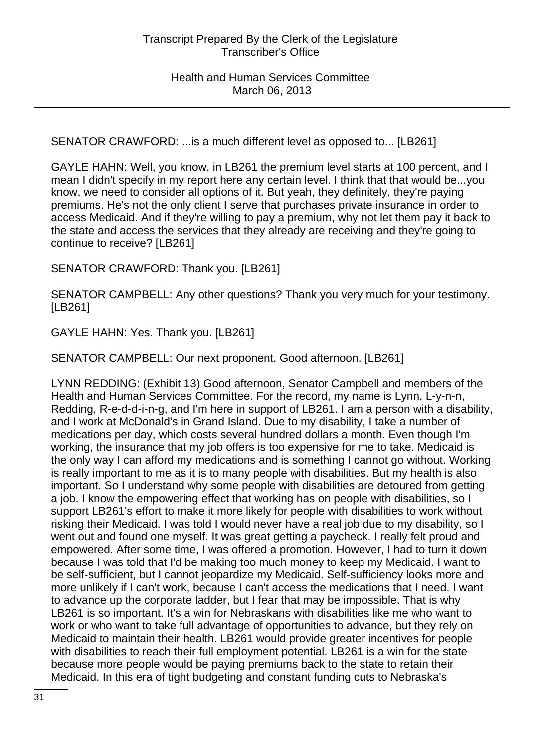SENATOR CRAWFORD: ...is a much different level as opposed to... [LB261]

GAYLE HAHN: Well, you know, in LB261 the premium level starts at 100 percent, and I mean I didn't specify in my report here any certain level. I think that that would be...you know, we need to consider all options of it. But yeah, they definitely, they're paying premiums. He's not the only client I serve that purchases private insurance in order to access Medicaid. And if they're willing to pay a premium, why not let them pay it back to the state and access the services that they already are receiving and they're going to continue to receive? [LB261]

SENATOR CRAWFORD: Thank you. [LB261]

SENATOR CAMPBELL: Any other questions? Thank you very much for your testimony. [LB261]

GAYLE HAHN: Yes. Thank you. [LB261]

SENATOR CAMPBELL: Our next proponent. Good afternoon. [LB261]

LYNN REDDING: (Exhibit 13) Good afternoon, Senator Campbell and members of the Health and Human Services Committee. For the record, my name is Lynn, L-y-n-n, Redding, R-e-d-d-i-n-g, and I'm here in support of LB261. I am a person with a disability, and I work at McDonald's in Grand Island. Due to my disability, I take a number of medications per day, which costs several hundred dollars a month. Even though I'm working, the insurance that my job offers is too expensive for me to take. Medicaid is the only way I can afford my medications and is something I cannot go without. Working is really important to me as it is to many people with disabilities. But my health is also important. So I understand why some people with disabilities are detoured from getting a job. I know the empowering effect that working has on people with disabilities, so I support LB261's effort to make it more likely for people with disabilities to work without risking their Medicaid. I was told I would never have a real job due to my disability, so I went out and found one myself. It was great getting a paycheck. I really felt proud and empowered. After some time, I was offered a promotion. However, I had to turn it down because I was told that I'd be making too much money to keep my Medicaid. I want to be self-sufficient, but I cannot jeopardize my Medicaid. Self-sufficiency looks more and more unlikely if I can't work, because I can't access the medications that I need. I want to advance up the corporate ladder, but I fear that may be impossible. That is why LB261 is so important. It's a win for Nebraskans with disabilities like me who want to work or who want to take full advantage of opportunities to advance, but they rely on Medicaid to maintain their health. LB261 would provide greater incentives for people with disabilities to reach their full employment potential. LB261 is a win for the state because more people would be paying premiums back to the state to retain their Medicaid. In this era of tight budgeting and constant funding cuts to Nebraska's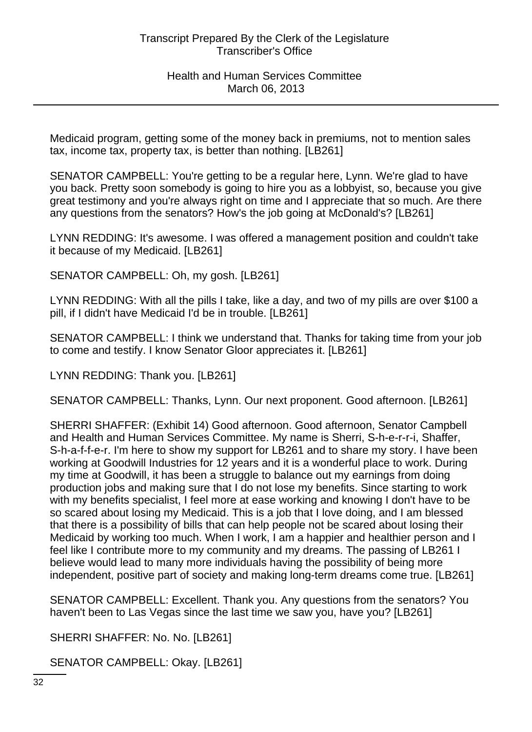Medicaid program, getting some of the money back in premiums, not to mention sales tax, income tax, property tax, is better than nothing. [LB261]

SENATOR CAMPBELL: You're getting to be a regular here, Lynn. We're glad to have you back. Pretty soon somebody is going to hire you as a lobbyist, so, because you give great testimony and you're always right on time and I appreciate that so much. Are there any questions from the senators? How's the job going at McDonald's? [LB261]

LYNN REDDING: It's awesome. I was offered a management position and couldn't take it because of my Medicaid. [LB261]

SENATOR CAMPBELL: Oh, my gosh. [LB261]

LYNN REDDING: With all the pills I take, like a day, and two of my pills are over $100 a pill, if I didn't have Medicaid I'd be in trouble. [LB261]

SENATOR CAMPBELL: I think we understand that. Thanks for taking time from your job to come and testify. I know Senator Gloor appreciates it. [LB261]

LYNN REDDING: Thank you. [LB261]

SENATOR CAMPBELL: Thanks, Lynn. Our next proponent. Good afternoon. [LB261]

SHERRI SHAFFER: (Exhibit 14) Good afternoon. Good afternoon, Senator Campbell and Health and Human Services Committee. My name is Sherri, S-h-e-r-r-i, Shaffer, S-h-a-f-f-e-r. I'm here to show my support for LB261 and to share my story. I have been working at Goodwill Industries for 12 years and it is a wonderful place to work. During my time at Goodwill, it has been a struggle to balance out my earnings from doing production jobs and making sure that I do not lose my benefits. Since starting to work with my benefits specialist, I feel more at ease working and knowing I don't have to be so scared about losing my Medicaid. This is a job that I love doing, and I am blessed that there is a possibility of bills that can help people not be scared about losing their Medicaid by working too much. When I work, I am a happier and healthier person and I feel like I contribute more to my community and my dreams. The passing of LB261 I believe would lead to many more individuals having the possibility of being more independent, positive part of society and making long-term dreams come true. [LB261]

SENATOR CAMPBELL: Excellent. Thank you. Any questions from the senators? You haven't been to Las Vegas since the last time we saw you, have you? [LB261]

SHERRI SHAFFER: No. No. [LB261]

SENATOR CAMPBELL: Okay. [LB261]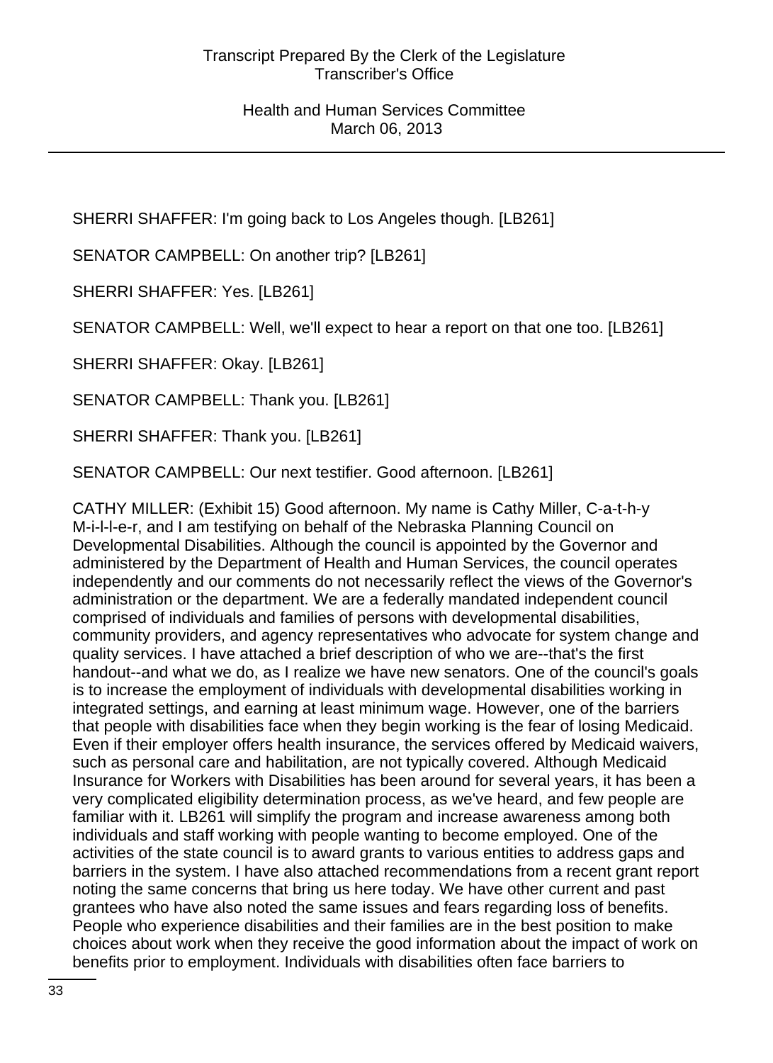SHERRI SHAFFER: I'm going back to Los Angeles though. [LB261]

SENATOR CAMPBELL: On another trip? [LB261]

SHERRI SHAFFER: Yes. [LB261]

SENATOR CAMPBELL: Well, we'll expect to hear a report on that one too. [LB261]

SHERRI SHAFFER: Okay. [LB261]

SENATOR CAMPBELL: Thank you. [LB261]

SHERRI SHAFFER: Thank you. [LB261]

SENATOR CAMPBELL: Our next testifier. Good afternoon. [LB261]

CATHY MILLER: (Exhibit 15) Good afternoon. My name is Cathy Miller, C-a-t-h-y M-i-l-l-e-r, and I am testifying on behalf of the Nebraska Planning Council on Developmental Disabilities. Although the council is appointed by the Governor and administered by the Department of Health and Human Services, the council operates independently and our comments do not necessarily reflect the views of the Governor's administration or the department. We are a federally mandated independent council comprised of individuals and families of persons with developmental disabilities, community providers, and agency representatives who advocate for system change and quality services. I have attached a brief description of who we are--that's the first handout--and what we do, as I realize we have new senators. One of the council's goals is to increase the employment of individuals with developmental disabilities working in integrated settings, and earning at least minimum wage. However, one of the barriers that people with disabilities face when they begin working is the fear of losing Medicaid. Even if their employer offers health insurance, the services offered by Medicaid waivers, such as personal care and habilitation, are not typically covered. Although Medicaid Insurance for Workers with Disabilities has been around for several years, it has been a very complicated eligibility determination process, as we've heard, and few people are familiar with it. LB261 will simplify the program and increase awareness among both individuals and staff working with people wanting to become employed. One of the activities of the state council is to award grants to various entities to address gaps and barriers in the system. I have also attached recommendations from a recent grant report noting the same concerns that bring us here today. We have other current and past grantees who have also noted the same issues and fears regarding loss of benefits. People who experience disabilities and their families are in the best position to make choices about work when they receive the good information about the impact of work on benefits prior to employment. Individuals with disabilities often face barriers to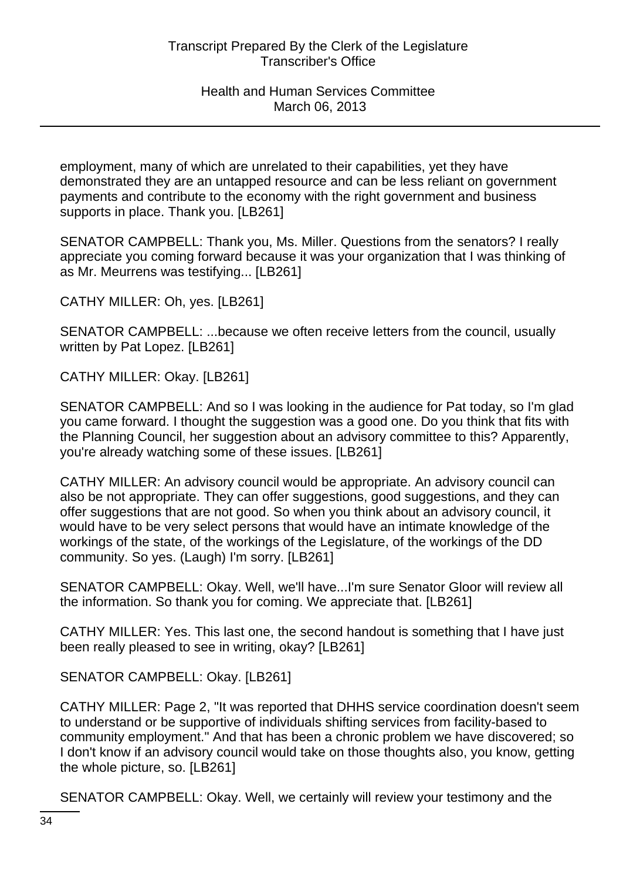employment, many of which are unrelated to their capabilities, yet they have demonstrated they are an untapped resource and can be less reliant on government payments and contribute to the economy with the right government and business supports in place. Thank you. [LB261]

SENATOR CAMPBELL: Thank you, Ms. Miller. Questions from the senators? I really appreciate you coming forward because it was your organization that I was thinking of as Mr. Meurrens was testifying... [LB261]

CATHY MILLER: Oh, yes. [LB261]

SENATOR CAMPBELL: ...because we often receive letters from the council, usually written by Pat Lopez. [LB261]

CATHY MILLER: Okay. [LB261]

SENATOR CAMPBELL: And so I was looking in the audience for Pat today, so I'm glad you came forward. I thought the suggestion was a good one. Do you think that fits with the Planning Council, her suggestion about an advisory committee to this? Apparently, you're already watching some of these issues. [LB261]

CATHY MILLER: An advisory council would be appropriate. An advisory council can also be not appropriate. They can offer suggestions, good suggestions, and they can offer suggestions that are not good. So when you think about an advisory council, it would have to be very select persons that would have an intimate knowledge of the workings of the state, of the workings of the Legislature, of the workings of the DD community. So yes. (Laugh) I'm sorry. [LB261]

SENATOR CAMPBELL: Okay. Well, we'll have...I'm sure Senator Gloor will review all the information. So thank you for coming. We appreciate that. [LB261]

CATHY MILLER: Yes. This last one, the second handout is something that I have just been really pleased to see in writing, okay? [LB261]

SENATOR CAMPBELL: Okay. [LB261]

CATHY MILLER: Page 2, "It was reported that DHHS service coordination doesn't seem to understand or be supportive of individuals shifting services from facility-based to community employment." And that has been a chronic problem we have discovered; so I don't know if an advisory council would take on those thoughts also, you know, getting the whole picture, so. [LB261]

SENATOR CAMPBELL: Okay. Well, we certainly will review your testimony and the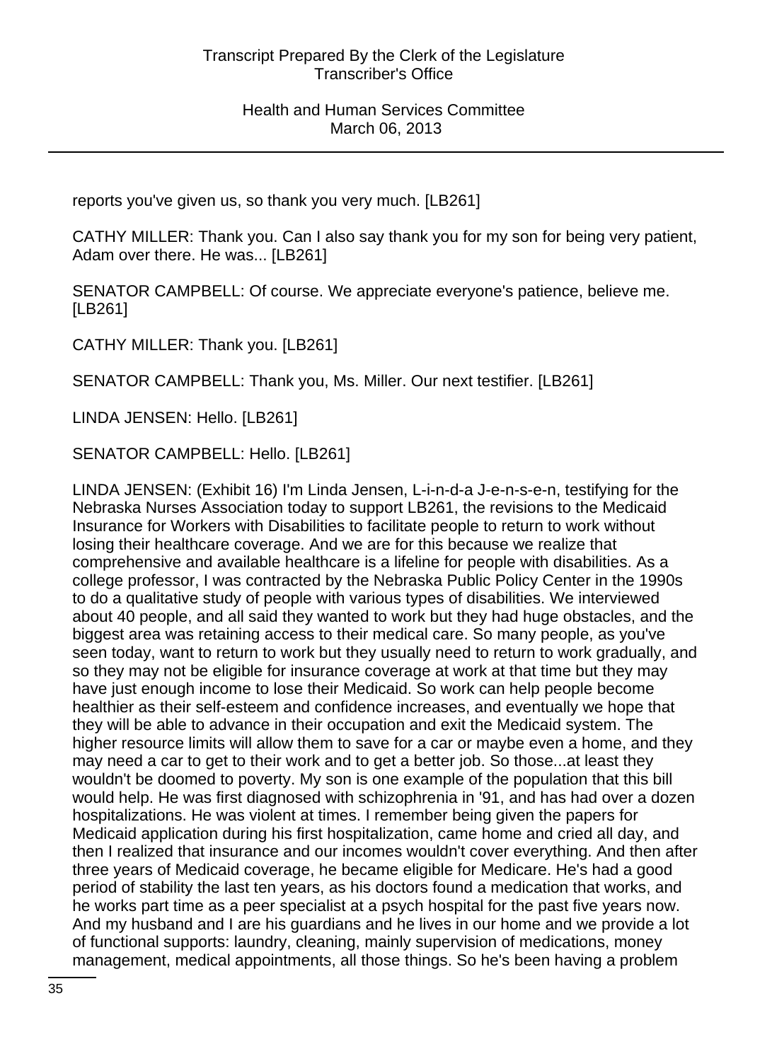reports you've given us, so thank you very much. [LB261]

CATHY MILLER: Thank you. Can I also say thank you for my son for being very patient, Adam over there. He was... [LB261]

SENATOR CAMPBELL: Of course. We appreciate everyone's patience, believe me. [LB261]

CATHY MILLER: Thank you. [LB261]

SENATOR CAMPBELL: Thank you, Ms. Miller. Our next testifier. [LB261]

LINDA JENSEN: Hello. [LB261]

SENATOR CAMPBELL: Hello. [LB261]

LINDA JENSEN: (Exhibit 16) I'm Linda Jensen, L-i-n-d-a J-e-n-s-e-n, testifying for the Nebraska Nurses Association today to support LB261, the revisions to the Medicaid Insurance for Workers with Disabilities to facilitate people to return to work without losing their healthcare coverage. And we are for this because we realize that comprehensive and available healthcare is a lifeline for people with disabilities. As a college professor, I was contracted by the Nebraska Public Policy Center in the 1990s to do a qualitative study of people with various types of disabilities. We interviewed about 40 people, and all said they wanted to work but they had huge obstacles, and the biggest area was retaining access to their medical care. So many people, as you've seen today, want to return to work but they usually need to return to work gradually, and so they may not be eligible for insurance coverage at work at that time but they may have just enough income to lose their Medicaid. So work can help people become healthier as their self-esteem and confidence increases, and eventually we hope that they will be able to advance in their occupation and exit the Medicaid system. The higher resource limits will allow them to save for a car or maybe even a home, and they may need a car to get to their work and to get a better job. So those...at least they wouldn't be doomed to poverty. My son is one example of the population that this bill would help. He was first diagnosed with schizophrenia in '91, and has had over a dozen hospitalizations. He was violent at times. I remember being given the papers for Medicaid application during his first hospitalization, came home and cried all day, and then I realized that insurance and our incomes wouldn't cover everything. And then after three years of Medicaid coverage, he became eligible for Medicare. He's had a good period of stability the last ten years, as his doctors found a medication that works, and he works part time as a peer specialist at a psych hospital for the past five years now. And my husband and I are his guardians and he lives in our home and we provide a lot of functional supports: laundry, cleaning, mainly supervision of medications, money management, medical appointments, all those things. So he's been having a problem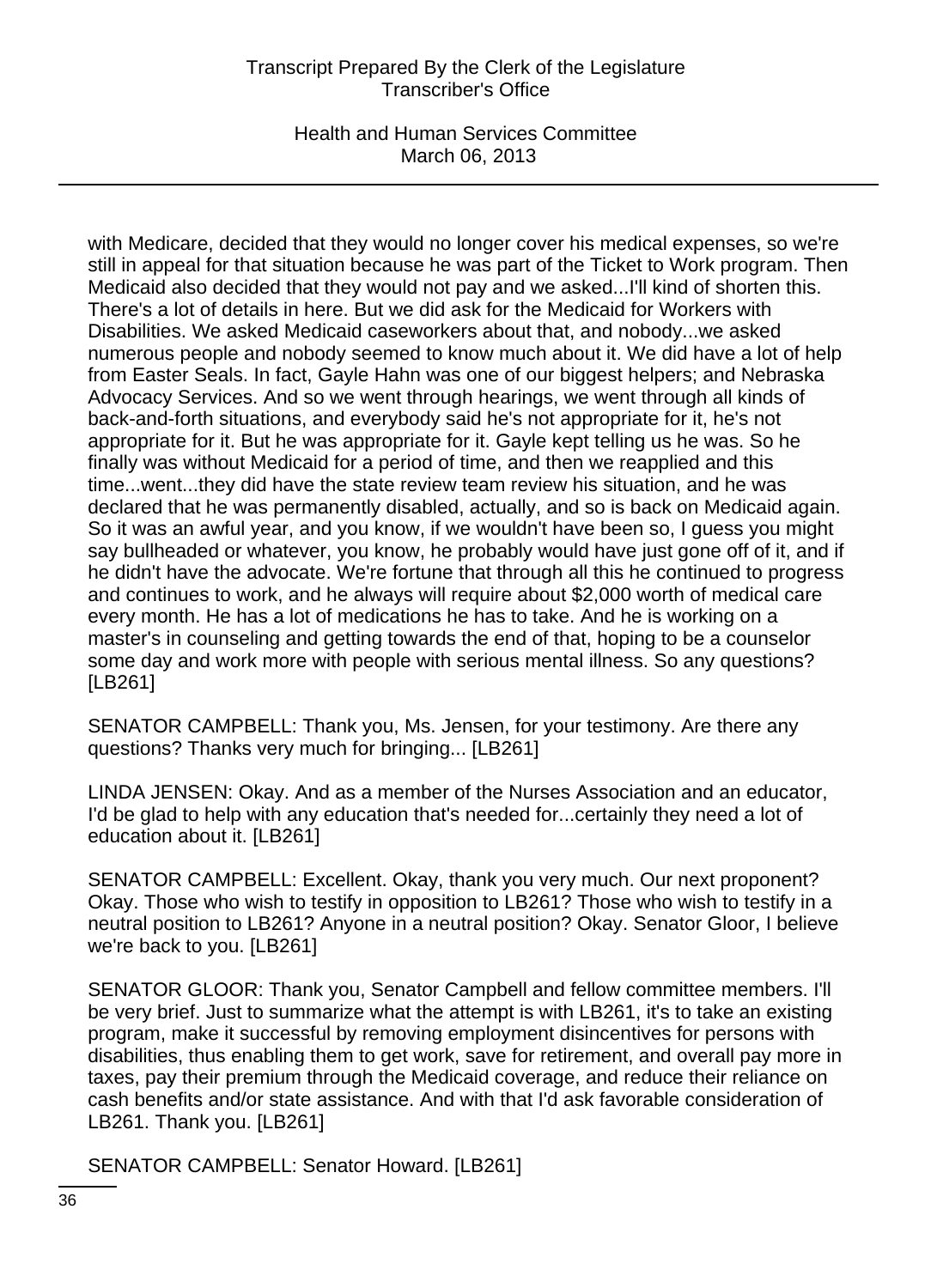with Medicare, decided that they would no longer cover his medical expenses, so we're still in appeal for that situation because he was part of the Ticket to Work program. Then Medicaid also decided that they would not pay and we asked...I'll kind of shorten this. There's a lot of details in here. But we did ask for the Medicaid for Workers with Disabilities. We asked Medicaid caseworkers about that, and nobody...we asked numerous people and nobody seemed to know much about it. We did have a lot of help from Easter Seals. In fact, Gayle Hahn was one of our biggest helpers; and Nebraska Advocacy Services. And so we went through hearings, we went through all kinds of back-and-forth situations, and everybody said he's not appropriate for it, he's not appropriate for it. But he was appropriate for it. Gayle kept telling us he was. So he finally was without Medicaid for a period of time, and then we reapplied and this time...went...they did have the state review team review his situation, and he was declared that he was permanently disabled, actually, and so is back on Medicaid again. So it was an awful year, and you know, if we wouldn't have been so, I guess you might say bullheaded or whatever, you know, he probably would have just gone off of it, and if he didn't have the advocate. We're fortune that through all this he continued to progress and continues to work, and he always will require about $2,000 worth of medical care every month. He has a lot of medications he has to take. And he is working on a master's in counseling and getting towards the end of that, hoping to be a counselor some day and work more with people with serious mental illness. So any questions? [LB261]

SENATOR CAMPBELL: Thank you, Ms. Jensen, for your testimony. Are there any questions? Thanks very much for bringing... [LB261]

LINDA JENSEN: Okay. And as a member of the Nurses Association and an educator, I'd be glad to help with any education that's needed for...certainly they need a lot of education about it. [LB261]

SENATOR CAMPBELL: Excellent. Okay, thank you very much. Our next proponent? Okay. Those who wish to testify in opposition to LB261? Those who wish to testify in a neutral position to LB261? Anyone in a neutral position? Okay. Senator Gloor, I believe we're back to you. [LB261]

SENATOR GLOOR: Thank you, Senator Campbell and fellow committee members. I'll be very brief. Just to summarize what the attempt is with LB261, it's to take an existing program, make it successful by removing employment disincentives for persons with disabilities, thus enabling them to get work, save for retirement, and overall pay more in taxes, pay their premium through the Medicaid coverage, and reduce their reliance on cash benefits and/or state assistance. And with that I'd ask favorable consideration of LB261. Thank you. [LB261]

SENATOR CAMPBELL: Senator Howard. [LB261]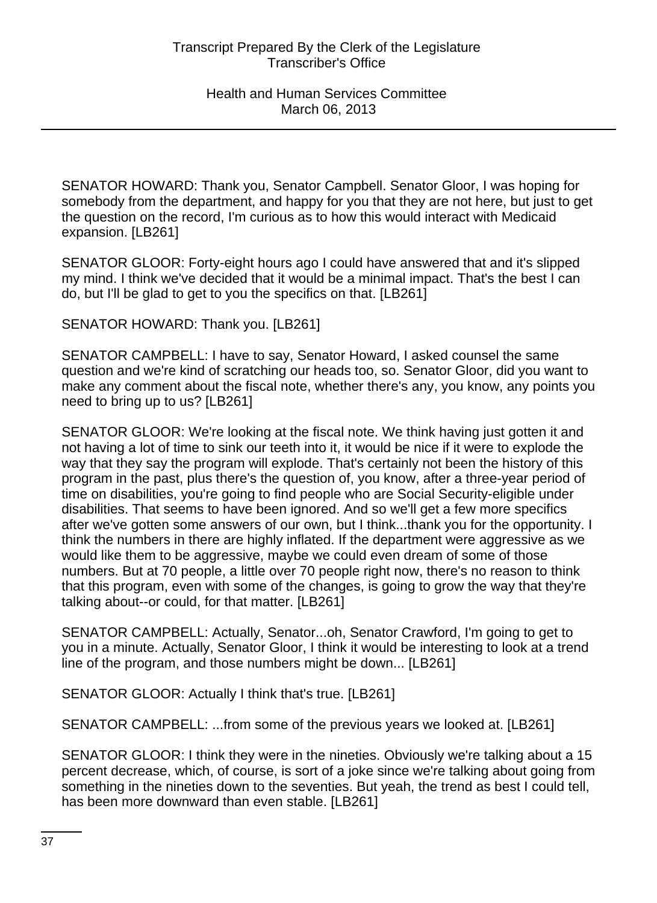SENATOR HOWARD: Thank you, Senator Campbell. Senator Gloor, I was hoping for somebody from the department, and happy for you that they are not here, but just to get the question on the record, I'm curious as to how this would interact with Medicaid expansion. [LB261]

SENATOR GLOOR: Forty-eight hours ago I could have answered that and it's slipped my mind. I think we've decided that it would be a minimal impact. That's the best I can do, but I'll be glad to get to you the specifics on that. [LB261]

SENATOR HOWARD: Thank you. [LB261]

SENATOR CAMPBELL: I have to say, Senator Howard, I asked counsel the same question and we're kind of scratching our heads too, so. Senator Gloor, did you want to make any comment about the fiscal note, whether there's any, you know, any points you need to bring up to us? [LB261]

SENATOR GLOOR: We're looking at the fiscal note. We think having just gotten it and not having a lot of time to sink our teeth into it, it would be nice if it were to explode the way that they say the program will explode. That's certainly not been the history of this program in the past, plus there's the question of, you know, after a three-year period of time on disabilities, you're going to find people who are Social Security-eligible under disabilities. That seems to have been ignored. And so we'll get a few more specifics after we've gotten some answers of our own, but I think...thank you for the opportunity. I think the numbers in there are highly inflated. If the department were aggressive as we would like them to be aggressive, maybe we could even dream of some of those numbers. But at 70 people, a little over 70 people right now, there's no reason to think that this program, even with some of the changes, is going to grow the way that they're talking about--or could, for that matter. [LB261]

SENATOR CAMPBELL: Actually, Senator...oh, Senator Crawford, I'm going to get to you in a minute. Actually, Senator Gloor, I think it would be interesting to look at a trend line of the program, and those numbers might be down... [LB261]

SENATOR GLOOR: Actually I think that's true. [LB261]

SENATOR CAMPBELL: ...from some of the previous years we looked at. [LB261]

SENATOR GLOOR: I think they were in the nineties. Obviously we're talking about a 15 percent decrease, which, of course, is sort of a joke since we're talking about going from something in the nineties down to the seventies. But yeah, the trend as best I could tell, has been more downward than even stable. [LB261]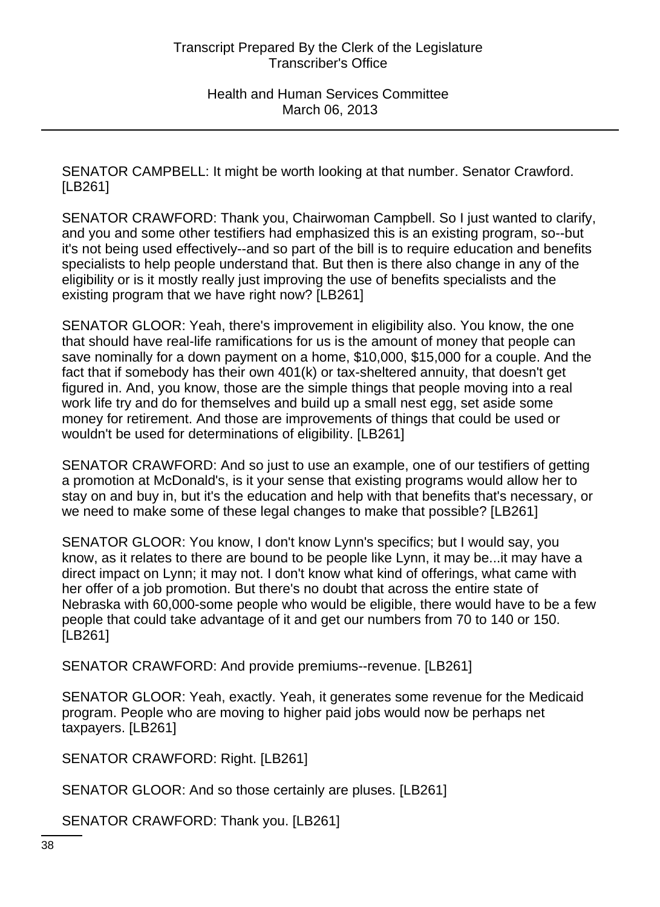SENATOR CAMPBELL: It might be worth looking at that number. Senator Crawford. [LB261]

SENATOR CRAWFORD: Thank you, Chairwoman Campbell. So I just wanted to clarify, and you and some other testifiers had emphasized this is an existing program, so--but it's not being used effectively--and so part of the bill is to require education and benefits specialists to help people understand that. But then is there also change in any of the eligibility or is it mostly really just improving the use of benefits specialists and the existing program that we have right now? [LB261]

SENATOR GLOOR: Yeah, there's improvement in eligibility also. You know, the one that should have real-life ramifications for us is the amount of money that people can save nominally for a down payment on a home, $10,000, $15,000 for a couple. And the fact that if somebody has their own 401(k) or tax-sheltered annuity, that doesn't get figured in. And, you know, those are the simple things that people moving into a real work life try and do for themselves and build up a small nest egg, set aside some money for retirement. And those are improvements of things that could be used or wouldn't be used for determinations of eligibility. [LB261]

SENATOR CRAWFORD: And so just to use an example, one of our testifiers of getting a promotion at McDonald's, is it your sense that existing programs would allow her to stay on and buy in, but it's the education and help with that benefits that's necessary, or we need to make some of these legal changes to make that possible? [LB261]

SENATOR GLOOR: You know, I don't know Lynn's specifics; but I would say, you know, as it relates to there are bound to be people like Lynn, it may be...it may have a direct impact on Lynn; it may not. I don't know what kind of offerings, what came with her offer of a job promotion. But there's no doubt that across the entire state of Nebraska with 60,000-some people who would be eligible, there would have to be a few people that could take advantage of it and get our numbers from 70 to 140 or 150. [LB261]

SENATOR CRAWFORD: And provide premiums--revenue. [LB261]

SENATOR GLOOR: Yeah, exactly. Yeah, it generates some revenue for the Medicaid program. People who are moving to higher paid jobs would now be perhaps net taxpayers. [LB261]

SENATOR CRAWFORD: Right. [LB261]

SENATOR GLOOR: And so those certainly are pluses. [LB261]

SENATOR CRAWFORD: Thank you. [LB261]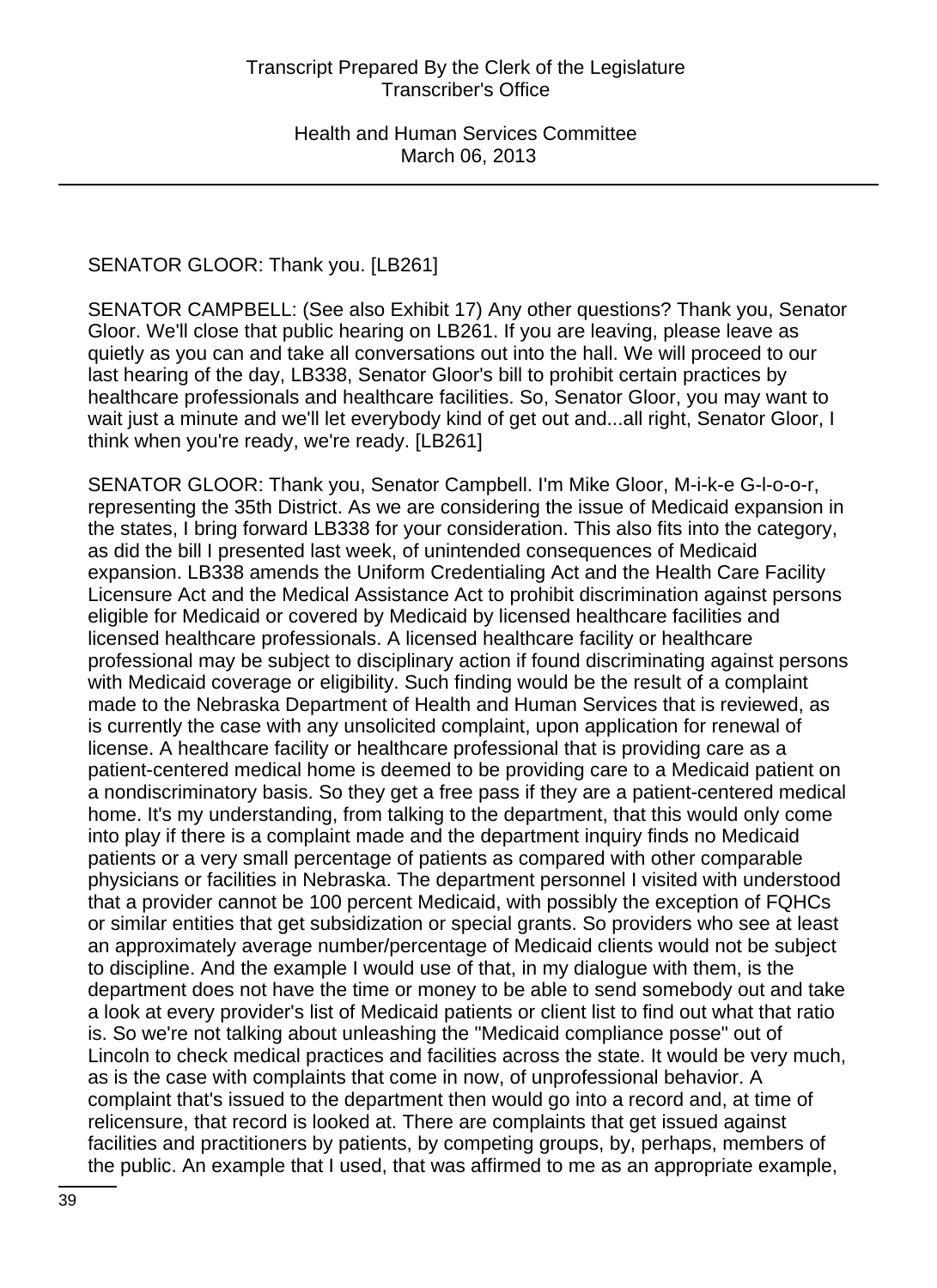SENATOR GLOOR: Thank you. [LB261]

SENATOR CAMPBELL: (See also Exhibit 17) Any other questions? Thank you, Senator Gloor. We'll close that public hearing on LB261. If you are leaving, please leave as quietly as you can and take all conversations out into the hall. We will proceed to our last hearing of the day, LB338, Senator Gloor's bill to prohibit certain practices by healthcare professionals and healthcare facilities. So, Senator Gloor, you may want to wait just a minute and we'll let everybody kind of get out and...all right, Senator Gloor, I think when you're ready, we're ready. [LB261]

SENATOR GLOOR: Thank you, Senator Campbell. I'm Mike Gloor, M-i-k-e G-l-o-o-r, representing the 35th District. As we are considering the issue of Medicaid expansion in the states, I bring forward LB338 for your consideration. This also fits into the category, as did the bill I presented last week, of unintended consequences of Medicaid expansion. LB338 amends the Uniform Credentialing Act and the Health Care Facility Licensure Act and the Medical Assistance Act to prohibit discrimination against persons eligible for Medicaid or covered by Medicaid by licensed healthcare facilities and licensed healthcare professionals. A licensed healthcare facility or healthcare professional may be subject to disciplinary action if found discriminating against persons with Medicaid coverage or eligibility. Such finding would be the result of a complaint made to the Nebraska Department of Health and Human Services that is reviewed, as is currently the case with any unsolicited complaint, upon application for renewal of license. A healthcare facility or healthcare professional that is providing care as a patient-centered medical home is deemed to be providing care to a Medicaid patient on a nondiscriminatory basis. So they get a free pass if they are a patient-centered medical home. It's my understanding, from talking to the department, that this would only come into play if there is a complaint made and the department inquiry finds no Medicaid patients or a very small percentage of patients as compared with other comparable physicians or facilities in Nebraska. The department personnel I visited with understood that a provider cannot be 100 percent Medicaid, with possibly the exception of FQHCs or similar entities that get subsidization or special grants. So providers who see at least an approximately average number/percentage of Medicaid clients would not be subject to discipline. And the example I would use of that, in my dialogue with them, is the department does not have the time or money to be able to send somebody out and take a look at every provider's list of Medicaid patients or client list to find out what that ratio is. So we're not talking about unleashing the "Medicaid compliance posse" out of Lincoln to check medical practices and facilities across the state. It would be very much, as is the case with complaints that come in now, of unprofessional behavior. A complaint that's issued to the department then would go into a record and, at time of relicensure, that record is looked at. There are complaints that get issued against facilities and practitioners by patients, by competing groups, by, perhaps, members of the public. An example that I used, that was affirmed to me as an appropriate example,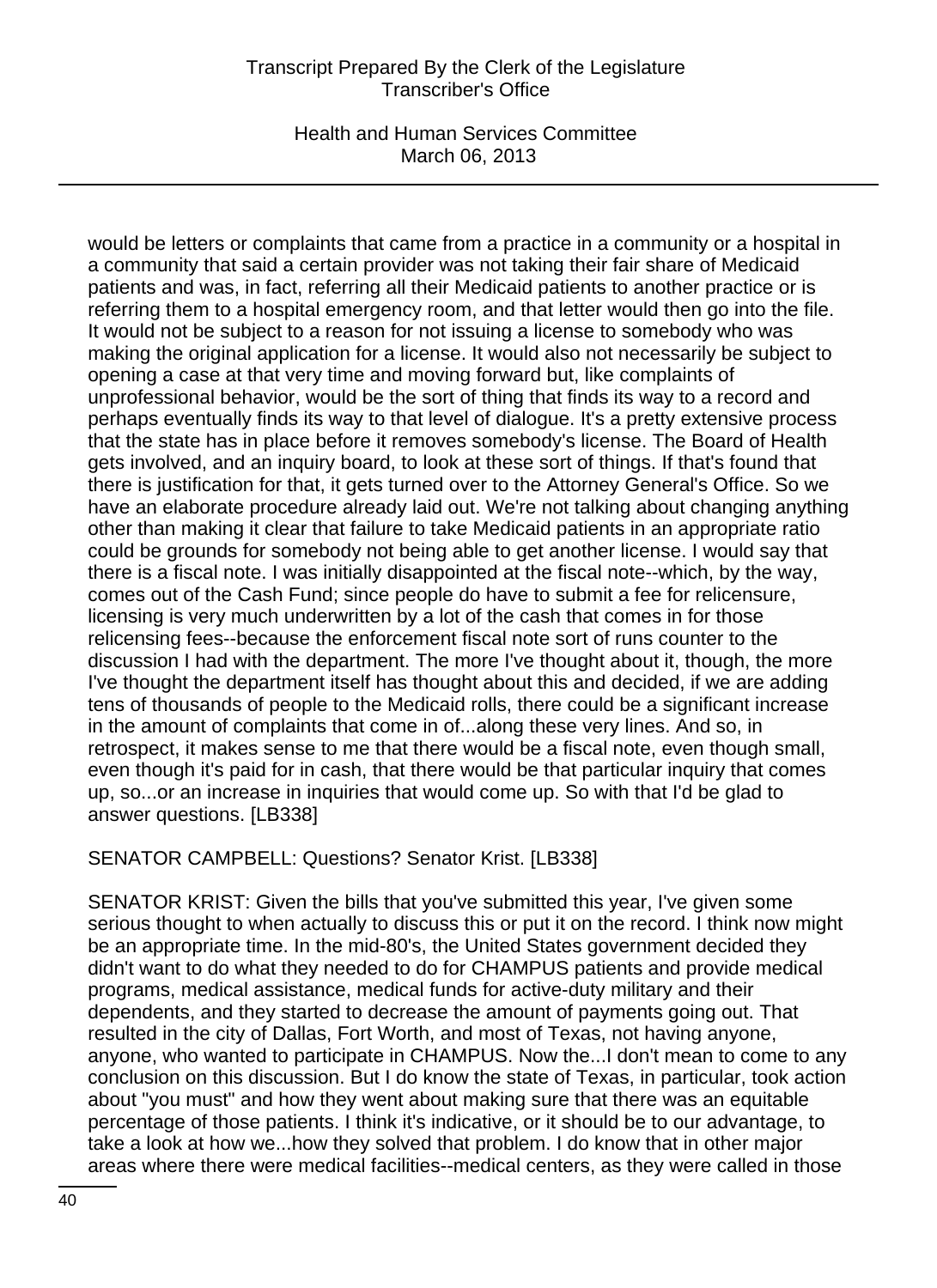would be letters or complaints that came from a practice in a community or a hospital in a community that said a certain provider was not taking their fair share of Medicaid patients and was, in fact, referring all their Medicaid patients to another practice or is referring them to a hospital emergency room, and that letter would then go into the file. It would not be subject to a reason for not issuing a license to somebody who was making the original application for a license. It would also not necessarily be subject to opening a case at that very time and moving forward but, like complaints of unprofessional behavior, would be the sort of thing that finds its way to a record and perhaps eventually finds its way to that level of dialogue. It's a pretty extensive process that the state has in place before it removes somebody's license. The Board of Health gets involved, and an inquiry board, to look at these sort of things. If that's found that there is justification for that, it gets turned over to the Attorney General's Office. So we have an elaborate procedure already laid out. We're not talking about changing anything other than making it clear that failure to take Medicaid patients in an appropriate ratio could be grounds for somebody not being able to get another license. I would say that there is a fiscal note. I was initially disappointed at the fiscal note--which, by the way, comes out of the Cash Fund; since people do have to submit a fee for relicensure, licensing is very much underwritten by a lot of the cash that comes in for those relicensing fees--because the enforcement fiscal note sort of runs counter to the discussion I had with the department. The more I've thought about it, though, the more I've thought the department itself has thought about this and decided, if we are adding tens of thousands of people to the Medicaid rolls, there could be a significant increase in the amount of complaints that come in of...along these very lines. And so, in retrospect, it makes sense to me that there would be a fiscal note, even though small, even though it's paid for in cash, that there would be that particular inquiry that comes up, so...or an increase in inquiries that would come up. So with that I'd be glad to answer questions. [LB338]

SENATOR CAMPBELL: Questions? Senator Krist. [LB338]

SENATOR KRIST: Given the bills that you've submitted this year, I've given some serious thought to when actually to discuss this or put it on the record. I think now might be an appropriate time. In the mid-80's, the United States government decided they didn't want to do what they needed to do for CHAMPUS patients and provide medical programs, medical assistance, medical funds for active-duty military and their dependents, and they started to decrease the amount of payments going out. That resulted in the city of Dallas, Fort Worth, and most of Texas, not having anyone, anyone, who wanted to participate in CHAMPUS. Now the...I don't mean to come to any conclusion on this discussion. But I do know the state of Texas, in particular, took action about "you must" and how they went about making sure that there was an equitable percentage of those patients. I think it's indicative, or it should be to our advantage, to take a look at how we...how they solved that problem. I do know that in other major areas where there were medical facilities--medical centers, as they were called in those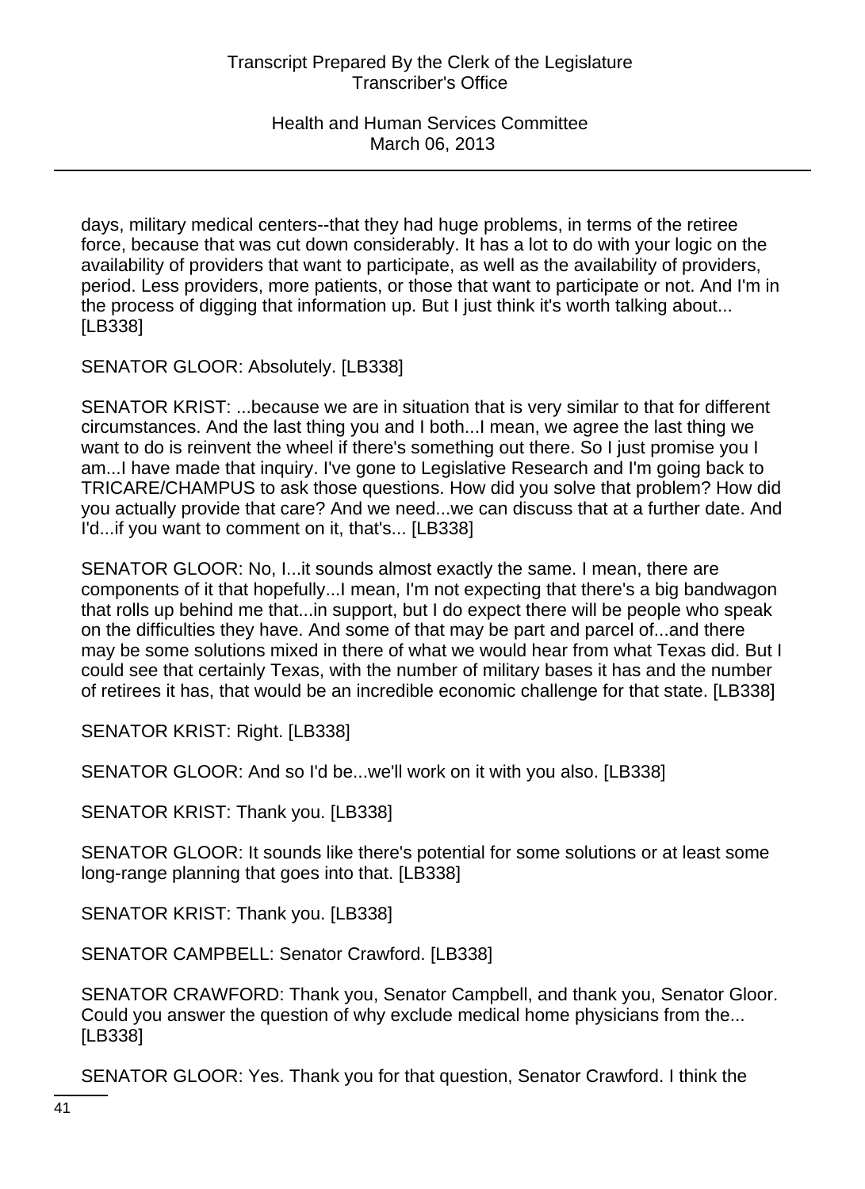days, military medical centers--that they had huge problems, in terms of the retiree force, because that was cut down considerably. It has a lot to do with your logic on the availability of providers that want to participate, as well as the availability of providers, period. Less providers, more patients, or those that want to participate or not. And I'm in the process of digging that information up. But I just think it's worth talking about... [LB338]

SENATOR GLOOR: Absolutely. [LB338]

SENATOR KRIST: ...because we are in situation that is very similar to that for different circumstances. And the last thing you and I both...I mean, we agree the last thing we want to do is reinvent the wheel if there's something out there. So I just promise you I am...I have made that inquiry. I've gone to Legislative Research and I'm going back to TRICARE/CHAMPUS to ask those questions. How did you solve that problem? How did you actually provide that care? And we need...we can discuss that at a further date. And I'd...if you want to comment on it, that's... [LB338]

SENATOR GLOOR: No, I...it sounds almost exactly the same. I mean, there are components of it that hopefully...I mean, I'm not expecting that there's a big bandwagon that rolls up behind me that...in support, but I do expect there will be people who speak on the difficulties they have. And some of that may be part and parcel of...and there may be some solutions mixed in there of what we would hear from what Texas did. But I could see that certainly Texas, with the number of military bases it has and the number of retirees it has, that would be an incredible economic challenge for that state. [LB338]

SENATOR KRIST: Right. [LB338]

SENATOR GLOOR: And so I'd be...we'll work on it with you also. [LB338]

SENATOR KRIST: Thank you. [LB338]

SENATOR GLOOR: It sounds like there's potential for some solutions or at least some long-range planning that goes into that. [LB338]

SENATOR KRIST: Thank you. [LB338]

SENATOR CAMPBELL: Senator Crawford. [LB338]

SENATOR CRAWFORD: Thank you, Senator Campbell, and thank you, Senator Gloor. Could you answer the question of why exclude medical home physicians from the... [LB338]

SENATOR GLOOR: Yes. Thank you for that question, Senator Crawford. I think the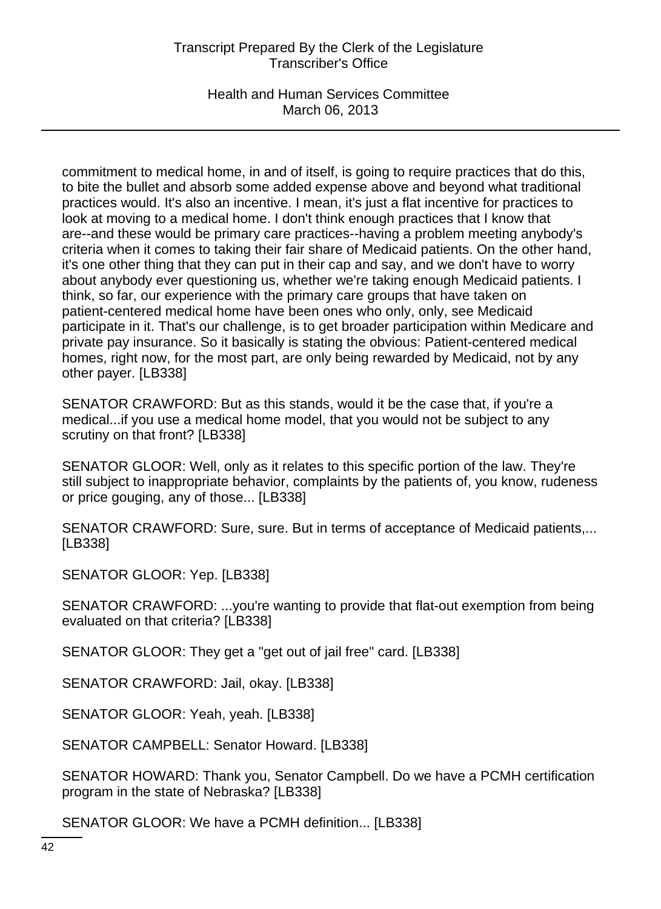commitment to medical home, in and of itself, is going to require practices that do this, to bite the bullet and absorb some added expense above and beyond what traditional practices would. It's also an incentive. I mean, it's just a flat incentive for practices to look at moving to a medical home. I don't think enough practices that I know that are--and these would be primary care practices--having a problem meeting anybody's criteria when it comes to taking their fair share of Medicaid patients. On the other hand, it's one other thing that they can put in their cap and say, and we don't have to worry about anybody ever questioning us, whether we're taking enough Medicaid patients. I think, so far, our experience with the primary care groups that have taken on patient-centered medical home have been ones who only, only, see Medicaid participate in it. That's our challenge, is to get broader participation within Medicare and private pay insurance. So it basically is stating the obvious: Patient-centered medical homes, right now, for the most part, are only being rewarded by Medicaid, not by any other payer. [LB338]

SENATOR CRAWFORD: But as this stands, would it be the case that, if you're a medical...if you use a medical home model, that you would not be subject to any scrutiny on that front? [LB338]

SENATOR GLOOR: Well, only as it relates to this specific portion of the law. They're still subject to inappropriate behavior, complaints by the patients of, you know, rudeness or price gouging, any of those... [LB338]

SENATOR CRAWFORD: Sure, sure. But in terms of acceptance of Medicaid patients,... [LB338]

SENATOR GLOOR: Yep. [LB338]

SENATOR CRAWFORD: ...you're wanting to provide that flat-out exemption from being evaluated on that criteria? [LB338]

SENATOR GLOOR: They get a "get out of jail free" card. [LB338]

SENATOR CRAWFORD: Jail, okay. [LB338]

SENATOR GLOOR: Yeah, yeah. [LB338]

SENATOR CAMPBELL: Senator Howard. [LB338]

SENATOR HOWARD: Thank you, Senator Campbell. Do we have a PCMH certification program in the state of Nebraska? [LB338]

SENATOR GLOOR: We have a PCMH definition... [LB338]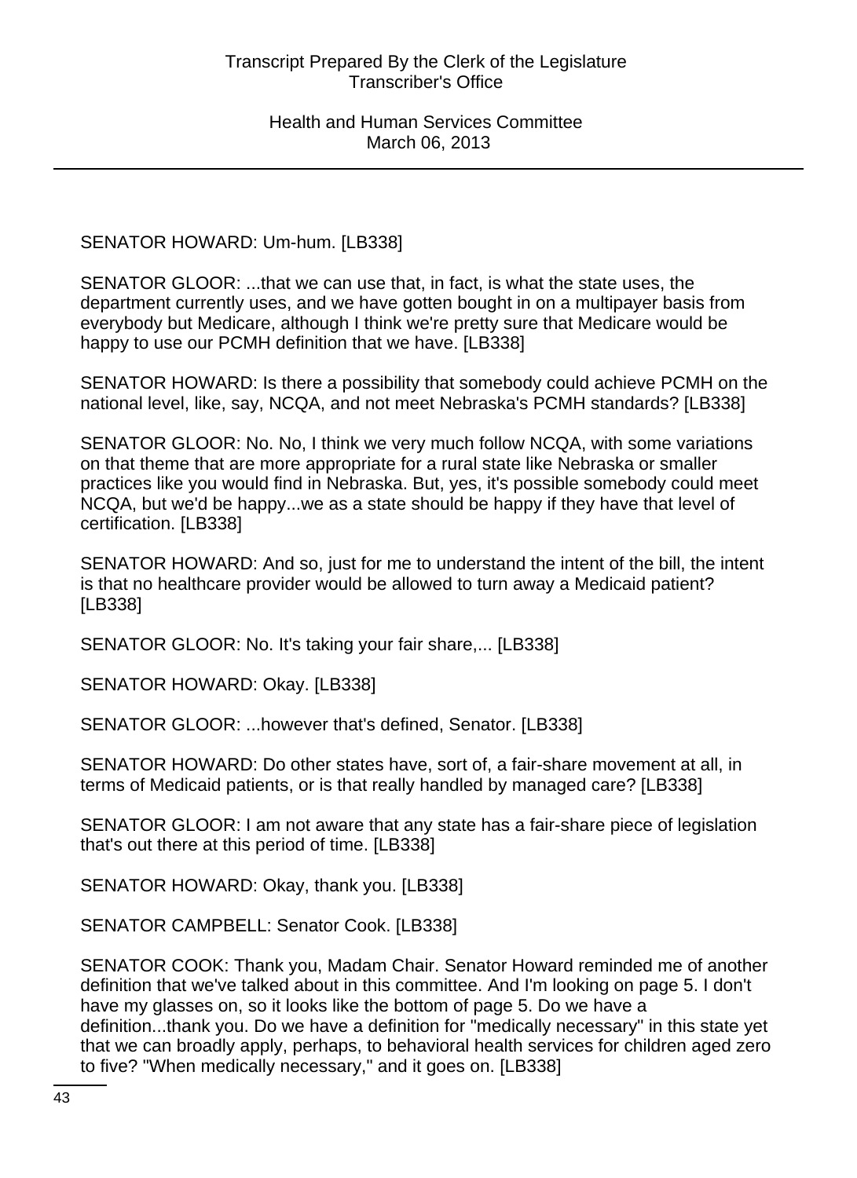SENATOR HOWARD: Um-hum. [LB338]

SENATOR GLOOR: ...that we can use that, in fact, is what the state uses, the department currently uses, and we have gotten bought in on a multipayer basis from everybody but Medicare, although I think we're pretty sure that Medicare would be happy to use our PCMH definition that we have. [LB338]

SENATOR HOWARD: Is there a possibility that somebody could achieve PCMH on the national level, like, say, NCQA, and not meet Nebraska's PCMH standards? [LB338]

SENATOR GLOOR: No. No, I think we very much follow NCQA, with some variations on that theme that are more appropriate for a rural state like Nebraska or smaller practices like you would find in Nebraska. But, yes, it's possible somebody could meet NCQA, but we'd be happy...we as a state should be happy if they have that level of certification. [LB338]

SENATOR HOWARD: And so, just for me to understand the intent of the bill, the intent is that no healthcare provider would be allowed to turn away a Medicaid patient? [LB338]

SENATOR GLOOR: No. It's taking your fair share,... [LB338]

SENATOR HOWARD: Okay. [LB338]

SENATOR GLOOR: ...however that's defined, Senator. [LB338]

SENATOR HOWARD: Do other states have, sort of, a fair-share movement at all, in terms of Medicaid patients, or is that really handled by managed care? [LB338]

SENATOR GLOOR: I am not aware that any state has a fair-share piece of legislation that's out there at this period of time. [LB338]

SENATOR HOWARD: Okay, thank you. [LB338]

SENATOR CAMPBELL: Senator Cook. [LB338]

SENATOR COOK: Thank you, Madam Chair. Senator Howard reminded me of another definition that we've talked about in this committee. And I'm looking on page 5. I don't have my glasses on, so it looks like the bottom of page 5. Do we have a definition...thank you. Do we have a definition for "medically necessary" in this state yet that we can broadly apply, perhaps, to behavioral health services for children aged zero to five? "When medically necessary," and it goes on. [LB338]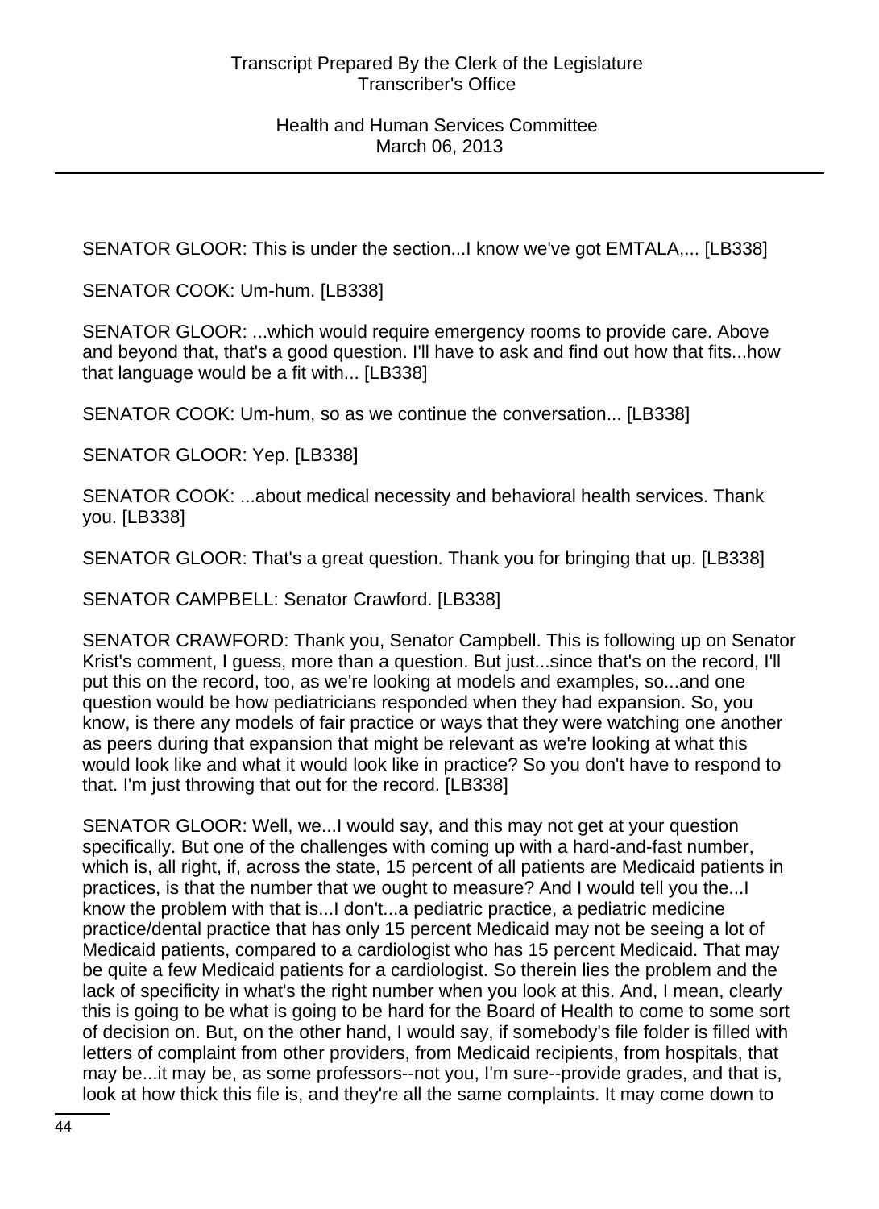SENATOR GLOOR: This is under the section...I know we've got EMTALA,... [LB338]

SENATOR COOK: Um-hum. [LB338]

SENATOR GLOOR: ...which would require emergency rooms to provide care. Above and beyond that, that's a good question. I'll have to ask and find out how that fits...how that language would be a fit with... [LB338]

SENATOR COOK: Um-hum, so as we continue the conversation... [LB338]

SENATOR GLOOR: Yep. [LB338]

SENATOR COOK: ...about medical necessity and behavioral health services. Thank you. [LB338]

SENATOR GLOOR: That's a great question. Thank you for bringing that up. [LB338]

SENATOR CAMPBELL: Senator Crawford. [LB338]

SENATOR CRAWFORD: Thank you, Senator Campbell. This is following up on Senator Krist's comment, I guess, more than a question. But just...since that's on the record, I'll put this on the record, too, as we're looking at models and examples, so...and one question would be how pediatricians responded when they had expansion. So, you know, is there any models of fair practice or ways that they were watching one another as peers during that expansion that might be relevant as we're looking at what this would look like and what it would look like in practice? So you don't have to respond to that. I'm just throwing that out for the record. [LB338]

SENATOR GLOOR: Well, we...I would say, and this may not get at your question specifically. But one of the challenges with coming up with a hard-and-fast number, which is, all right, if, across the state, 15 percent of all patients are Medicaid patients in practices, is that the number that we ought to measure? And I would tell you the...I know the problem with that is...I don't...a pediatric practice, a pediatric medicine practice/dental practice that has only 15 percent Medicaid may not be seeing a lot of Medicaid patients, compared to a cardiologist who has 15 percent Medicaid. That may be quite a few Medicaid patients for a cardiologist. So therein lies the problem and the lack of specificity in what's the right number when you look at this. And, I mean, clearly this is going to be what is going to be hard for the Board of Health to come to some sort of decision on. But, on the other hand, I would say, if somebody's file folder is filled with letters of complaint from other providers, from Medicaid recipients, from hospitals, that may be...it may be, as some professors--not you, I'm sure--provide grades, and that is, look at how thick this file is, and they're all the same complaints. It may come down to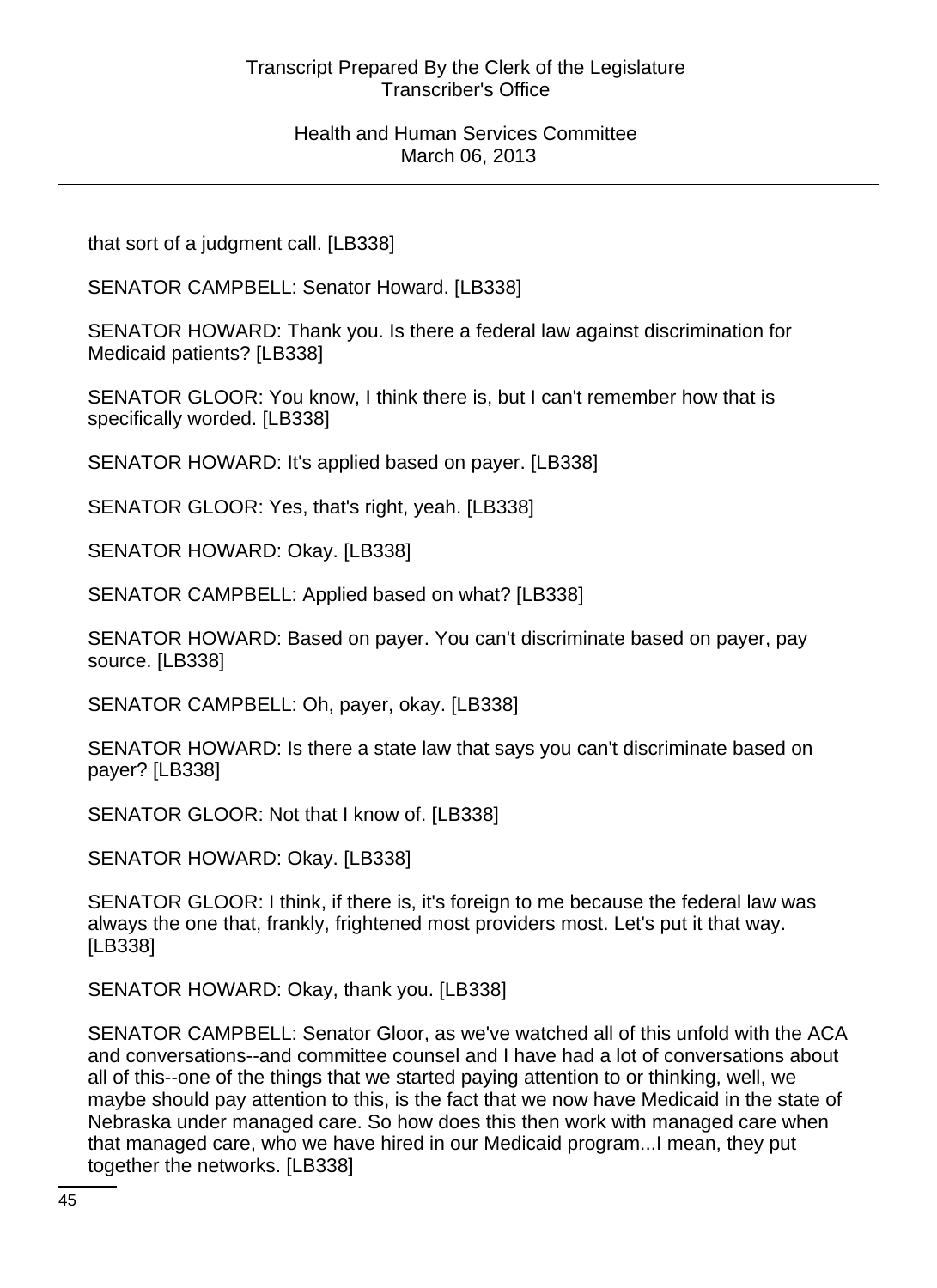that sort of a judgment call. [LB338]

SENATOR CAMPBELL: Senator Howard. [LB338]

SENATOR HOWARD: Thank you. Is there a federal law against discrimination for Medicaid patients? [LB338]

SENATOR GLOOR: You know, I think there is, but I can't remember how that is specifically worded. [LB338]

SENATOR HOWARD: It's applied based on payer. [LB338]

SENATOR GLOOR: Yes, that's right, yeah. [LB338]

SENATOR HOWARD: Okay. [LB338]

SENATOR CAMPBELL: Applied based on what? [LB338]

SENATOR HOWARD: Based on payer. You can't discriminate based on payer, pay source. [LB338]

SENATOR CAMPBELL: Oh, payer, okay. [LB338]

SENATOR HOWARD: Is there a state law that says you can't discriminate based on payer? [LB338]

SENATOR GLOOR: Not that I know of. [LB338]

SENATOR HOWARD: Okay. [LB338]

SENATOR GLOOR: I think, if there is, it's foreign to me because the federal law was always the one that, frankly, frightened most providers most. Let's put it that way. [LB338]

SENATOR HOWARD: Okay, thank you. [LB338]

SENATOR CAMPBELL: Senator Gloor, as we've watched all of this unfold with the ACA and conversations--and committee counsel and I have had a lot of conversations about all of this--one of the things that we started paying attention to or thinking, well, we maybe should pay attention to this, is the fact that we now have Medicaid in the state of Nebraska under managed care. So how does this then work with managed care when that managed care, who we have hired in our Medicaid program...I mean, they put together the networks. [LB338]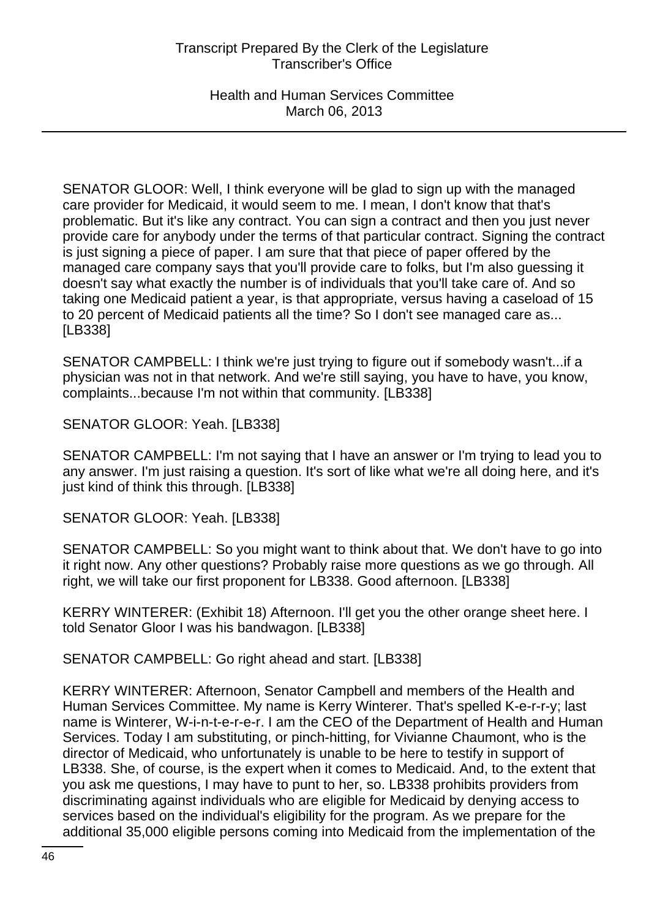SENATOR GLOOR: Well, I think everyone will be glad to sign up with the managed care provider for Medicaid, it would seem to me. I mean, I don't know that that's problematic. But it's like any contract. You can sign a contract and then you just never provide care for anybody under the terms of that particular contract. Signing the contract is just signing a piece of paper. I am sure that that piece of paper offered by the managed care company says that you'll provide care to folks, but I'm also guessing it doesn't say what exactly the number is of individuals that you'll take care of. And so taking one Medicaid patient a year, is that appropriate, versus having a caseload of 15 to 20 percent of Medicaid patients all the time? So I don't see managed care as... [LB338]

SENATOR CAMPBELL: I think we're just trying to figure out if somebody wasn't...if a physician was not in that network. And we're still saying, you have to have, you know, complaints...because I'm not within that community. [LB338]

SENATOR GLOOR: Yeah. [LB338]

SENATOR CAMPBELL: I'm not saying that I have an answer or I'm trying to lead you to any answer. I'm just raising a question. It's sort of like what we're all doing here, and it's just kind of think this through. [LB338]

SENATOR GLOOR: Yeah. [LB338]

SENATOR CAMPBELL: So you might want to think about that. We don't have to go into it right now. Any other questions? Probably raise more questions as we go through. All right, we will take our first proponent for LB338. Good afternoon. [LB338]

KERRY WINTERER: (Exhibit 18) Afternoon. I'll get you the other orange sheet here. I told Senator Gloor I was his bandwagon. [LB338]

SENATOR CAMPBELL: Go right ahead and start. [LB338]

KERRY WINTERER: Afternoon, Senator Campbell and members of the Health and Human Services Committee. My name is Kerry Winterer. That's spelled K-e-r-r-y; last name is Winterer, W-i-n-t-e-r-e-r. I am the CEO of the Department of Health and Human Services. Today I am substituting, or pinch-hitting, for Vivianne Chaumont, who is the director of Medicaid, who unfortunately is unable to be here to testify in support of LB338. She, of course, is the expert when it comes to Medicaid. And, to the extent that you ask me questions, I may have to punt to her, so. LB338 prohibits providers from discriminating against individuals who are eligible for Medicaid by denying access to services based on the individual's eligibility for the program. As we prepare for the additional 35,000 eligible persons coming into Medicaid from the implementation of the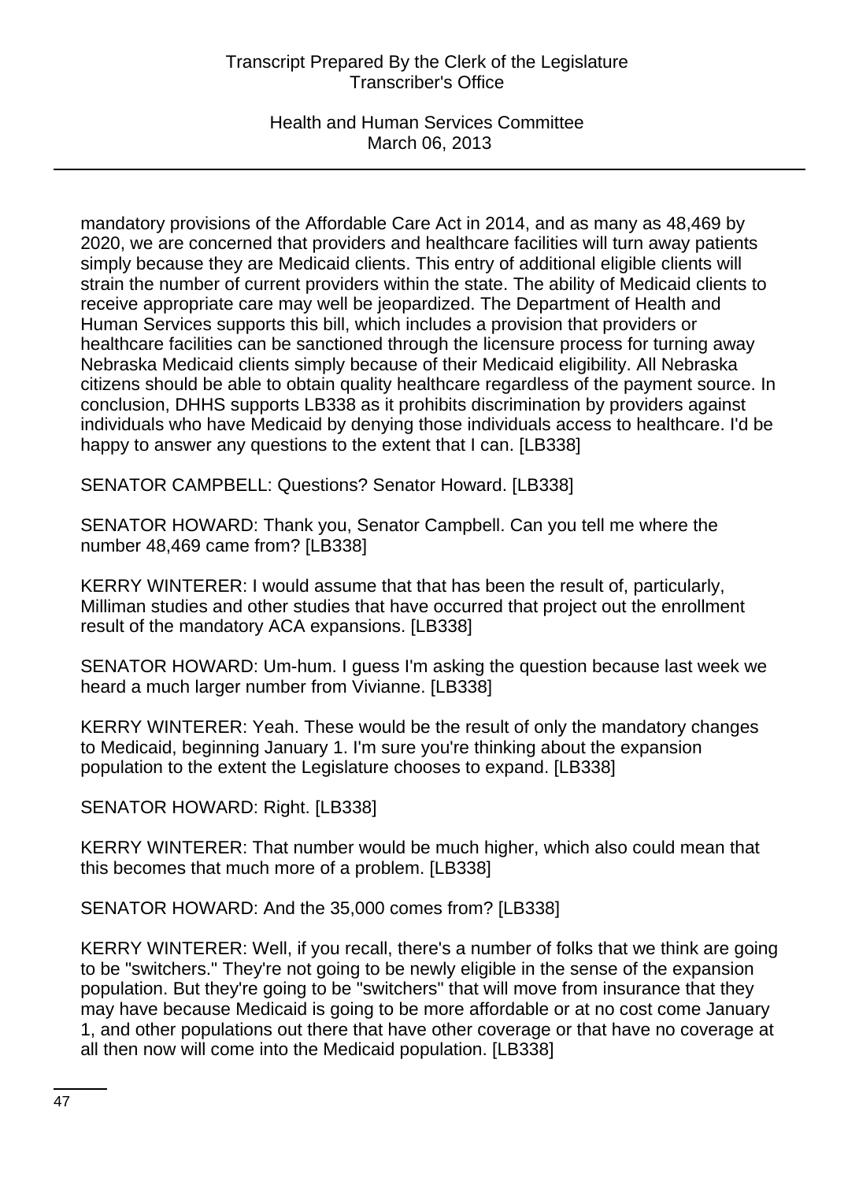mandatory provisions of the Affordable Care Act in 2014, and as many as 48,469 by 2020, we are concerned that providers and healthcare facilities will turn away patients simply because they are Medicaid clients. This entry of additional eligible clients will strain the number of current providers within the state. The ability of Medicaid clients to receive appropriate care may well be jeopardized. The Department of Health and Human Services supports this bill, which includes a provision that providers or healthcare facilities can be sanctioned through the licensure process for turning away Nebraska Medicaid clients simply because of their Medicaid eligibility. All Nebraska citizens should be able to obtain quality healthcare regardless of the payment source. In conclusion, DHHS supports LB338 as it prohibits discrimination by providers against individuals who have Medicaid by denying those individuals access to healthcare. I'd be happy to answer any questions to the extent that I can. [LB338]

SENATOR CAMPBELL: Questions? Senator Howard. [LB338]

SENATOR HOWARD: Thank you, Senator Campbell. Can you tell me where the number 48,469 came from? [LB338]

KERRY WINTERER: I would assume that that has been the result of, particularly, Milliman studies and other studies that have occurred that project out the enrollment result of the mandatory ACA expansions. [LB338]

SENATOR HOWARD: Um-hum. I guess I'm asking the question because last week we heard a much larger number from Vivianne. [LB338]

KERRY WINTERER: Yeah. These would be the result of only the mandatory changes to Medicaid, beginning January 1. I'm sure you're thinking about the expansion population to the extent the Legislature chooses to expand. [LB338]

SENATOR HOWARD: Right. [LB338]

KERRY WINTERER: That number would be much higher, which also could mean that this becomes that much more of a problem. [LB338]

SENATOR HOWARD: And the 35,000 comes from? [LB338]

KERRY WINTERER: Well, if you recall, there's a number of folks that we think are going to be "switchers." They're not going to be newly eligible in the sense of the expansion population. But they're going to be "switchers" that will move from insurance that they may have because Medicaid is going to be more affordable or at no cost come January 1, and other populations out there that have other coverage or that have no coverage at all then now will come into the Medicaid population. [LB338]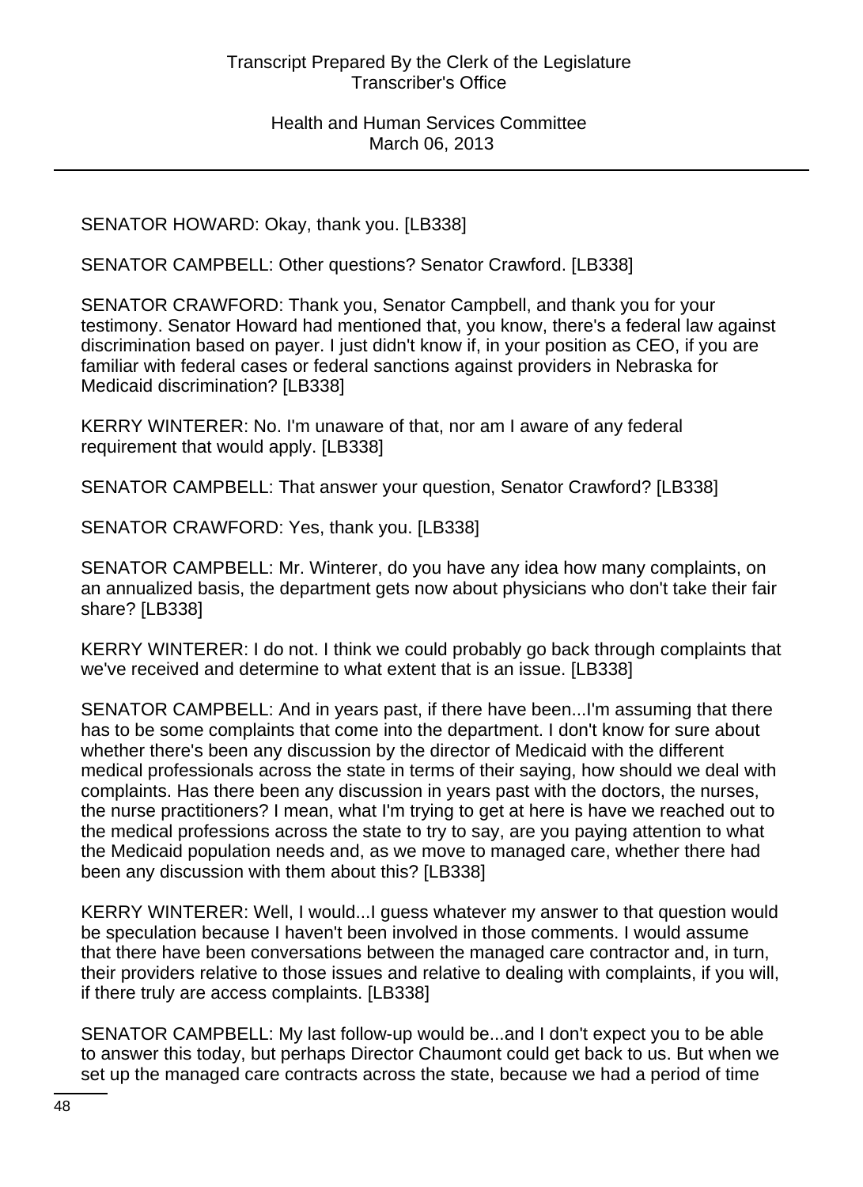SENATOR HOWARD: Okay, thank you. [LB338]

SENATOR CAMPBELL: Other questions? Senator Crawford. [LB338]

SENATOR CRAWFORD: Thank you, Senator Campbell, and thank you for your testimony. Senator Howard had mentioned that, you know, there's a federal law against discrimination based on payer. I just didn't know if, in your position as CEO, if you are familiar with federal cases or federal sanctions against providers in Nebraska for Medicaid discrimination? [LB338]

KERRY WINTERER: No. I'm unaware of that, nor am I aware of any federal requirement that would apply. [LB338]

SENATOR CAMPBELL: That answer your question, Senator Crawford? [LB338]

SENATOR CRAWFORD: Yes, thank you. [LB338]

SENATOR CAMPBELL: Mr. Winterer, do you have any idea how many complaints, on an annualized basis, the department gets now about physicians who don't take their fair share? [LB338]

KERRY WINTERER: I do not. I think we could probably go back through complaints that we've received and determine to what extent that is an issue. [LB338]

SENATOR CAMPBELL: And in years past, if there have been...I'm assuming that there has to be some complaints that come into the department. I don't know for sure about whether there's been any discussion by the director of Medicaid with the different medical professionals across the state in terms of their saying, how should we deal with complaints. Has there been any discussion in years past with the doctors, the nurses, the nurse practitioners? I mean, what I'm trying to get at here is have we reached out to the medical professions across the state to try to say, are you paying attention to what the Medicaid population needs and, as we move to managed care, whether there had been any discussion with them about this? [LB338]

KERRY WINTERER: Well, I would...I guess whatever my answer to that question would be speculation because I haven't been involved in those comments. I would assume that there have been conversations between the managed care contractor and, in turn, their providers relative to those issues and relative to dealing with complaints, if you will, if there truly are access complaints. [LB338]

SENATOR CAMPBELL: My last follow-up would be...and I don't expect you to be able to answer this today, but perhaps Director Chaumont could get back to us. But when we set up the managed care contracts across the state, because we had a period of time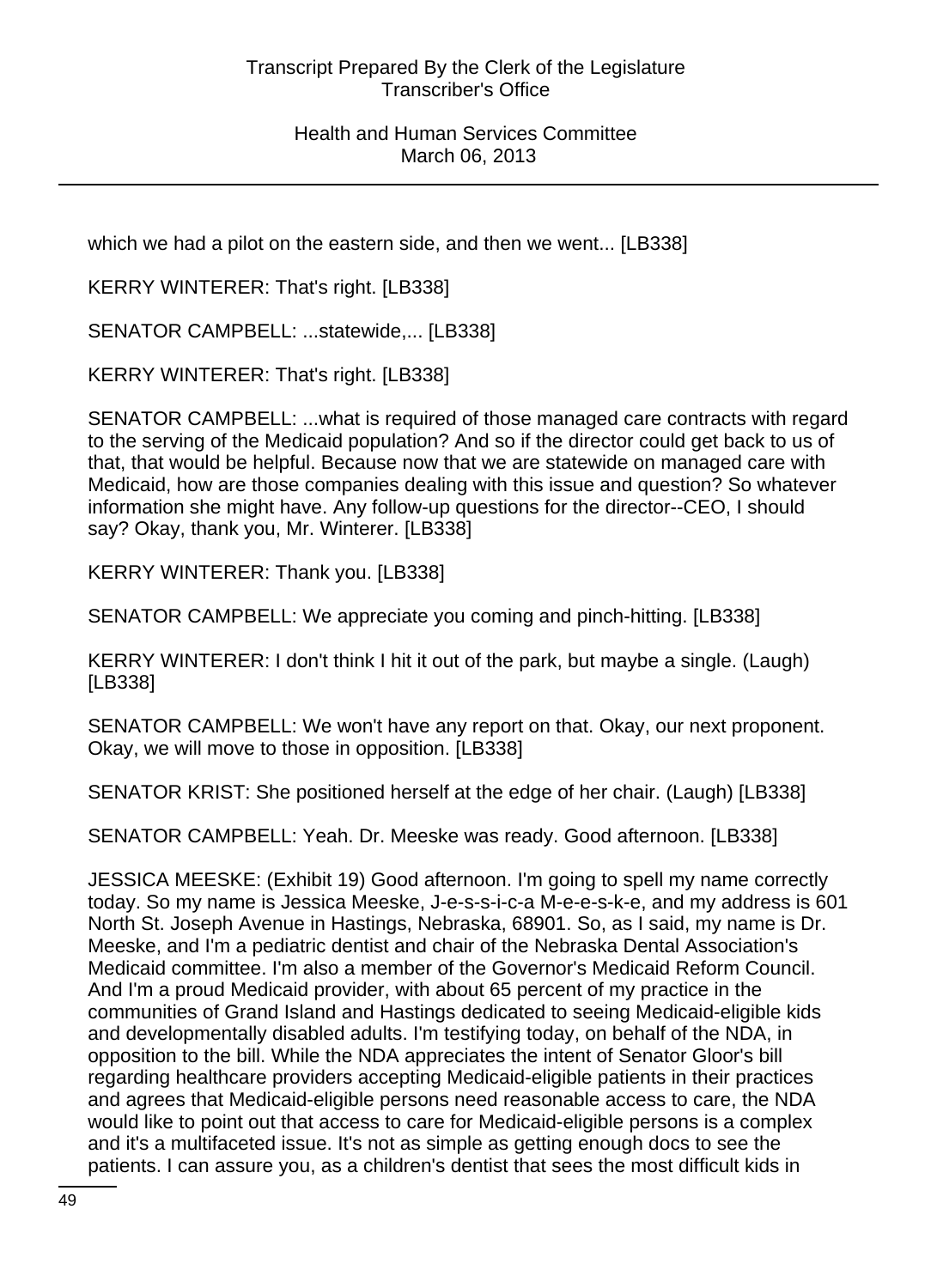which we had a pilot on the eastern side, and then we went... [LB338]

KERRY WINTERER: That's right. [LB338]

SENATOR CAMPBELL: ...statewide,... [LB338]

KERRY WINTERER: That's right. [LB338]

SENATOR CAMPBELL: ...what is required of those managed care contracts with regard to the serving of the Medicaid population? And so if the director could get back to us of that, that would be helpful. Because now that we are statewide on managed care with Medicaid, how are those companies dealing with this issue and question? So whatever information she might have. Any follow-up questions for the director--CEO, I should say? Okay, thank you, Mr. Winterer. [LB338]

KERRY WINTERER: Thank you. [LB338]

SENATOR CAMPBELL: We appreciate you coming and pinch-hitting. [LB338]

KERRY WINTERER: I don't think I hit it out of the park, but maybe a single. (Laugh) [LB338]

SENATOR CAMPBELL: We won't have any report on that. Okay, our next proponent. Okay, we will move to those in opposition. [LB338]

SENATOR KRIST: She positioned herself at the edge of her chair. (Laugh) [LB338]

SENATOR CAMPBELL: Yeah. Dr. Meeske was ready. Good afternoon. [LB338]

JESSICA MEESKE: (Exhibit 19) Good afternoon. I'm going to spell my name correctly today. So my name is Jessica Meeske, J-e-s-s-i-c-a M-e-e-s-k-e, and my address is 601 North St. Joseph Avenue in Hastings, Nebraska, 68901. So, as I said, my name is Dr. Meeske, and I'm a pediatric dentist and chair of the Nebraska Dental Association's Medicaid committee. I'm also a member of the Governor's Medicaid Reform Council. And I'm a proud Medicaid provider, with about 65 percent of my practice in the communities of Grand Island and Hastings dedicated to seeing Medicaid-eligible kids and developmentally disabled adults. I'm testifying today, on behalf of the NDA, in opposition to the bill. While the NDA appreciates the intent of Senator Gloor's bill regarding healthcare providers accepting Medicaid-eligible patients in their practices and agrees that Medicaid-eligible persons need reasonable access to care, the NDA would like to point out that access to care for Medicaid-eligible persons is a complex and it's a multifaceted issue. It's not as simple as getting enough docs to see the patients. I can assure you, as a children's dentist that sees the most difficult kids in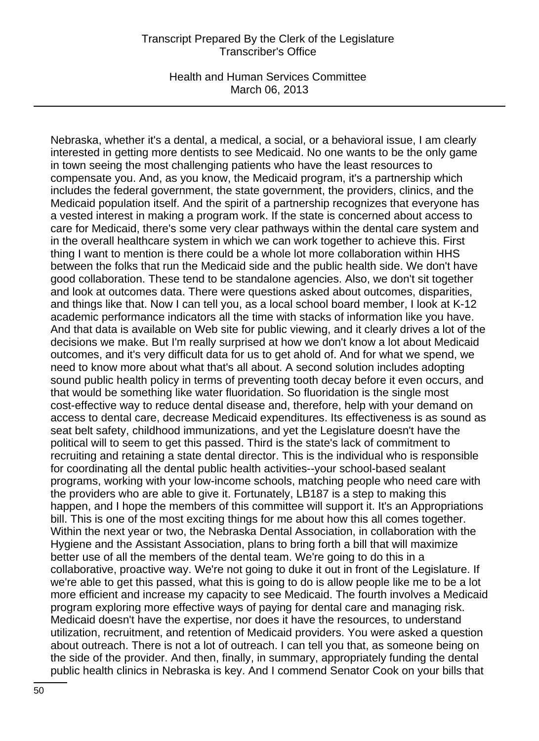Nebraska, whether it's a dental, a medical, a social, or a behavioral issue, I am clearly interested in getting more dentists to see Medicaid. No one wants to be the only game in town seeing the most challenging patients who have the least resources to compensate you. And, as you know, the Medicaid program, it's a partnership which includes the federal government, the state government, the providers, clinics, and the Medicaid population itself. And the spirit of a partnership recognizes that everyone has a vested interest in making a program work. If the state is concerned about access to care for Medicaid, there's some very clear pathways within the dental care system and in the overall healthcare system in which we can work together to achieve this. First thing I want to mention is there could be a whole lot more collaboration within HHS between the folks that run the Medicaid side and the public health side. We don't have good collaboration. These tend to be standalone agencies. Also, we don't sit together and look at outcomes data. There were questions asked about outcomes, disparities, and things like that. Now I can tell you, as a local school board member, I look at K-12 academic performance indicators all the time with stacks of information like you have. And that data is available on Web site for public viewing, and it clearly drives a lot of the decisions we make. But I'm really surprised at how we don't know a lot about Medicaid outcomes, and it's very difficult data for us to get ahold of. And for what we spend, we need to know more about what that's all about. A second solution includes adopting sound public health policy in terms of preventing tooth decay before it even occurs, and that would be something like water fluoridation. So fluoridation is the single most cost-effective way to reduce dental disease and, therefore, help with your demand on access to dental care, decrease Medicaid expenditures. Its effectiveness is as sound as seat belt safety, childhood immunizations, and yet the Legislature doesn't have the political will to seem to get this passed. Third is the state's lack of commitment to recruiting and retaining a state dental director. This is the individual who is responsible for coordinating all the dental public health activities--your school-based sealant programs, working with your low-income schools, matching people who need care with the providers who are able to give it. Fortunately, LB187 is a step to making this happen, and I hope the members of this committee will support it. It's an Appropriations bill. This is one of the most exciting things for me about how this all comes together. Within the next year or two, the Nebraska Dental Association, in collaboration with the Hygiene and the Assistant Association, plans to bring forth a bill that will maximize better use of all the members of the dental team. We're going to do this in a collaborative, proactive way. We're not going to duke it out in front of the Legislature. If we're able to get this passed, what this is going to do is allow people like me to be a lot more efficient and increase my capacity to see Medicaid. The fourth involves a Medicaid program exploring more effective ways of paying for dental care and managing risk. Medicaid doesn't have the expertise, nor does it have the resources, to understand utilization, recruitment, and retention of Medicaid providers. You were asked a question about outreach. There is not a lot of outreach. I can tell you that, as someone being on the side of the provider. And then, finally, in summary, appropriately funding the dental public health clinics in Nebraska is key. And I commend Senator Cook on your bills that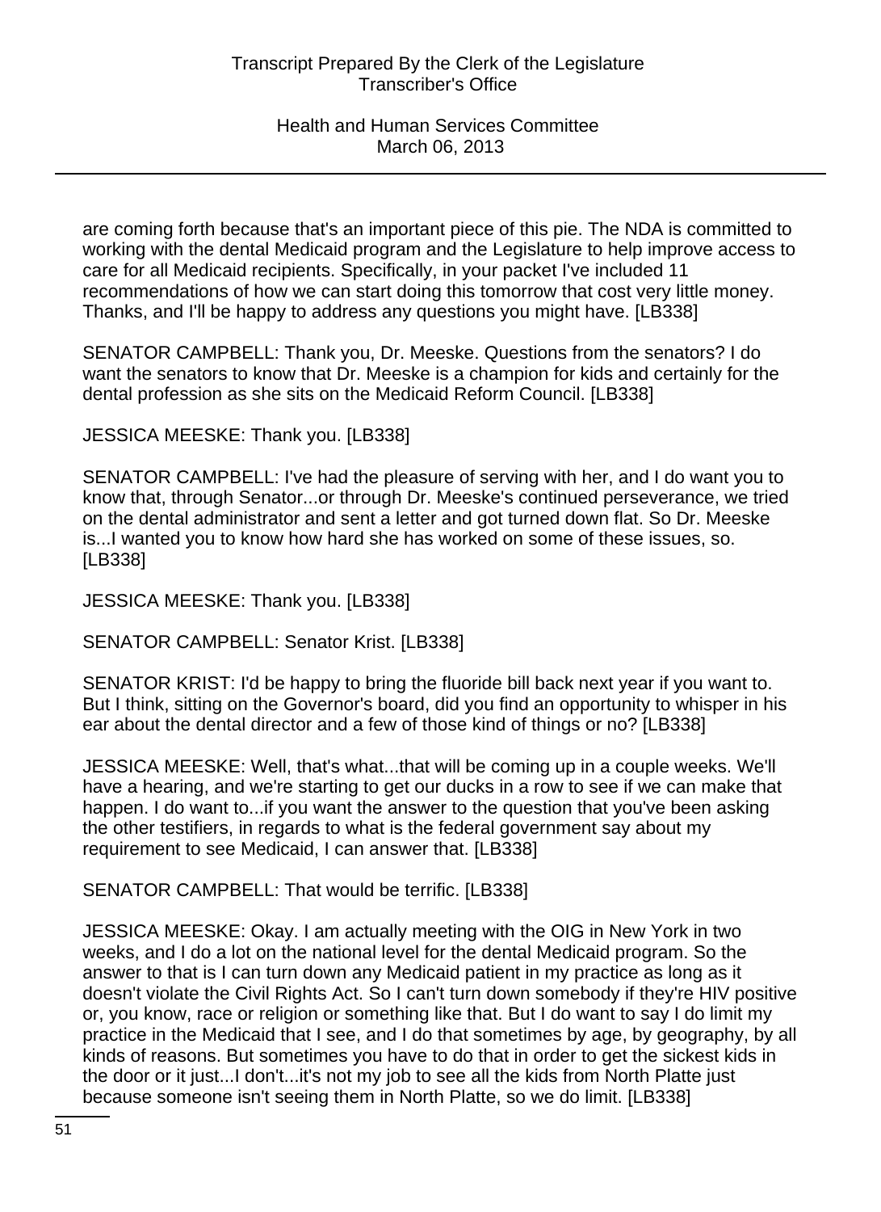are coming forth because that's an important piece of this pie. The NDA is committed to working with the dental Medicaid program and the Legislature to help improve access to care for all Medicaid recipients. Specifically, in your packet I've included 11 recommendations of how we can start doing this tomorrow that cost very little money. Thanks, and I'll be happy to address any questions you might have. [LB338]

SENATOR CAMPBELL: Thank you, Dr. Meeske. Questions from the senators? I do want the senators to know that Dr. Meeske is a champion for kids and certainly for the dental profession as she sits on the Medicaid Reform Council. [LB338]

JESSICA MEESKE: Thank you. [LB338]

SENATOR CAMPBELL: I've had the pleasure of serving with her, and I do want you to know that, through Senator...or through Dr. Meeske's continued perseverance, we tried on the dental administrator and sent a letter and got turned down flat. So Dr. Meeske is...I wanted you to know how hard she has worked on some of these issues, so. [LB338]

JESSICA MEESKE: Thank you. [LB338]

SENATOR CAMPBELL: Senator Krist. [LB338]

SENATOR KRIST: I'd be happy to bring the fluoride bill back next year if you want to. But I think, sitting on the Governor's board, did you find an opportunity to whisper in his ear about the dental director and a few of those kind of things or no? [LB338]

JESSICA MEESKE: Well, that's what...that will be coming up in a couple weeks. We'll have a hearing, and we're starting to get our ducks in a row to see if we can make that happen. I do want to...if you want the answer to the question that you've been asking the other testifiers, in regards to what is the federal government say about my requirement to see Medicaid, I can answer that. [LB338]

SENATOR CAMPBELL: That would be terrific. [LB338]

JESSICA MEESKE: Okay. I am actually meeting with the OIG in New York in two weeks, and I do a lot on the national level for the dental Medicaid program. So the answer to that is I can turn down any Medicaid patient in my practice as long as it doesn't violate the Civil Rights Act. So I can't turn down somebody if they're HIV positive or, you know, race or religion or something like that. But I do want to say I do limit my practice in the Medicaid that I see, and I do that sometimes by age, by geography, by all kinds of reasons. But sometimes you have to do that in order to get the sickest kids in the door or it just...I don't...it's not my job to see all the kids from North Platte just because someone isn't seeing them in North Platte, so we do limit. [LB338]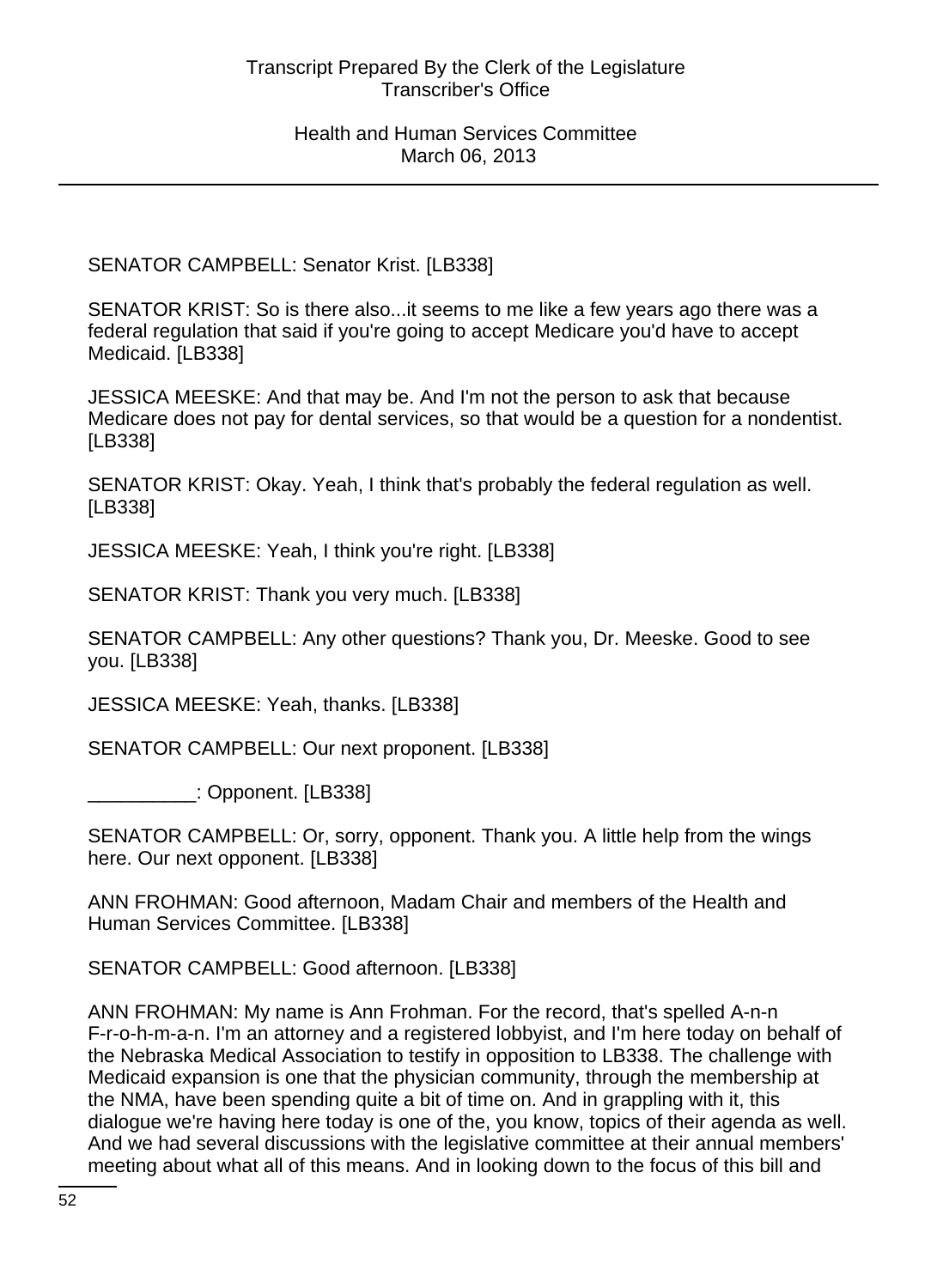SENATOR CAMPBELL: Senator Krist. [LB338]

SENATOR KRIST: So is there also...it seems to me like a few years ago there was a federal regulation that said if you're going to accept Medicare you'd have to accept Medicaid. [LB338]

JESSICA MEESKE: And that may be. And I'm not the person to ask that because Medicare does not pay for dental services, so that would be a question for a nondentist. [LB338]

SENATOR KRIST: Okay. Yeah, I think that's probably the federal regulation as well. [LB338]

JESSICA MEESKE: Yeah, I think you're right. [LB338]

SENATOR KRIST: Thank you very much. [LB338]

SENATOR CAMPBELL: Any other questions? Thank you, Dr. Meeske. Good to see you. [LB338]

JESSICA MEESKE: Yeah, thanks. [LB338]

SENATOR CAMPBELL: Our next proponent. [LB338]

__________: Opponent. [LB338]

SENATOR CAMPBELL: Or, sorry, opponent. Thank you. A little help from the wings here. Our next opponent. [LB338]

ANN FROHMAN: Good afternoon, Madam Chair and members of the Health and Human Services Committee. [LB338]

SENATOR CAMPBELL: Good afternoon. [LB338]

ANN FROHMAN: My name is Ann Frohman. For the record, that's spelled A-n-n F-r-o-h-m-a-n. I'm an attorney and a registered lobbyist, and I'm here today on behalf of the Nebraska Medical Association to testify in opposition to LB338. The challenge with Medicaid expansion is one that the physician community, through the membership at the NMA, have been spending quite a bit of time on. And in grappling with it, this dialogue we're having here today is one of the, you know, topics of their agenda as well. And we had several discussions with the legislative committee at their annual members' meeting about what all of this means. And in looking down to the focus of this bill and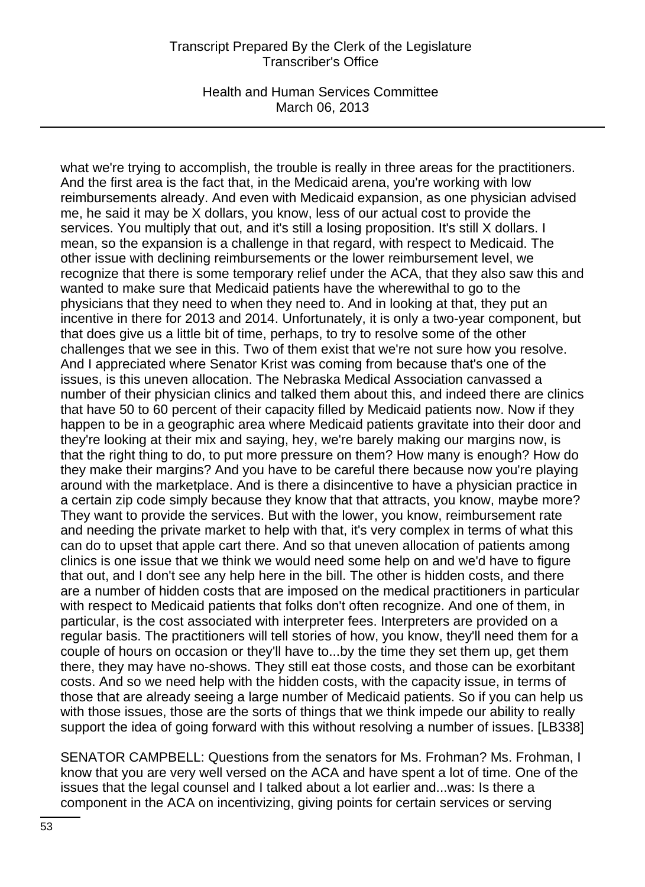what we're trying to accomplish, the trouble is really in three areas for the practitioners. And the first area is the fact that, in the Medicaid arena, you're working with low reimbursements already. And even with Medicaid expansion, as one physician advised me, he said it may be X dollars, you know, less of our actual cost to provide the services. You multiply that out, and it's still a losing proposition. It's still X dollars. I mean, so the expansion is a challenge in that regard, with respect to Medicaid. The other issue with declining reimbursements or the lower reimbursement level, we recognize that there is some temporary relief under the ACA, that they also saw this and wanted to make sure that Medicaid patients have the wherewithal to go to the physicians that they need to when they need to. And in looking at that, they put an incentive in there for 2013 and 2014. Unfortunately, it is only a two-year component, but that does give us a little bit of time, perhaps, to try to resolve some of the other challenges that we see in this. Two of them exist that we're not sure how you resolve. And I appreciated where Senator Krist was coming from because that's one of the issues, is this uneven allocation. The Nebraska Medical Association canvassed a number of their physician clinics and talked them about this, and indeed there are clinics that have 50 to 60 percent of their capacity filled by Medicaid patients now. Now if they happen to be in a geographic area where Medicaid patients gravitate into their door and they're looking at their mix and saying, hey, we're barely making our margins now, is that the right thing to do, to put more pressure on them? How many is enough? How do they make their margins? And you have to be careful there because now you're playing around with the marketplace. And is there a disincentive to have a physician practice in a certain zip code simply because they know that that attracts, you know, maybe more? They want to provide the services. But with the lower, you know, reimbursement rate and needing the private market to help with that, it's very complex in terms of what this can do to upset that apple cart there. And so that uneven allocation of patients among clinics is one issue that we think we would need some help on and we'd have to figure that out, and I don't see any help here in the bill. The other is hidden costs, and there are a number of hidden costs that are imposed on the medical practitioners in particular with respect to Medicaid patients that folks don't often recognize. And one of them, in particular, is the cost associated with interpreter fees. Interpreters are provided on a regular basis. The practitioners will tell stories of how, you know, they'll need them for a couple of hours on occasion or they'll have to...by the time they set them up, get them there, they may have no-shows. They still eat those costs, and those can be exorbitant costs. And so we need help with the hidden costs, with the capacity issue, in terms of those that are already seeing a large number of Medicaid patients. So if you can help us with those issues, those are the sorts of things that we think impede our ability to really support the idea of going forward with this without resolving a number of issues. [LB338]

SENATOR CAMPBELL: Questions from the senators for Ms. Frohman? Ms. Frohman, I know that you are very well versed on the ACA and have spent a lot of time. One of the issues that the legal counsel and I talked about a lot earlier and...was: Is there a component in the ACA on incentivizing, giving points for certain services or serving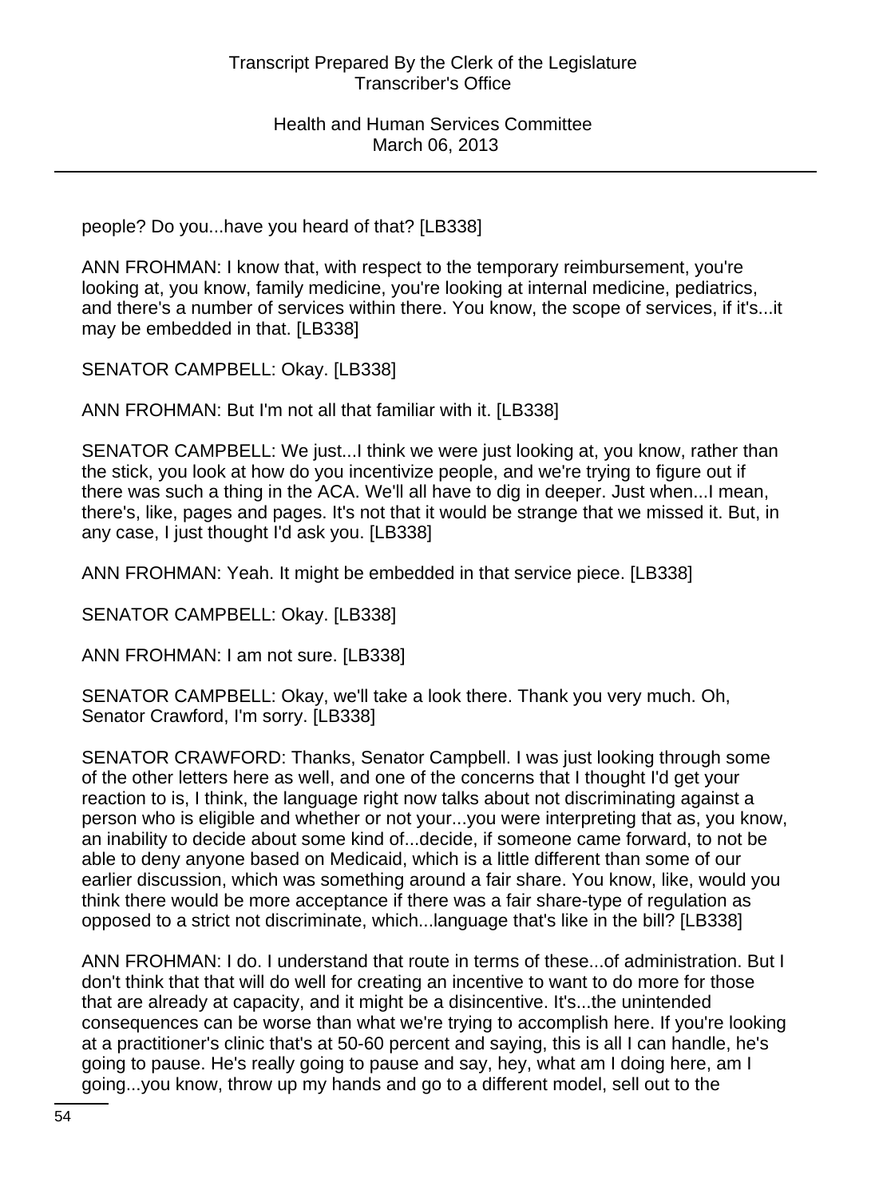people? Do you...have you heard of that? [LB338]

ANN FROHMAN: I know that, with respect to the temporary reimbursement, you're looking at, you know, family medicine, you're looking at internal medicine, pediatrics, and there's a number of services within there. You know, the scope of services, if it's...it may be embedded in that. [LB338]

SENATOR CAMPBELL: Okay. [LB338]

ANN FROHMAN: But I'm not all that familiar with it. [LB338]

SENATOR CAMPBELL: We just...I think we were just looking at, you know, rather than the stick, you look at how do you incentivize people, and we're trying to figure out if there was such a thing in the ACA. We'll all have to dig in deeper. Just when...I mean, there's, like, pages and pages. It's not that it would be strange that we missed it. But, in any case, I just thought I'd ask you. [LB338]

ANN FROHMAN: Yeah. It might be embedded in that service piece. [LB338]

SENATOR CAMPBELL: Okay. [LB338]

ANN FROHMAN: I am not sure. [LB338]

SENATOR CAMPBELL: Okay, we'll take a look there. Thank you very much. Oh, Senator Crawford, I'm sorry. [LB338]

SENATOR CRAWFORD: Thanks, Senator Campbell. I was just looking through some of the other letters here as well, and one of the concerns that I thought I'd get your reaction to is, I think, the language right now talks about not discriminating against a person who is eligible and whether or not your...you were interpreting that as, you know, an inability to decide about some kind of...decide, if someone came forward, to not be able to deny anyone based on Medicaid, which is a little different than some of our earlier discussion, which was something around a fair share. You know, like, would you think there would be more acceptance if there was a fair share-type of regulation as opposed to a strict not discriminate, which...language that's like in the bill? [LB338]

ANN FROHMAN: I do. I understand that route in terms of these...of administration. But I don't think that that will do well for creating an incentive to want to do more for those that are already at capacity, and it might be a disincentive. It's...the unintended consequences can be worse than what we're trying to accomplish here. If you're looking at a practitioner's clinic that's at 50-60 percent and saying, this is all I can handle, he's going to pause. He's really going to pause and say, hey, what am I doing here, am I going...you know, throw up my hands and go to a different model, sell out to the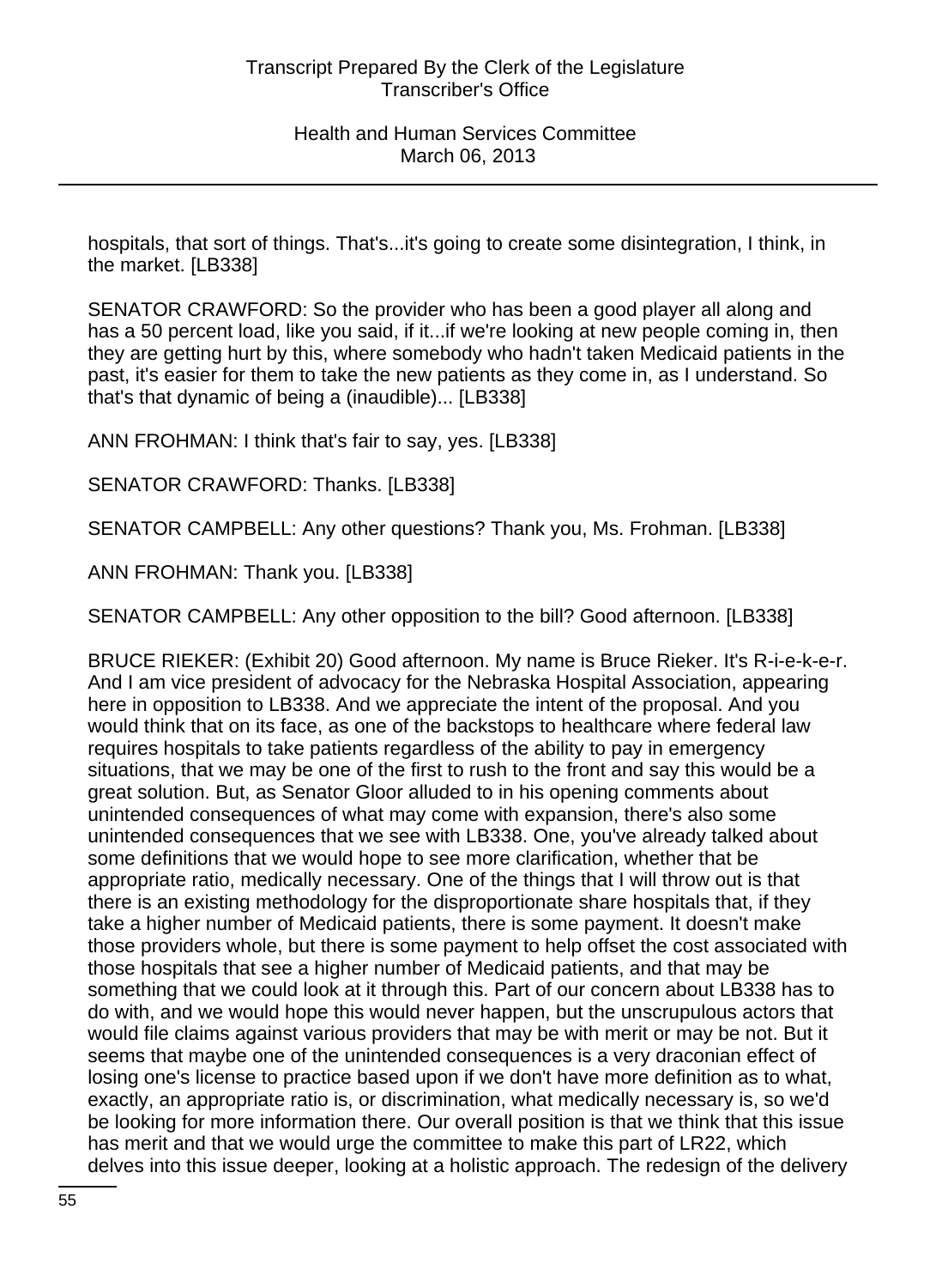hospitals, that sort of things. That's...it's going to create some disintegration, I think, in the market. [LB338]

SENATOR CRAWFORD: So the provider who has been a good player all along and has a 50 percent load, like you said, if it...if we're looking at new people coming in, then they are getting hurt by this, where somebody who hadn't taken Medicaid patients in the past, it's easier for them to take the new patients as they come in, as I understand. So that's that dynamic of being a (inaudible)... [LB338]

ANN FROHMAN: I think that's fair to say, yes. [LB338]

SENATOR CRAWFORD: Thanks. [LB338]

SENATOR CAMPBELL: Any other questions? Thank you, Ms. Frohman. [LB338]

ANN FROHMAN: Thank you. [LB338]

SENATOR CAMPBELL: Any other opposition to the bill? Good afternoon. [LB338]

BRUCE RIEKER: (Exhibit 20) Good afternoon. My name is Bruce Rieker. It's R-i-e-k-e-r. And I am vice president of advocacy for the Nebraska Hospital Association, appearing here in opposition to LB338. And we appreciate the intent of the proposal. And you would think that on its face, as one of the backstops to healthcare where federal law requires hospitals to take patients regardless of the ability to pay in emergency situations, that we may be one of the first to rush to the front and say this would be a great solution. But, as Senator Gloor alluded to in his opening comments about unintended consequences of what may come with expansion, there's also some unintended consequences that we see with LB338. One, you've already talked about some definitions that we would hope to see more clarification, whether that be appropriate ratio, medically necessary. One of the things that I will throw out is that there is an existing methodology for the disproportionate share hospitals that, if they take a higher number of Medicaid patients, there is some payment. It doesn't make those providers whole, but there is some payment to help offset the cost associated with those hospitals that see a higher number of Medicaid patients, and that may be something that we could look at it through this. Part of our concern about LB338 has to do with, and we would hope this would never happen, but the unscrupulous actors that would file claims against various providers that may be with merit or may be not. But it seems that maybe one of the unintended consequences is a very draconian effect of losing one's license to practice based upon if we don't have more definition as to what, exactly, an appropriate ratio is, or discrimination, what medically necessary is, so we'd be looking for more information there. Our overall position is that we think that this issue has merit and that we would urge the committee to make this part of LR22, which delves into this issue deeper, looking at a holistic approach. The redesign of the delivery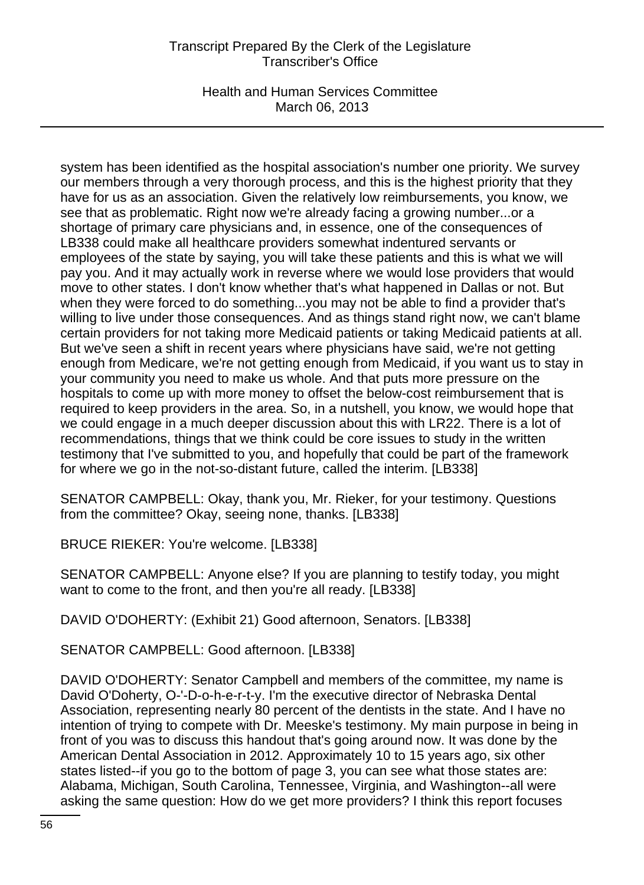system has been identified as the hospital association's number one priority. We survey our members through a very thorough process, and this is the highest priority that they have for us as an association. Given the relatively low reimbursements, you know, we see that as problematic. Right now we're already facing a growing number...or a shortage of primary care physicians and, in essence, one of the consequences of LB338 could make all healthcare providers somewhat indentured servants or employees of the state by saying, you will take these patients and this is what we will pay you. And it may actually work in reverse where we would lose providers that would move to other states. I don't know whether that's what happened in Dallas or not. But when they were forced to do something...you may not be able to find a provider that's willing to live under those consequences. And as things stand right now, we can't blame certain providers for not taking more Medicaid patients or taking Medicaid patients at all. But we've seen a shift in recent years where physicians have said, we're not getting enough from Medicare, we're not getting enough from Medicaid, if you want us to stay in your community you need to make us whole. And that puts more pressure on the hospitals to come up with more money to offset the below-cost reimbursement that is required to keep providers in the area. So, in a nutshell, you know, we would hope that we could engage in a much deeper discussion about this with LR22. There is a lot of recommendations, things that we think could be core issues to study in the written testimony that I've submitted to you, and hopefully that could be part of the framework for where we go in the not-so-distant future, called the interim. [LB338]

SENATOR CAMPBELL: Okay, thank you, Mr. Rieker, for your testimony. Questions from the committee? Okay, seeing none, thanks. [LB338]

BRUCE RIEKER: You're welcome. [LB338]

SENATOR CAMPBELL: Anyone else? If you are planning to testify today, you might want to come to the front, and then you're all ready. [LB338]

DAVID O'DOHERTY: (Exhibit 21) Good afternoon, Senators. [LB338]

SENATOR CAMPBELL: Good afternoon. [LB338]

DAVID O'DOHERTY: Senator Campbell and members of the committee, my name is David O'Doherty, O-'-D-o-h-e-r-t-y. I'm the executive director of Nebraska Dental Association, representing nearly 80 percent of the dentists in the state. And I have no intention of trying to compete with Dr. Meeske's testimony. My main purpose in being in front of you was to discuss this handout that's going around now. It was done by the American Dental Association in 2012. Approximately 10 to 15 years ago, six other states listed--if you go to the bottom of page 3, you can see what those states are: Alabama, Michigan, South Carolina, Tennessee, Virginia, and Washington--all were asking the same question: How do we get more providers? I think this report focuses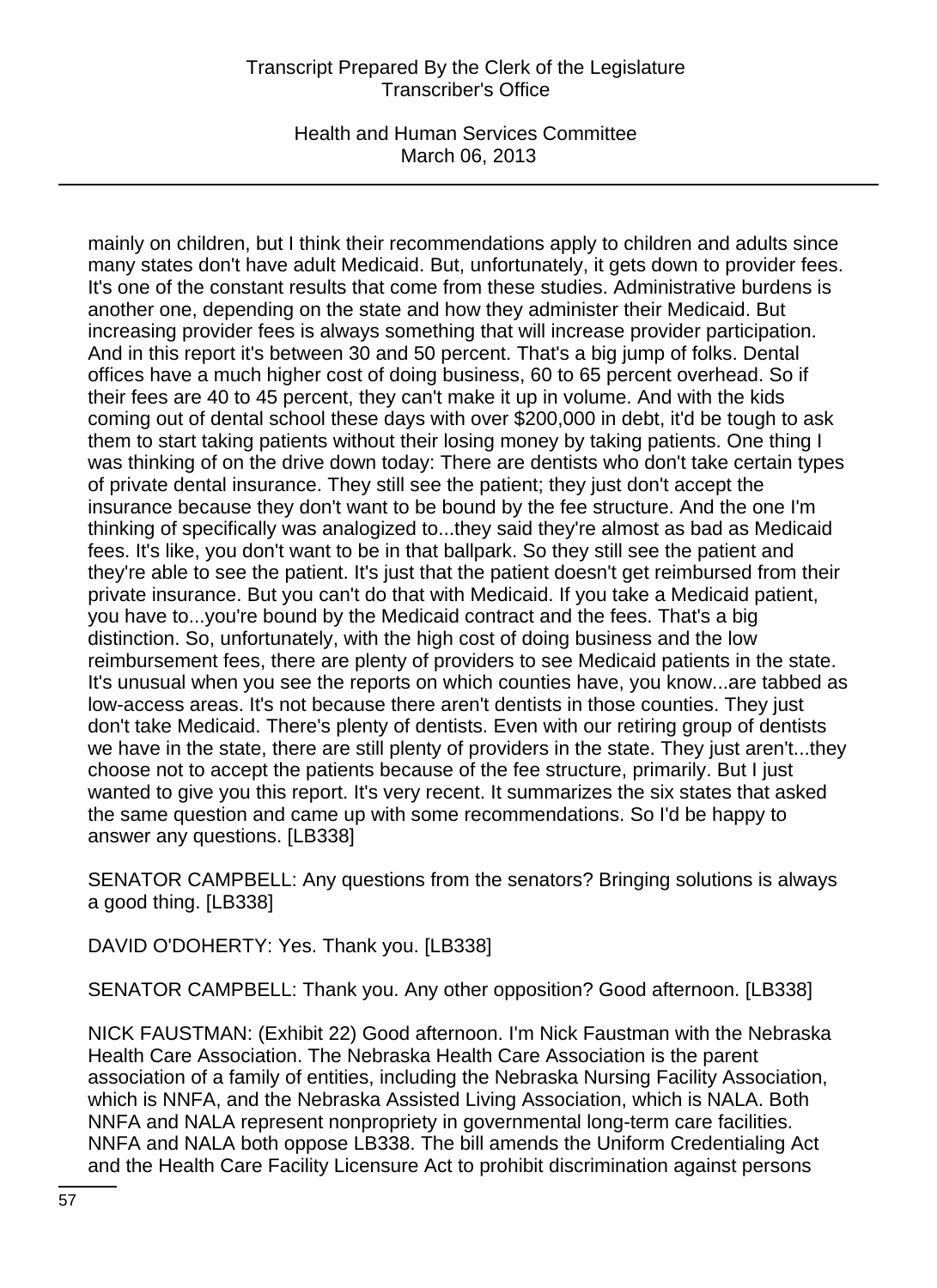mainly on children, but I think their recommendations apply to children and adults since many states don't have adult Medicaid. But, unfortunately, it gets down to provider fees. It's one of the constant results that come from these studies. Administrative burdens is another one, depending on the state and how they administer their Medicaid. But increasing provider fees is always something that will increase provider participation. And in this report it's between 30 and 50 percent. That's a big jump of folks. Dental offices have a much higher cost of doing business, 60 to 65 percent overhead. So if their fees are 40 to 45 percent, they can't make it up in volume. And with the kids coming out of dental school these days with over $200,000 in debt, it'd be tough to ask them to start taking patients without their losing money by taking patients. One thing I was thinking of on the drive down today: There are dentists who don't take certain types of private dental insurance. They still see the patient; they just don't accept the insurance because they don't want to be bound by the fee structure. And the one I'm thinking of specifically was analogized to...they said they're almost as bad as Medicaid fees. It's like, you don't want to be in that ballpark. So they still see the patient and they're able to see the patient. It's just that the patient doesn't get reimbursed from their private insurance. But you can't do that with Medicaid. If you take a Medicaid patient, you have to...you're bound by the Medicaid contract and the fees. That's a big distinction. So, unfortunately, with the high cost of doing business and the low reimbursement fees, there are plenty of providers to see Medicaid patients in the state. It's unusual when you see the reports on which counties have, you know...are tabbed as low-access areas. It's not because there aren't dentists in those counties. They just don't take Medicaid. There's plenty of dentists. Even with our retiring group of dentists we have in the state, there are still plenty of providers in the state. They just aren't...they choose not to accept the patients because of the fee structure, primarily. But I just wanted to give you this report. It's very recent. It summarizes the six states that asked the same question and came up with some recommendations. So I'd be happy to answer any questions. [LB338]

SENATOR CAMPBELL: Any questions from the senators? Bringing solutions is always a good thing. [LB338]

DAVID O'DOHERTY: Yes. Thank you. [LB338]

SENATOR CAMPBELL: Thank you. Any other opposition? Good afternoon. [LB338]

NICK FAUSTMAN: (Exhibit 22) Good afternoon. I'm Nick Faustman with the Nebraska Health Care Association. The Nebraska Health Care Association is the parent association of a family of entities, including the Nebraska Nursing Facility Association, which is NNFA, and the Nebraska Assisted Living Association, which is NALA. Both NNFA and NALA represent nonpropriety in governmental long-term care facilities. NNFA and NALA both oppose LB338. The bill amends the Uniform Credentialing Act and the Health Care Facility Licensure Act to prohibit discrimination against persons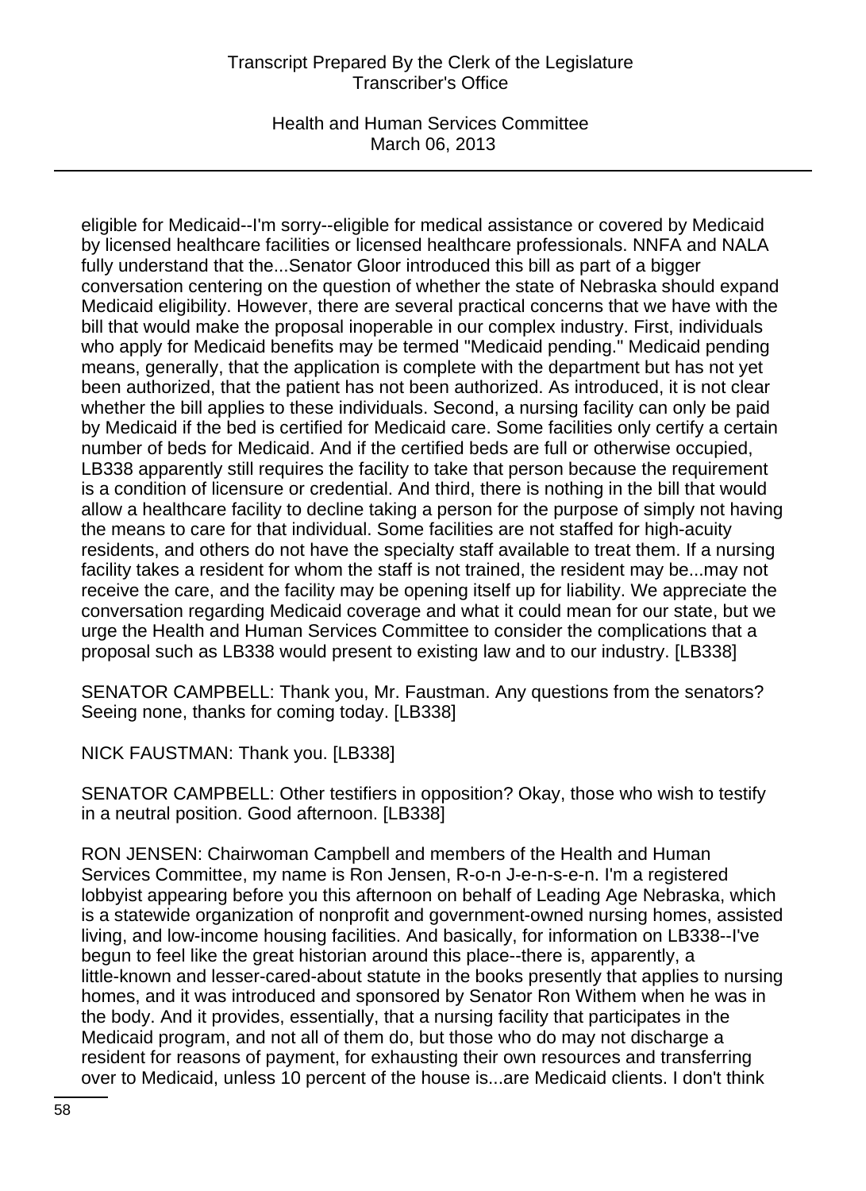eligible for Medicaid--I'm sorry--eligible for medical assistance or covered by Medicaid by licensed healthcare facilities or licensed healthcare professionals. NNFA and NALA fully understand that the...Senator Gloor introduced this bill as part of a bigger conversation centering on the question of whether the state of Nebraska should expand Medicaid eligibility. However, there are several practical concerns that we have with the bill that would make the proposal inoperable in our complex industry. First, individuals who apply for Medicaid benefits may be termed "Medicaid pending." Medicaid pending means, generally, that the application is complete with the department but has not yet been authorized, that the patient has not been authorized. As introduced, it is not clear whether the bill applies to these individuals. Second, a nursing facility can only be paid by Medicaid if the bed is certified for Medicaid care. Some facilities only certify a certain number of beds for Medicaid. And if the certified beds are full or otherwise occupied, LB338 apparently still requires the facility to take that person because the requirement is a condition of licensure or credential. And third, there is nothing in the bill that would allow a healthcare facility to decline taking a person for the purpose of simply not having the means to care for that individual. Some facilities are not staffed for high-acuity residents, and others do not have the specialty staff available to treat them. If a nursing facility takes a resident for whom the staff is not trained, the resident may be...may not receive the care, and the facility may be opening itself up for liability. We appreciate the conversation regarding Medicaid coverage and what it could mean for our state, but we urge the Health and Human Services Committee to consider the complications that a proposal such as LB338 would present to existing law and to our industry. [LB338]

SENATOR CAMPBELL: Thank you, Mr. Faustman. Any questions from the senators? Seeing none, thanks for coming today. [LB338]

NICK FAUSTMAN: Thank you. [LB338]

SENATOR CAMPBELL: Other testifiers in opposition? Okay, those who wish to testify in a neutral position. Good afternoon. [LB338]

RON JENSEN: Chairwoman Campbell and members of the Health and Human Services Committee, my name is Ron Jensen, R-o-n J-e-n-s-e-n. I'm a registered lobbyist appearing before you this afternoon on behalf of Leading Age Nebraska, which is a statewide organization of nonprofit and government-owned nursing homes, assisted living, and low-income housing facilities. And basically, for information on LB338--I've begun to feel like the great historian around this place--there is, apparently, a little-known and lesser-cared-about statute in the books presently that applies to nursing homes, and it was introduced and sponsored by Senator Ron Withem when he was in the body. And it provides, essentially, that a nursing facility that participates in the Medicaid program, and not all of them do, but those who do may not discharge a resident for reasons of payment, for exhausting their own resources and transferring over to Medicaid, unless 10 percent of the house is...are Medicaid clients. I don't think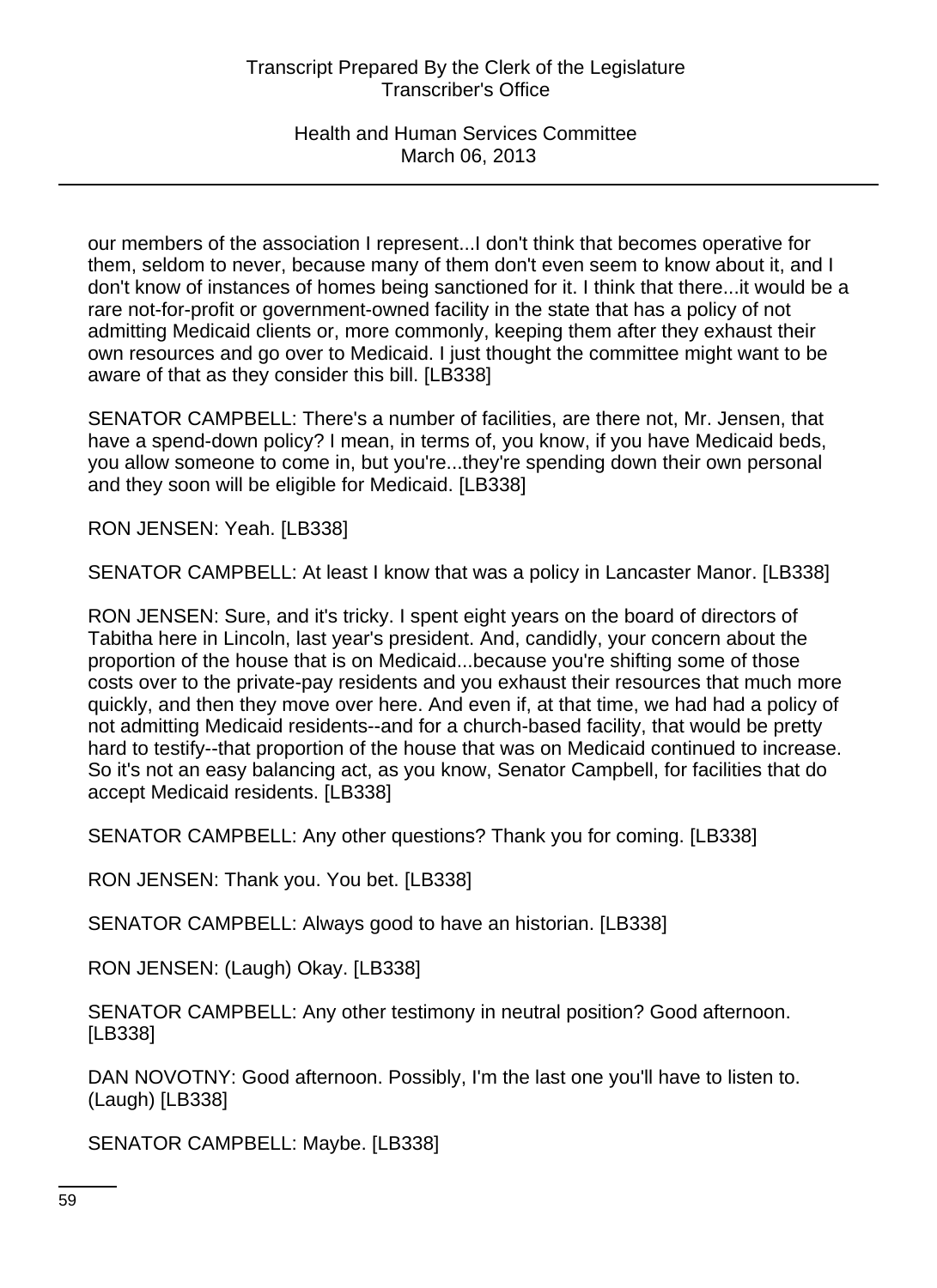our members of the association I represent...I don't think that becomes operative for them, seldom to never, because many of them don't even seem to know about it, and I don't know of instances of homes being sanctioned for it. I think that there...it would be a rare not-for-profit or government-owned facility in the state that has a policy of not admitting Medicaid clients or, more commonly, keeping them after they exhaust their own resources and go over to Medicaid. I just thought the committee might want to be aware of that as they consider this bill. [LB338]

SENATOR CAMPBELL: There's a number of facilities, are there not, Mr. Jensen, that have a spend-down policy? I mean, in terms of, you know, if you have Medicaid beds, you allow someone to come in, but you're...they're spending down their own personal and they soon will be eligible for Medicaid. [LB338]

RON JENSEN: Yeah. [LB338]

SENATOR CAMPBELL: At least I know that was a policy in Lancaster Manor. [LB338]

RON JENSEN: Sure, and it's tricky. I spent eight years on the board of directors of Tabitha here in Lincoln, last year's president. And, candidly, your concern about the proportion of the house that is on Medicaid...because you're shifting some of those costs over to the private-pay residents and you exhaust their resources that much more quickly, and then they move over here. And even if, at that time, we had had a policy of not admitting Medicaid residents--and for a church-based facility, that would be pretty hard to testify--that proportion of the house that was on Medicaid continued to increase. So it's not an easy balancing act, as you know, Senator Campbell, for facilities that do accept Medicaid residents. [LB338]

SENATOR CAMPBELL: Any other questions? Thank you for coming. [LB338]

RON JENSEN: Thank you. You bet. [LB338]

SENATOR CAMPBELL: Always good to have an historian. [LB338]

RON JENSEN: (Laugh) Okay. [LB338]

SENATOR CAMPBELL: Any other testimony in neutral position? Good afternoon. [LB338]

DAN NOVOTNY: Good afternoon. Possibly, I'm the last one you'll have to listen to. (Laugh) [LB338]

SENATOR CAMPBELL: Maybe. [LB338]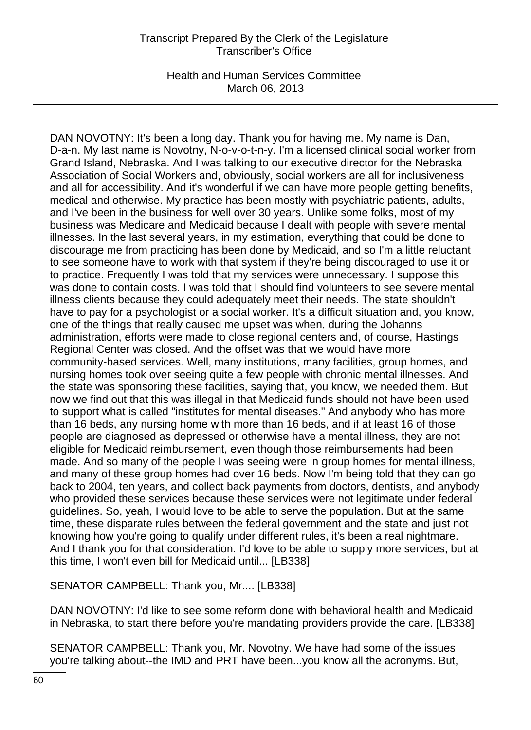DAN NOVOTNY: It's been a long day. Thank you for having me. My name is Dan, D-a-n. My last name is Novotny, N-o-v-o-t-n-y. I'm a licensed clinical social worker from Grand Island, Nebraska. And I was talking to our executive director for the Nebraska Association of Social Workers and, obviously, social workers are all for inclusiveness and all for accessibility. And it's wonderful if we can have more people getting benefits, medical and otherwise. My practice has been mostly with psychiatric patients, adults, and I've been in the business for well over 30 years. Unlike some folks, most of my business was Medicare and Medicaid because I dealt with people with severe mental illnesses. In the last several years, in my estimation, everything that could be done to discourage me from practicing has been done by Medicaid, and so I'm a little reluctant to see someone have to work with that system if they're being discouraged to use it or to practice. Frequently I was told that my services were unnecessary. I suppose this was done to contain costs. I was told that I should find volunteers to see severe mental illness clients because they could adequately meet their needs. The state shouldn't have to pay for a psychologist or a social worker. It's a difficult situation and, you know, one of the things that really caused me upset was when, during the Johanns administration, efforts were made to close regional centers and, of course, Hastings Regional Center was closed. And the offset was that we would have more community-based services. Well, many institutions, many facilities, group homes, and nursing homes took over seeing quite a few people with chronic mental illnesses. And the state was sponsoring these facilities, saying that, you know, we needed them. But now we find out that this was illegal in that Medicaid funds should not have been used to support what is called "institutes for mental diseases." And anybody who has more than 16 beds, any nursing home with more than 16 beds, and if at least 16 of those people are diagnosed as depressed or otherwise have a mental illness, they are not eligible for Medicaid reimbursement, even though those reimbursements had been made. And so many of the people I was seeing were in group homes for mental illness, and many of these group homes had over 16 beds. Now I'm being told that they can go back to 2004, ten years, and collect back payments from doctors, dentists, and anybody who provided these services because these services were not legitimate under federal guidelines. So, yeah, I would love to be able to serve the population. But at the same time, these disparate rules between the federal government and the state and just not knowing how you're going to qualify under different rules, it's been a real nightmare. And I thank you for that consideration. I'd love to be able to supply more services, but at this time, I won't even bill for Medicaid until... [LB338]

SENATOR CAMPBELL: Thank you, Mr.... [LB338]

DAN NOVOTNY: I'd like to see some reform done with behavioral health and Medicaid in Nebraska, to start there before you're mandating providers provide the care. [LB338]

SENATOR CAMPBELL: Thank you, Mr. Novotny. We have had some of the issues you're talking about--the IMD and PRT have been...you know all the acronyms. But,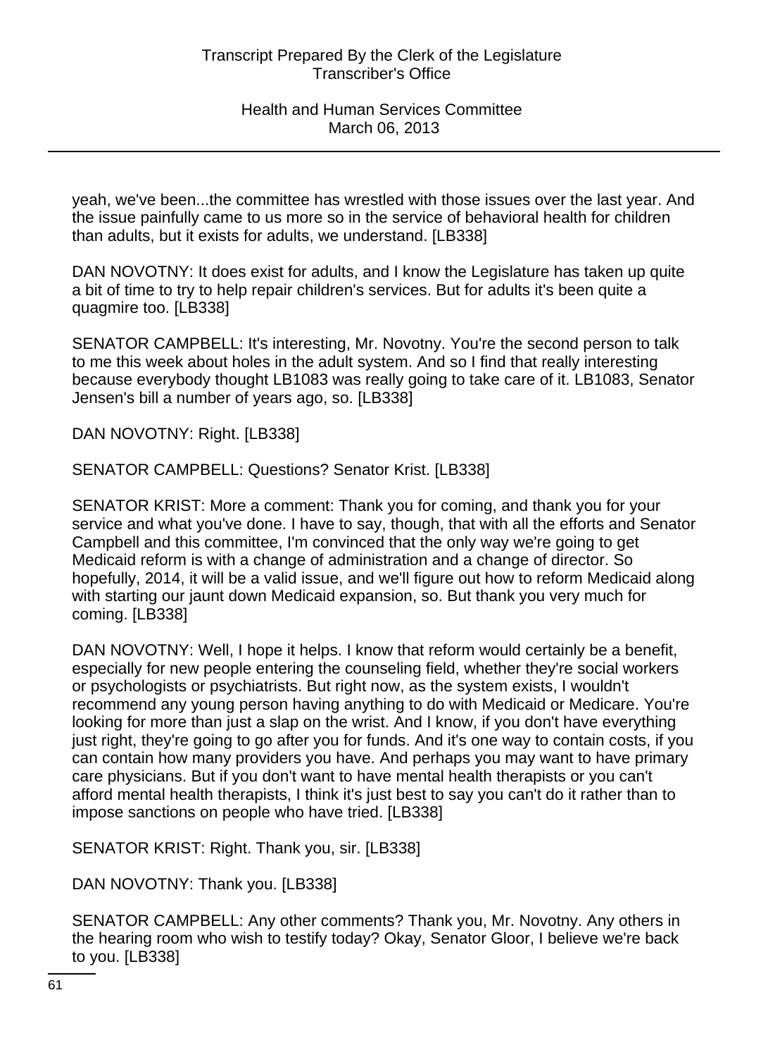yeah, we've been...the committee has wrestled with those issues over the last year. And the issue painfully came to us more so in the service of behavioral health for children than adults, but it exists for adults, we understand. [LB338]

DAN NOVOTNY: It does exist for adults, and I know the Legislature has taken up quite a bit of time to try to help repair children's services. But for adults it's been quite a quagmire too. [LB338]

SENATOR CAMPBELL: It's interesting, Mr. Novotny. You're the second person to talk to me this week about holes in the adult system. And so I find that really interesting because everybody thought LB1083 was really going to take care of it. LB1083, Senator Jensen's bill a number of years ago, so. [LB338]

DAN NOVOTNY: Right. [LB338]

SENATOR CAMPBELL: Questions? Senator Krist. [LB338]

SENATOR KRIST: More a comment: Thank you for coming, and thank you for your service and what you've done. I have to say, though, that with all the efforts and Senator Campbell and this committee, I'm convinced that the only way we're going to get Medicaid reform is with a change of administration and a change of director. So hopefully, 2014, it will be a valid issue, and we'll figure out how to reform Medicaid along with starting our jaunt down Medicaid expansion, so. But thank you very much for coming. [LB338]

DAN NOVOTNY: Well, I hope it helps. I know that reform would certainly be a benefit, especially for new people entering the counseling field, whether they're social workers or psychologists or psychiatrists. But right now, as the system exists, I wouldn't recommend any young person having anything to do with Medicaid or Medicare. You're looking for more than just a slap on the wrist. And I know, if you don't have everything just right, they're going to go after you for funds. And it's one way to contain costs, if you can contain how many providers you have. And perhaps you may want to have primary care physicians. But if you don't want to have mental health therapists or you can't afford mental health therapists, I think it's just best to say you can't do it rather than to impose sanctions on people who have tried. [LB338]

SENATOR KRIST: Right. Thank you, sir. [LB338]

DAN NOVOTNY: Thank you. [LB338]

SENATOR CAMPBELL: Any other comments? Thank you, Mr. Novotny. Any others in the hearing room who wish to testify today? Okay, Senator Gloor, I believe we're back to you. [LB338]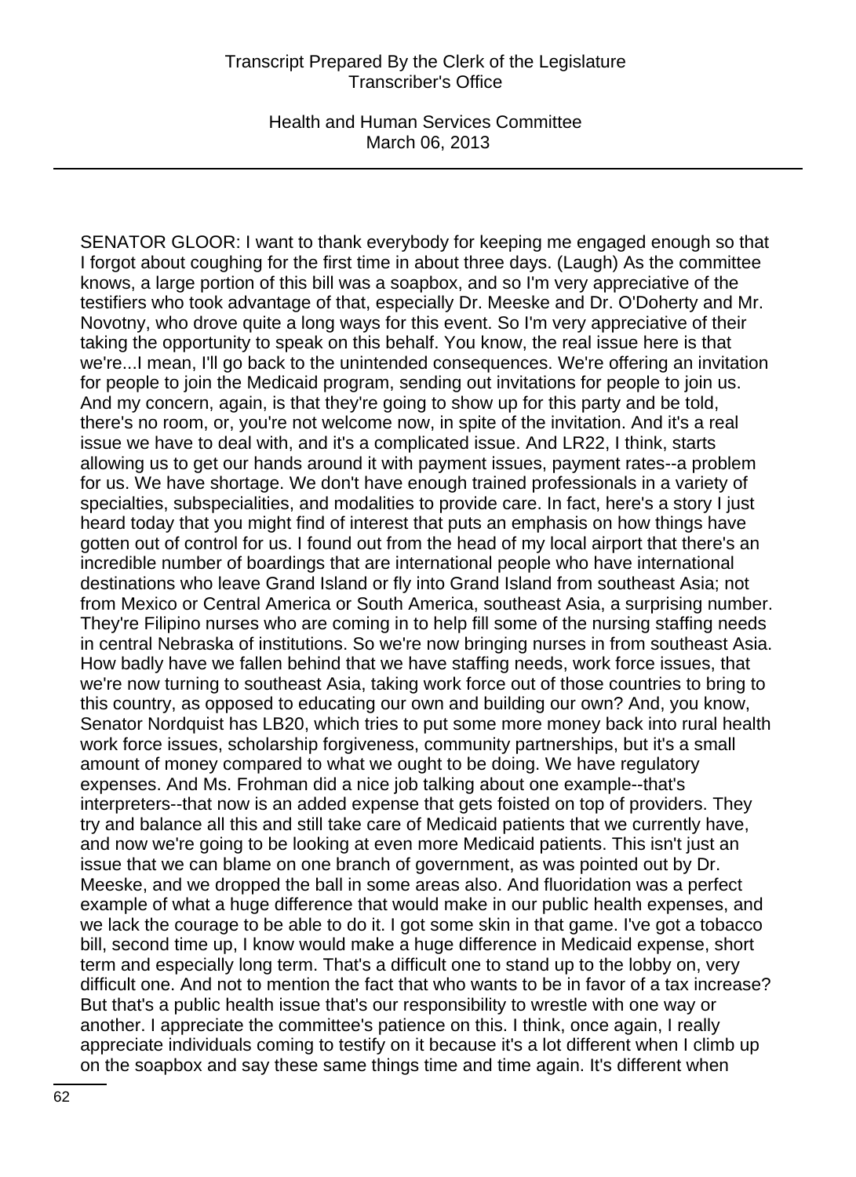SENATOR GLOOR: I want to thank everybody for keeping me engaged enough so that I forgot about coughing for the first time in about three days. (Laugh) As the committee knows, a large portion of this bill was a soapbox, and so I'm very appreciative of the testifiers who took advantage of that, especially Dr. Meeske and Dr. O'Doherty and Mr. Novotny, who drove quite a long ways for this event. So I'm very appreciative of their taking the opportunity to speak on this behalf. You know, the real issue here is that we're...I mean, I'll go back to the unintended consequences. We're offering an invitation for people to join the Medicaid program, sending out invitations for people to join us. And my concern, again, is that they're going to show up for this party and be told, there's no room, or, you're not welcome now, in spite of the invitation. And it's a real issue we have to deal with, and it's a complicated issue. And LR22, I think, starts allowing us to get our hands around it with payment issues, payment rates--a problem for us. We have shortage. We don't have enough trained professionals in a variety of specialties, subspecialities, and modalities to provide care. In fact, here's a story I just heard today that you might find of interest that puts an emphasis on how things have gotten out of control for us. I found out from the head of my local airport that there's an incredible number of boardings that are international people who have international destinations who leave Grand Island or fly into Grand Island from southeast Asia; not from Mexico or Central America or South America, southeast Asia, a surprising number. They're Filipino nurses who are coming in to help fill some of the nursing staffing needs in central Nebraska of institutions. So we're now bringing nurses in from southeast Asia. How badly have we fallen behind that we have staffing needs, work force issues, that we're now turning to southeast Asia, taking work force out of those countries to bring to this country, as opposed to educating our own and building our own? And, you know, Senator Nordquist has LB20, which tries to put some more money back into rural health work force issues, scholarship forgiveness, community partnerships, but it's a small amount of money compared to what we ought to be doing. We have regulatory expenses. And Ms. Frohman did a nice job talking about one example--that's interpreters--that now is an added expense that gets foisted on top of providers. They try and balance all this and still take care of Medicaid patients that we currently have, and now we're going to be looking at even more Medicaid patients. This isn't just an issue that we can blame on one branch of government, as was pointed out by Dr. Meeske, and we dropped the ball in some areas also. And fluoridation was a perfect example of what a huge difference that would make in our public health expenses, and we lack the courage to be able to do it. I got some skin in that game. I've got a tobacco bill, second time up, I know would make a huge difference in Medicaid expense, short term and especially long term. That's a difficult one to stand up to the lobby on, very difficult one. And not to mention the fact that who wants to be in favor of a tax increase? But that's a public health issue that's our responsibility to wrestle with one way or another. I appreciate the committee's patience on this. I think, once again, I really appreciate individuals coming to testify on it because it's a lot different when I climb up on the soapbox and say these same things time and time again. It's different when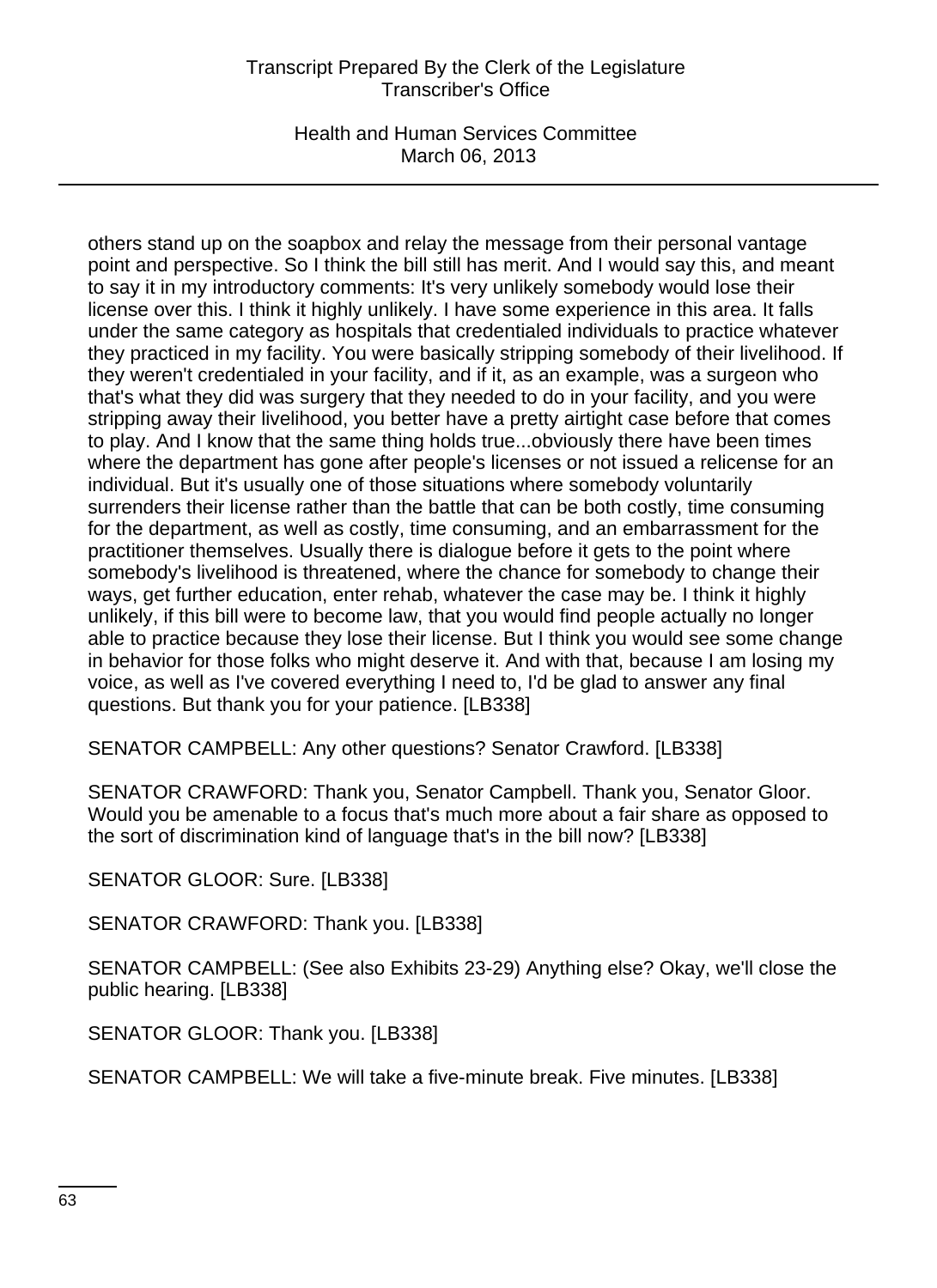others stand up on the soapbox and relay the message from their personal vantage point and perspective. So I think the bill still has merit. And I would say this, and meant to say it in my introductory comments: It's very unlikely somebody would lose their license over this. I think it highly unlikely. I have some experience in this area. It falls under the same category as hospitals that credentialed individuals to practice whatever they practiced in my facility. You were basically stripping somebody of their livelihood. If they weren't credentialed in your facility, and if it, as an example, was a surgeon who that's what they did was surgery that they needed to do in your facility, and you were stripping away their livelihood, you better have a pretty airtight case before that comes to play. And I know that the same thing holds true...obviously there have been times where the department has gone after people's licenses or not issued a relicense for an individual. But it's usually one of those situations where somebody voluntarily surrenders their license rather than the battle that can be both costly, time consuming for the department, as well as costly, time consuming, and an embarrassment for the practitioner themselves. Usually there is dialogue before it gets to the point where somebody's livelihood is threatened, where the chance for somebody to change their ways, get further education, enter rehab, whatever the case may be. I think it highly unlikely, if this bill were to become law, that you would find people actually no longer able to practice because they lose their license. But I think you would see some change in behavior for those folks who might deserve it. And with that, because I am losing my voice, as well as I've covered everything I need to, I'd be glad to answer any final questions. But thank you for your patience. [LB338]

SENATOR CAMPBELL: Any other questions? Senator Crawford. [LB338]

SENATOR CRAWFORD: Thank you, Senator Campbell. Thank you, Senator Gloor. Would you be amenable to a focus that's much more about a fair share as opposed to the sort of discrimination kind of language that's in the bill now? [LB338]

SENATOR GLOOR: Sure. [LB338]

SENATOR CRAWFORD: Thank you. [LB338]

SENATOR CAMPBELL: (See also Exhibits 23-29) Anything else? Okay, we'll close the public hearing. [LB338]

SENATOR GLOOR: Thank you. [LB338]

SENATOR CAMPBELL: We will take a five-minute break. Five minutes. [LB338]